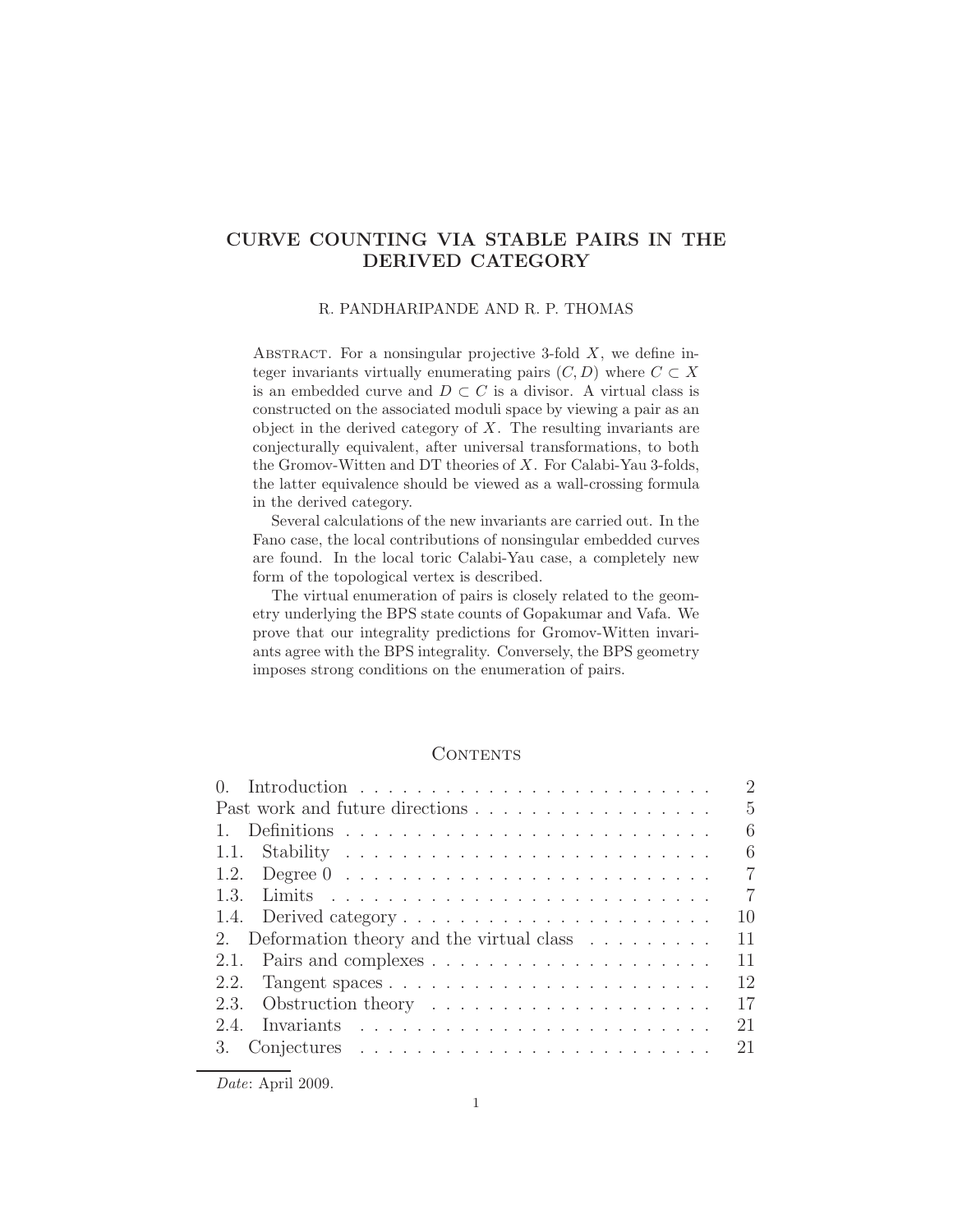# CURVE COUNTING VIA STABLE PAIRS IN THE DERIVED CATEGORY

R. PANDHARIPANDE AND R. P. THOMAS

Abstract. For a nonsingular projective 3-fold $X$, we define integer invariants virtually enumerating pairs $(C, D)$ where $C \subset X$ is an embedded curve and $D \subset C$ is a divisor. A virtual class is constructed on the associated moduli space by viewing a pair as an object in the derived category of $X$. The resulting invariants are conjecturally equivalent, after universal transformations, to both the Gromov-Witten and DT theories of $X$. For Calabi-Yau 3-folds, the latter equivalence should be viewed as a wall-crossing formula in the derived category.

Several calculations of the new invariants are carried out. In the Fano case, the local contributions of nonsingular embedded curves are found. In the local toric Calabi-Yau case, a completely new form of the topological vertex is described.

The virtual enumeration of pairs is closely related to the geometry underlying the BPS state counts of Gopakumar and Vafa. We prove that our integrality predictions for Gromov-Witten invariants agree with the BPS integrality. Conversely, the BPS geometry imposes strong conditions on the enumeration of pairs.

## Contents

| | |
|---|---|
| 0. Introduction | 2 |
| Past work and future directions | 5 |
| 1. Definitions | 6 |
| 1.1. Stability | 6 |
| 1.2. Degree 0 | 7 |
| 1.3. Limits | 7 |
| 1.4. Derived category | 10 |
| 2. Deformation theory and the virtual class | 11 |
| 2.1. Pairs and complexes | 11 |
| 2.2. Tangent spaces | 12 |
| 2.3. Obstruction theory | 17 |
| 2.4. Invariants | 21 |
| 3. Conjectures | 21 |

*Date*: April 2009.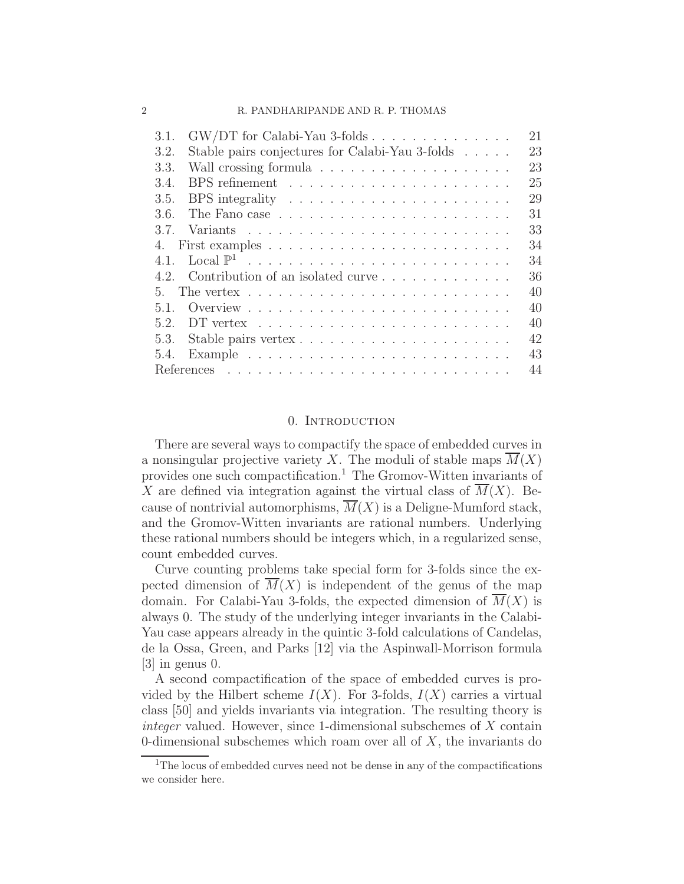| | | |
|---|---|---|
| 3.1. | GW/DT for Calabi-Yau 3-folds | 21 |
| 3.2. | Stable pairs conjectures for Calabi-Yau 3-folds | 23 |
| 3.3. | Wall crossing formula | 23 |
| 3.4. | BPS refinement | 25 |
| 3.5. | BPS integrality | 29 |
| 3.6. | The Fano case | 31 |
| 3.7. | Variants | 33 |
| 4. | First examples | 34 |
| 4.1. | Local $\mathbb{P}^1$ | 34 |
| 4.2. | Contribution of an isolated curve | 36 |
| 5. | The vertex | 40 |
| 5.1. | Overview | 40 |
| 5.2. | DT vertex | 40 |
| 5.3. | Stable pairs vertex | 42 |
| 5.4. | Example | 43 |
| | References | 44 |

## 0. Introduction

There are several ways to compactify the space of embedded curves in a nonsingular projective variety $X$. The moduli of stable maps $\overline{M}(X)$ provides one such compactification.[1] The Gromov-Witten invariants of $X$ are defined via integration against the virtual class of $\overline{M}(X)$. Because of nontrivial automorphisms, $\overline{M}(X)$ is a Deligne-Mumford stack, and the Gromov-Witten invariants are rational numbers. Underlying these rational numbers should be integers which, in a regularized sense, count embedded curves.

Curve counting problems take special form for 3-folds since the expected dimension of $\overline{M}(X)$ is independent of the genus of the map domain. For Calabi-Yau 3-folds, the expected dimension of $\overline{M}(X)$ is always 0. The study of the underlying integer invariants in the Calabi-Yau case appears already in the quintic 3-fold calculations of Candelas, de la Ossa, Green, and Parks [12] via the Aspinwall-Morrison formula [3] in genus 0.

A second compactification of the space of embedded curves is provided by the Hilbert scheme $I(X)$. For 3-folds, $I(X)$ carries a virtual class [50] and yields invariants via integration. The resulting theory is *integer* valued. However, since 1-dimensional subschemes of $X$ contain 0-dimensional subschemes which roam over all of $X$, the invariants do

[1] The locus of embedded curves need not be dense in any of the compactifications we consider here.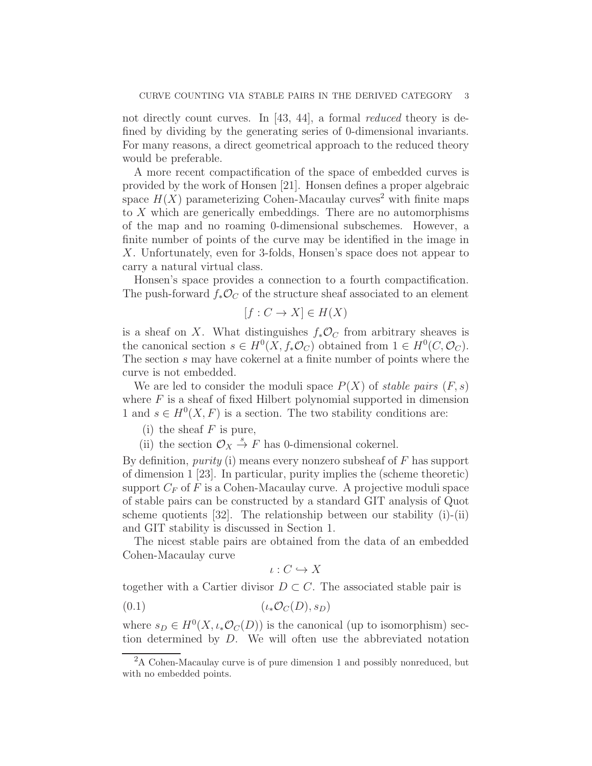not directly count curves. In [43, 44], a formal *reduced* theory is defined by dividing by the generating series of 0-dimensional invariants. For many reasons, a direct geometrical approach to the reduced theory would be preferable.

A more recent compactification of the space of embedded curves is provided by the work of Honsen [21]. Honsen defines a proper algebraic space $H(X)$ parameterizing Cohen-Macaulay curves[2] with finite maps to $X$ which are generically embeddings. There are no automorphisms of the map and no roaming 0-dimensional subschemes. However, a finite number of points of the curve may be identified in the image in $X$. Unfortunately, even for 3-folds, Honsen's space does not appear to carry a natural virtual class.

Honsen's space provides a connection to a fourth compactification. The push-forward $f_*\mathcal{O}_C$ of the structure sheaf associated to an element

$$[f : C \to X] \in H(X)$$

is a sheaf on $X$. What distinguishes $f_*\mathcal{O}_C$ from arbitrary sheaves is the canonical section $s \in H^0(X, f_*\mathcal{O}_C)$ obtained from $1 \in H^0(C, \mathcal{O}_C)$. The section $s$ may have cokernel at a finite number of points where the curve is not embedded.

We are led to consider the moduli space $P(X)$ of *stable pairs* $(F, s)$ where $F$ is a sheaf of fixed Hilbert polynomial supported in dimension 1 and $s \in H^0(X, F)$ is a section. The two stability conditions are:

(i) the sheaf $F$ is pure,

(ii) the section $\mathcal{O}_X \xrightarrow{s} F$ has 0-dimensional cokernel.

By definition, *purity* (i) means every nonzero subsheaf of $F$ has support of dimension 1 [23]. In particular, purity implies the (scheme theoretic) support $C_F$ of $F$ is a Cohen-Macaulay curve. A projective moduli space of stable pairs can be constructed by a standard GIT analysis of Quot scheme quotients [32]. The relationship between our stability (i)-(ii) and GIT stability is discussed in Section 1.

The nicest stable pairs are obtained from the data of an embedded Cohen-Macaulay curve

$$\iota : C \hookrightarrow X$$

together with a Cartier divisor $D \subset C$. The associated stable pair is

$$(\iota_*\mathcal{O}_C(D), s_D) \tag{0.1}$$

where $s_D \in H^0(X, \iota_*\mathcal{O}_C(D))$ is the canonical (up to isomorphism) section determined by $D$. We will often use the abbreviated notation

[2] A Cohen-Macaulay curve is of pure dimension 1 and possibly nonreduced, but with no embedded points.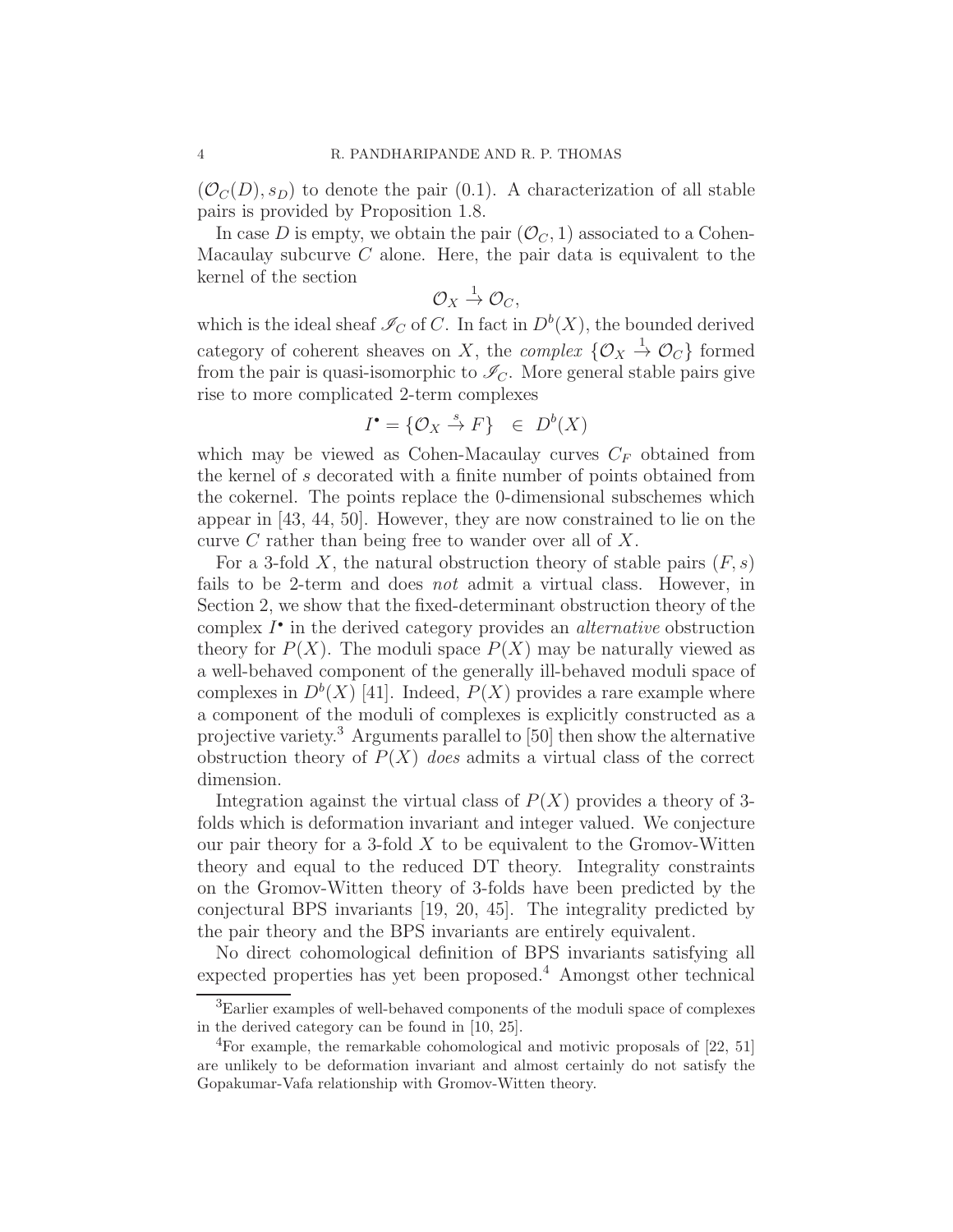$(\mathcal{O}_C(D), s_D)$ to denote the pair (0.1). A characterization of all stable pairs is provided by Proposition 1.8.

In case $D$ is empty, we obtain the pair $(\mathcal{O}_C, 1)$ associated to a Cohen-Macaulay subcurve $C$ alone. Here, the pair data is equivalent to the kernel of the section

$$\mathcal{O}_X \xrightarrow{1} \mathcal{O}_C,$$

which is the ideal sheaf $\mathscr{I}_C$ of $C$. In fact in $D^b(X)$, the bounded derived category of coherent sheaves on $X$, the *complex* $\{\mathcal{O}_X \xrightarrow{1} \mathcal{O}_C\}$ formed from the pair is quasi-isomorphic to $\mathscr{I}_C$. More general stable pairs give rise to more complicated 2-term complexes

$$I^\bullet = \{\mathcal{O}_X \xrightarrow{s} F\} \quad \in \ D^b(X)$$

which may be viewed as Cohen-Macaulay curves $C_F$ obtained from the kernel of $s$ decorated with a finite number of points obtained from the cokernel. The points replace the 0-dimensional subschemes which appear in [43, 44, 50]. However, they are now constrained to lie on the curve $C$ rather than being free to wander over all of $X$.

For a 3-fold $X$, the natural obstruction theory of stable pairs $(F, s)$ fails to be 2-term and does *not* admit a virtual class. However, in Section 2, we show that the fixed-determinant obstruction theory of the complex $I^\bullet$ in the derived category provides an *alternative* obstruction theory for $P(X)$. The moduli space $P(X)$ may be naturally viewed as a well-behaved component of the generally ill-behaved moduli space of complexes in $D^b(X)$ [41]. Indeed, $P(X)$ provides a rare example where a component of the moduli of complexes is explicitly constructed as a projective variety.[3] Arguments parallel to [50] then show the alternative obstruction theory of $P(X)$ *does* admits a virtual class of the correct dimension.

Integration against the virtual class of $P(X)$ provides a theory of 3-folds which is deformation invariant and integer valued. We conjecture our pair theory for a 3-fold $X$ to be equivalent to the Gromov-Witten theory and equal to the reduced DT theory. Integrality constraints on the Gromov-Witten theory of 3-folds have been predicted by the conjectural BPS invariants [19, 20, 45]. The integrality predicted by the pair theory and the BPS invariants are entirely equivalent.

No direct cohomological definition of BPS invariants satisfying all expected properties has yet been proposed.[4] Amongst other technical

[3]Earlier examples of well-behaved components of the moduli space of complexes in the derived category can be found in [10, 25].

[4]For example, the remarkable cohomological and motivic proposals of [22, 51] are unlikely to be deformation invariant and almost certainly do not satisfy the Gopakumar-Vafa relationship with Gromov-Witten theory.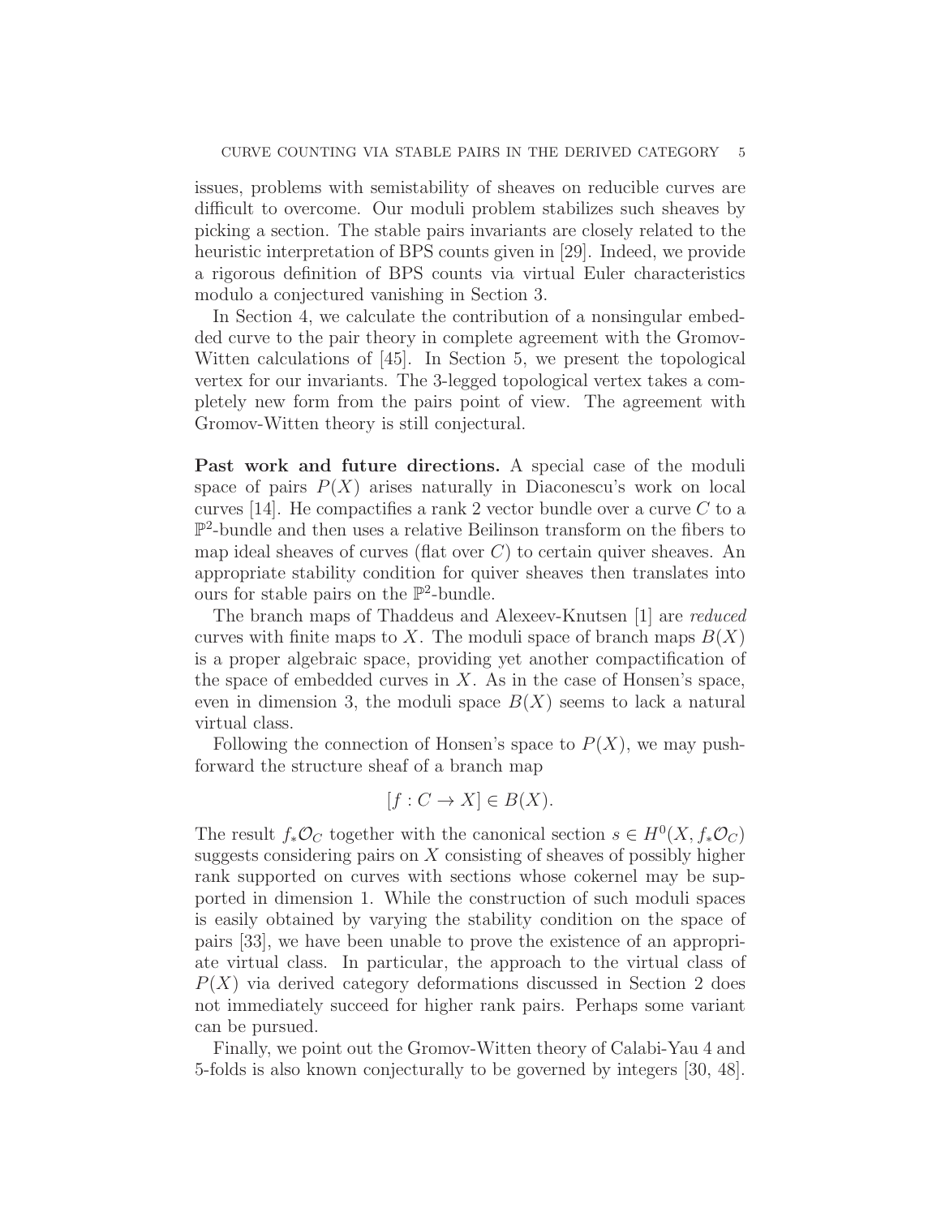issues, problems with semistability of sheaves on reducible curves are difficult to overcome. Our moduli problem stabilizes such sheaves by picking a section. The stable pairs invariants are closely related to the heuristic interpretation of BPS counts given in [29]. Indeed, we provide a rigorous definition of BPS counts via virtual Euler characteristics modulo a conjectured vanishing in Section 3.

In Section 4, we calculate the contribution of a nonsingular embedded curve to the pair theory in complete agreement with the Gromov-Witten calculations of [45]. In Section 5, we present the topological vertex for our invariants. The 3-legged topological vertex takes a completely new form from the pairs point of view. The agreement with Gromov-Witten theory is still conjectural.

**Past work and future directions.** A special case of the moduli space of pairs $P(X)$ arises naturally in Diaconescu's work on local curves [14]. He compactifies a rank 2 vector bundle over a curve $C$ to a $\mathbb{P}^2$-bundle and then uses a relative Beilinson transform on the fibers to map ideal sheaves of curves (flat over $C$) to certain quiver sheaves. An appropriate stability condition for quiver sheaves then translates into ours for stable pairs on the $\mathbb{P}^2$-bundle.

The branch maps of Thaddeus and Alexeev-Knutsen [1] are *reduced* curves with finite maps to $X$. The moduli space of branch maps $B(X)$ is a proper algebraic space, providing yet another compactification of the space of embedded curves in $X$. As in the case of Honsen's space, even in dimension 3, the moduli space $B(X)$ seems to lack a natural virtual class.

Following the connection of Honsen's space to $P(X)$, we may push-forward the structure sheaf of a branch map

$$[f : C \to X] \in B(X).$$

The result $f_*\mathcal{O}_C$ together with the canonical section $s \in H^0(X, f_*\mathcal{O}_C)$ suggests considering pairs on $X$ consisting of sheaves of possibly higher rank supported on curves with sections whose cokernel may be supported in dimension 1. While the construction of such moduli spaces is easily obtained by varying the stability condition on the space of pairs [33], we have been unable to prove the existence of an appropriate virtual class. In particular, the approach to the virtual class of $P(X)$ via derived category deformations discussed in Section 2 does not immediately succeed for higher rank pairs. Perhaps some variant can be pursued.

Finally, we point out the Gromov-Witten theory of Calabi-Yau 4 and 5-folds is also known conjecturally to be governed by integers [30, 48].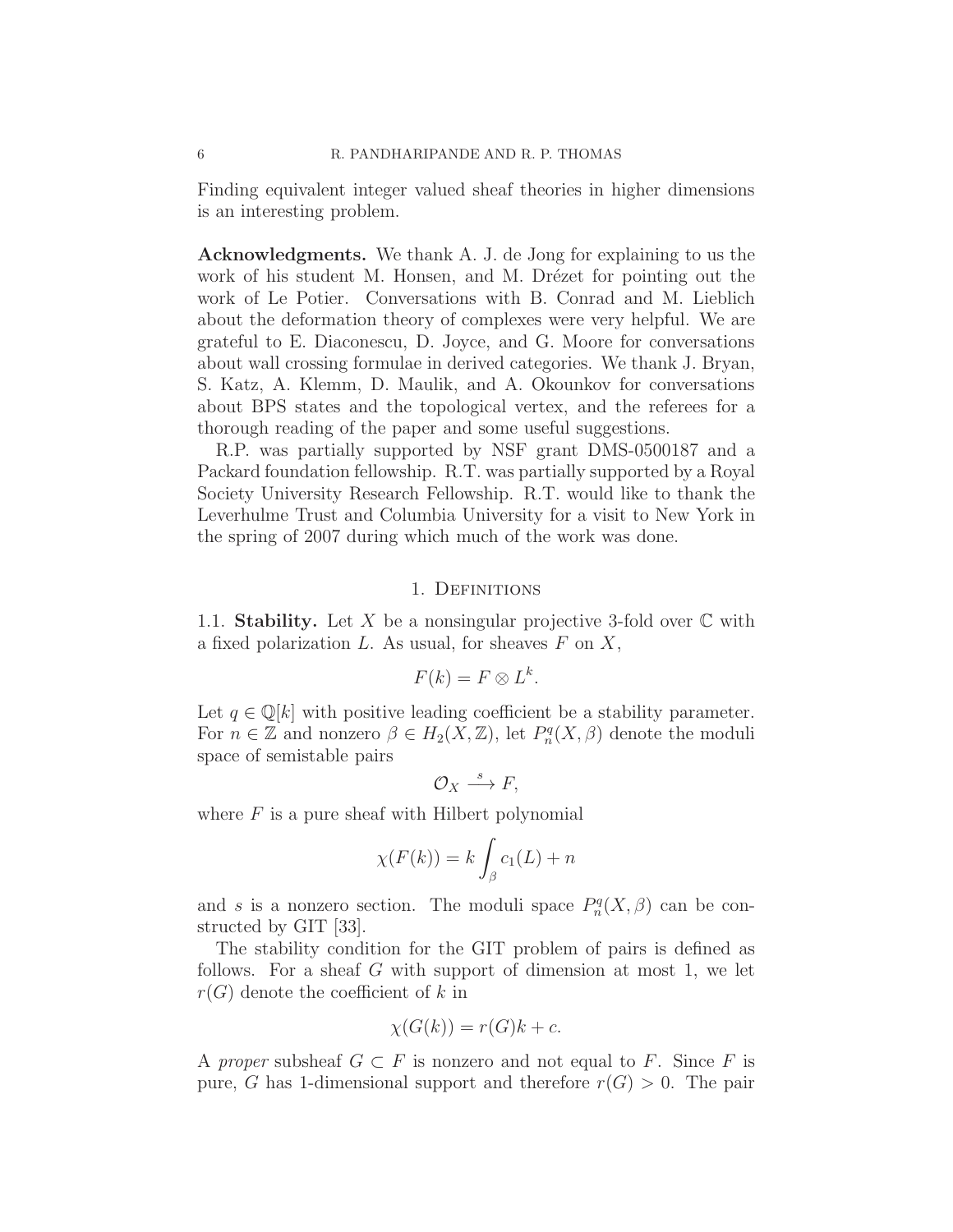Finding equivalent integer valued sheaf theories in higher dimensions is an interesting problem.

**Acknowledgments.** We thank A. J. de Jong for explaining to us the work of his student M. Honsen, and M. Drézet for pointing out the work of Le Potier. Conversations with B. Conrad and M. Lieblich about the deformation theory of complexes were very helpful. We are grateful to E. Diaconescu, D. Joyce, and G. Moore for conversations about wall crossing formulae in derived categories. We thank J. Bryan, S. Katz, A. Klemm, D. Maulik, and A. Okounkov for conversations about BPS states and the topological vertex, and the referees for a thorough reading of the paper and some useful suggestions.

R.P. was partially supported by NSF grant DMS-0500187 and a Packard foundation fellowship. R.T. was partially supported by a Royal Society University Research Fellowship. R.T. would like to thank the Leverhulme Trust and Columbia University for a visit to New York in the spring of 2007 during which much of the work was done.

## 1. Definitions

1.1. **Stability.** Let $X$ be a nonsingular projective 3-fold over $\mathbb{C}$ with a fixed polarization $L$. As usual, for sheaves $F$ on $X$,

$$F(k) = F \otimes L^k.$$

Let $q \in \mathbb{Q}[k]$ with positive leading coefficient be a stability parameter. For $n \in \mathbb{Z}$ and nonzero $\beta \in H_2(X, \mathbb{Z})$, let $P_n^q(X, \beta)$ denote the moduli space of semistable pairs

$$\mathcal{O}_X \xrightarrow{\ s\ } F,$$

where $F$ is a pure sheaf with Hilbert polynomial

$$\chi(F(k)) = k \int_\beta c_1(L) + n$$

and $s$ is a nonzero section. The moduli space $P_n^q(X, \beta)$ can be constructed by GIT [33].

The stability condition for the GIT problem of pairs is defined as follows. For a sheaf $G$ with support of dimension at most 1, we let $r(G)$ denote the coefficient of $k$ in

$$\chi(G(k)) = r(G)k + c.$$

A *proper* subsheaf $G \subset F$ is nonzero and not equal to $F$. Since $F$ is pure, $G$ has 1-dimensional support and therefore $r(G) > 0$. The pair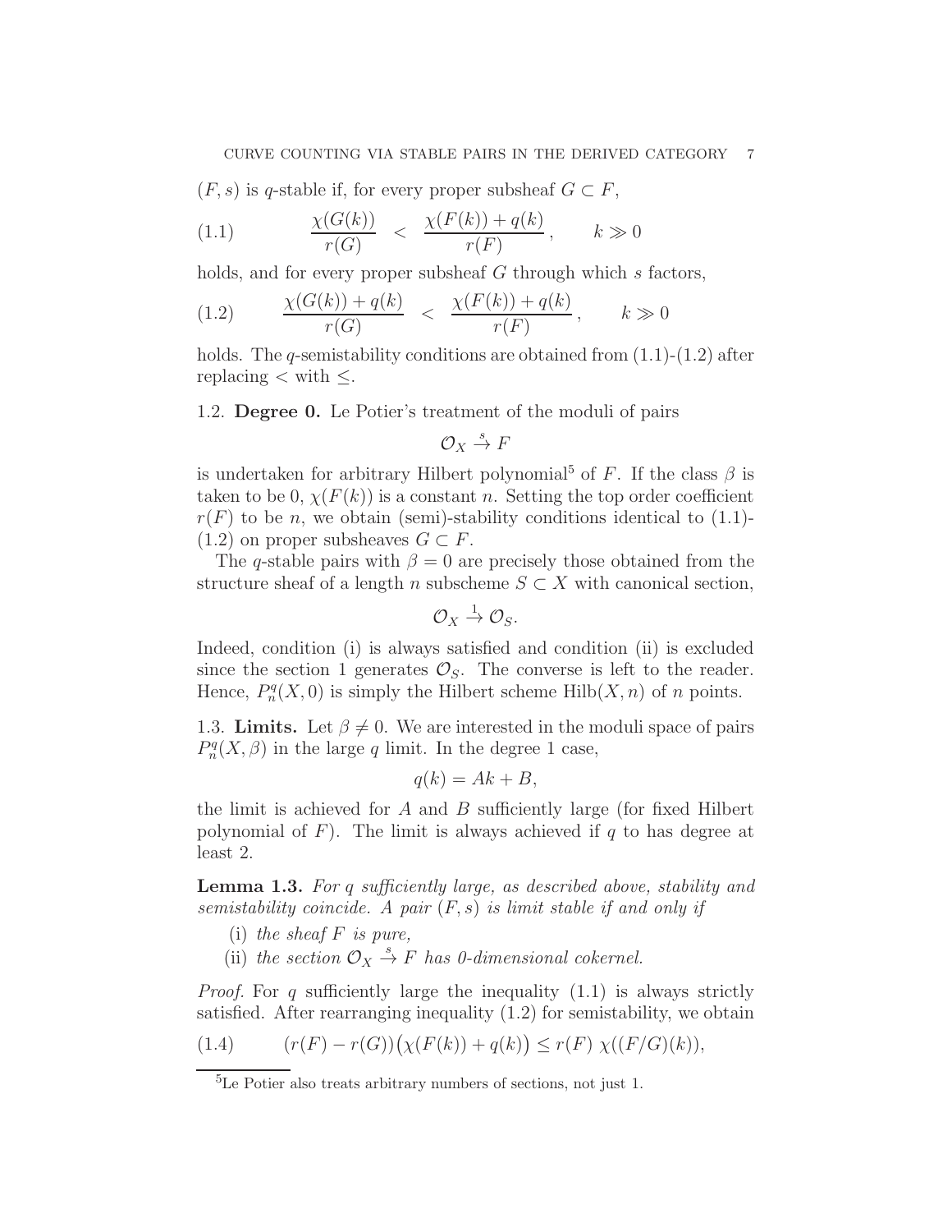$(F, s)$ is $q$-stable if, for every proper subsheaf $G \subset F$,

$$\frac{\chi(G(k))}{r(G)} \;<\; \frac{\chi(F(k)) + q(k)}{r(F)}\,, \qquad k \gg 0 \tag{1.1}$$

holds, and for every proper subsheaf $G$ through which $s$ factors,

$$\frac{\chi(G(k)) + q(k)}{r(G)} \;<\; \frac{\chi(F(k)) + q(k)}{r(F)}\,, \qquad k \gg 0 \tag{1.2}$$

holds. The $q$-semistability conditions are obtained from (1.1)-(1.2) after replacing $<$ with $\leq$.

## 1.2. Degree 0.

Le Potier's treatment of the moduli of pairs

$$\mathcal{O}_X \xrightarrow{s} F$$

is undertaken for arbitrary Hilbert polynomial[5] of $F$. If the class $\beta$ is taken to be 0, $\chi(F(k))$ is a constant $n$. Setting the top order coefficient $r(F)$ to be $n$, we obtain (semi)-stability conditions identical to (1.1)-(1.2) on proper subsheaves $G \subset F$.

The $q$-stable pairs with $\beta = 0$ are precisely those obtained from the structure sheaf of a length $n$ subscheme $S \subset X$ with canonical section,

$$\mathcal{O}_X \xrightarrow{1} \mathcal{O}_S.$$

Indeed, condition (i) is always satisfied and condition (ii) is excluded since the section 1 generates $\mathcal{O}_S$. The converse is left to the reader. Hence, $P_n^q(X, 0)$ is simply the Hilbert scheme $\mathrm{Hilb}(X, n)$ of $n$ points.

## 1.3. Limits.

Let $\beta \neq 0$. We are interested in the moduli space of pairs $P_n^q(X, \beta)$ in the large $q$ limit. In the degree 1 case,

$$q(k) = Ak + B,$$

the limit is achieved for $A$ and $B$ sufficiently large (for fixed Hilbert polynomial of $F$). The limit is always achieved if $q$ to has degree at least 2.

**Lemma 1.3.** *For $q$ sufficiently large, as described above, stability and semistability coincide. A pair $(F, s)$ is limit stable if and only if*

(i) *the sheaf $F$ is pure,*
(ii) *the section $\mathcal{O}_X \xrightarrow{s} F$ has 0-dimensional cokernel.*

*Proof.* For $q$ sufficiently large the inequality (1.1) is always strictly satisfied. After rearranging inequality (1.2) for semistability, we obtain

$$(r(F) - r(G))\big(\chi(F(k)) + q(k)\big) \leq r(F)\; \chi((F/G)(k)), \tag{1.4}$$

[5] Le Potier also treats arbitrary numbers of sections, not just 1.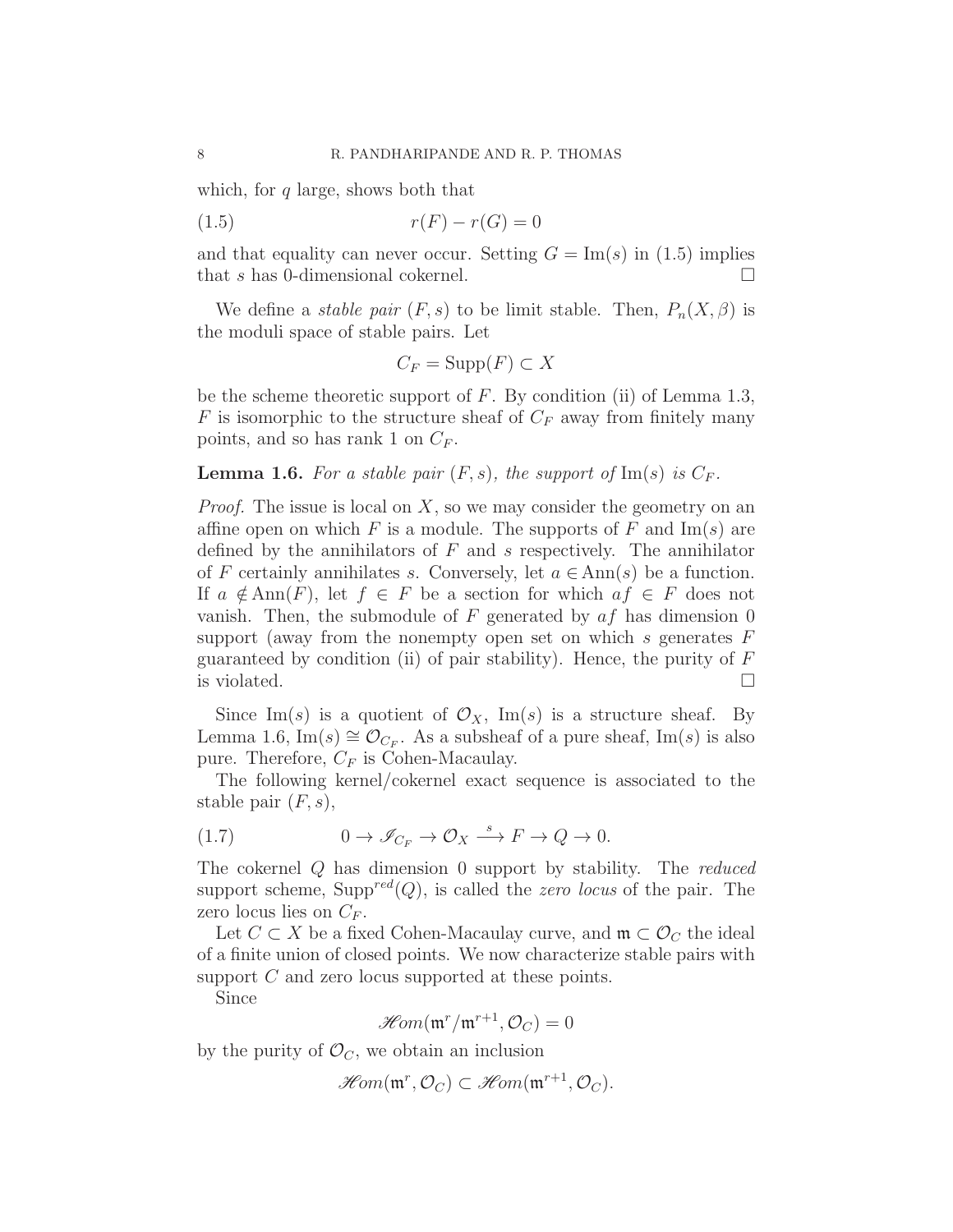which, for $q$ large, shows both that

$$r(F) - r(G) = 0 \tag{1.5}$$

and that equality can never occur. Setting $G = \mathrm{Im}(s)$ in (1.5) implies that $s$ has 0-dimensional cokernel. $\square$

We define a *stable pair* $(F, s)$ to be limit stable. Then, $P_n(X, \beta)$ is the moduli space of stable pairs. Let

$$C_F = \mathrm{Supp}(F) \subset X$$

be the scheme theoretic support of $F$. By condition (ii) of Lemma 1.3, $F$ is isomorphic to the structure sheaf of $C_F$ away from finitely many points, and so has rank 1 on $C_F$.

**Lemma 1.6.** *For a stable pair $(F, s)$, the support of $\mathrm{Im}(s)$ is $C_F$.*

*Proof.* The issue is local on $X$, so we may consider the geometry on an affine open on which $F$ is a module. The supports of $F$ and $\mathrm{Im}(s)$ are defined by the annihilators of $F$ and $s$ respectively. The annihilator of $F$ certainly annihilates $s$. Conversely, let $a \in \mathrm{Ann}(s)$ be a function. If $a \notin \mathrm{Ann}(F)$, let $f \in F$ be a section for which $af \in F$ does not vanish. Then, the submodule of $F$ generated by $af$ has dimension 0 support (away from the nonempty open set on which $s$ generates $F$ guaranteed by condition (ii) of pair stability). Hence, the purity of $F$ is violated. $\square$

Since $\mathrm{Im}(s)$ is a quotient of $\mathcal{O}_X$, $\mathrm{Im}(s)$ is a structure sheaf. By Lemma 1.6, $\mathrm{Im}(s) \cong \mathcal{O}_{C_F}$. As a subsheaf of a pure sheaf, $\mathrm{Im}(s)$ is also pure. Therefore, $C_F$ is Cohen-Macaulay.

The following kernel/cokernel exact sequence is associated to the stable pair $(F, s)$,

$$0 \to \mathscr{I}_{C_F} \to \mathcal{O}_X \xrightarrow{s} F \to Q \to 0. \tag{1.7}$$

The cokernel $Q$ has dimension 0 support by stability. The *reduced* support scheme, $\mathrm{Supp}^{red}(Q)$, is called the *zero locus* of the pair. The zero locus lies on $C_F$.

Let $C \subset X$ be a fixed Cohen-Macaulay curve, and $\mathfrak{m} \subset \mathcal{O}_C$ the ideal of a finite union of closed points. We now characterize stable pairs with support $C$ and zero locus supported at these points.

Since

$$\mathscr{H}om(\mathfrak{m}^r/\mathfrak{m}^{r+1}, \mathcal{O}_C) = 0$$

by the purity of $\mathcal{O}_C$, we obtain an inclusion

$$\mathscr{H}om(\mathfrak{m}^r, \mathcal{O}_C) \subset \mathscr{H}om(\mathfrak{m}^{r+1}, \mathcal{O}_C).$$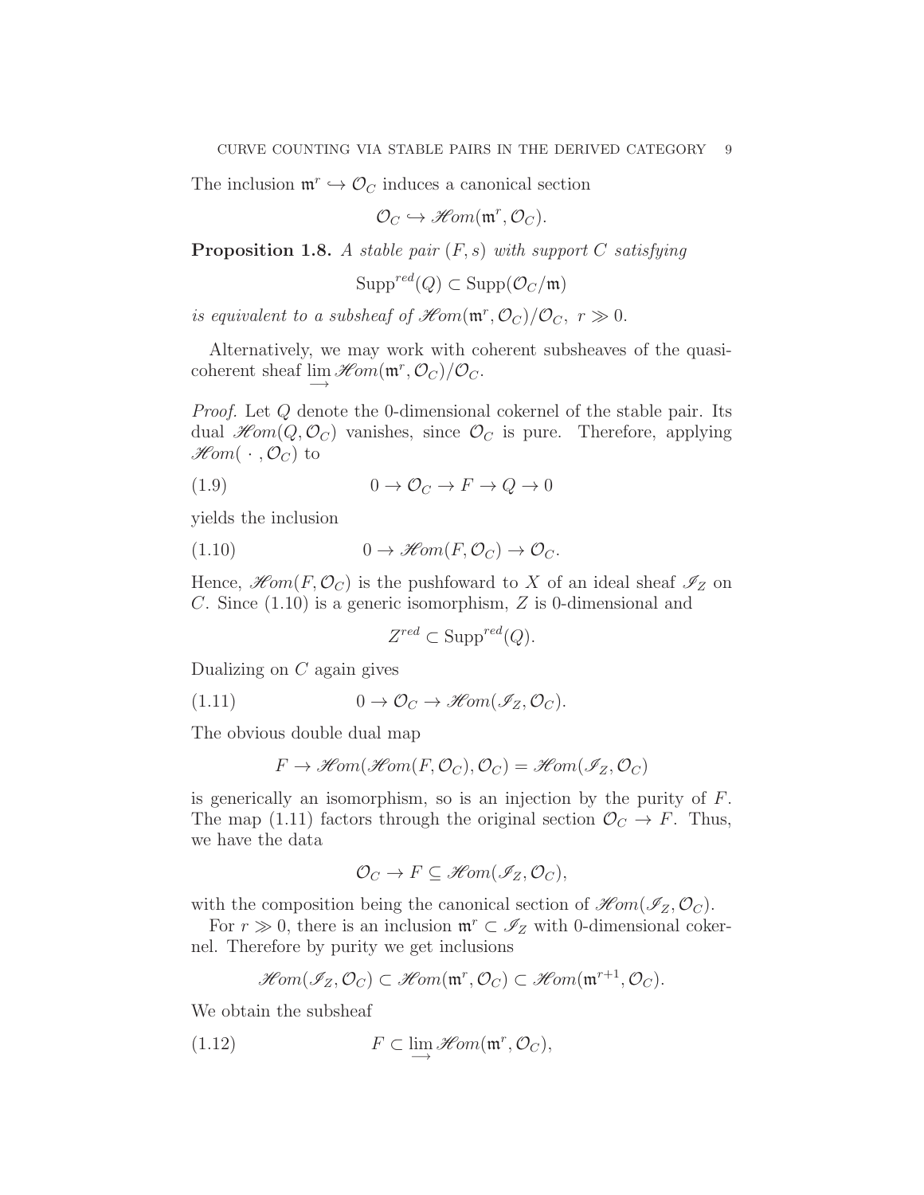The inclusion $\mathfrak{m}^r \hookrightarrow \mathcal{O}_C$ induces a canonical section

$$\mathcal{O}_C \hookrightarrow \mathscr{H}om(\mathfrak{m}^r, \mathcal{O}_C).$$

**Proposition 1.8.** *A stable pair $(F, s)$ with support $C$ satisfying*

$$\mathrm{Supp}^{red}(Q) \subset \mathrm{Supp}(\mathcal{O}_C/\mathfrak{m})$$

*is equivalent to a subsheaf of $\mathscr{H}om(\mathfrak{m}^r, \mathcal{O}_C)/\mathcal{O}_C$, $r \gg 0$.*

Alternatively, we may work with coherent subsheaves of the quasi-coherent sheaf $\varinjlim \mathscr{H}om(\mathfrak{m}^r, \mathcal{O}_C)/\mathcal{O}_C$.

*Proof.* Let $Q$ denote the 0-dimensional cokernel of the stable pair. Its dual $\mathscr{H}om(Q, \mathcal{O}_C)$ vanishes, since $\mathcal{O}_C$ is pure. Therefore, applying $\mathscr{H}om(\,\cdot\,, \mathcal{O}_C)$ to

$$0 \to \mathcal{O}_C \to F \to Q \to 0 \tag{1.9}$$

yields the inclusion

$$0 \to \mathscr{H}om(F, \mathcal{O}_C) \to \mathcal{O}_C. \tag{1.10}$$

Hence, $\mathscr{H}om(F, \mathcal{O}_C)$ is the pushfoward to $X$ of an ideal sheaf $\mathscr{I}_Z$ on $C$. Since (1.10) is a generic isomorphism, $Z$ is 0-dimensional and

$$Z^{red} \subset \mathrm{Supp}^{red}(Q).$$

Dualizing on $C$ again gives

$$0 \to \mathcal{O}_C \to \mathscr{H}om(\mathscr{I}_Z, \mathcal{O}_C). \tag{1.11}$$

The obvious double dual map

$$F \to \mathscr{H}om(\mathscr{H}om(F, \mathcal{O}_C), \mathcal{O}_C) = \mathscr{H}om(\mathscr{I}_Z, \mathcal{O}_C)$$

is generically an isomorphism, so is an injection by the purity of $F$. The map (1.11) factors through the original section $\mathcal{O}_C \to F$. Thus, we have the data

$$\mathcal{O}_C \to F \subseteq \mathscr{H}om(\mathscr{I}_Z, \mathcal{O}_C),$$

with the composition being the canonical section of $\mathscr{H}om(\mathscr{I}_Z, \mathcal{O}_C)$.

For $r \gg 0$, there is an inclusion $\mathfrak{m}^r \subset \mathscr{I}_Z$ with 0-dimensional cokernel. Therefore by purity we get inclusions

$$\mathscr{H}om(\mathscr{I}_Z, \mathcal{O}_C) \subset \mathscr{H}om(\mathfrak{m}^r, \mathcal{O}_C) \subset \mathscr{H}om(\mathfrak{m}^{r+1}, \mathcal{O}_C).$$

We obtain the subsheaf

$$F \subset \varinjlim \mathscr{H}om(\mathfrak{m}^r, \mathcal{O}_C), \tag{1.12}$$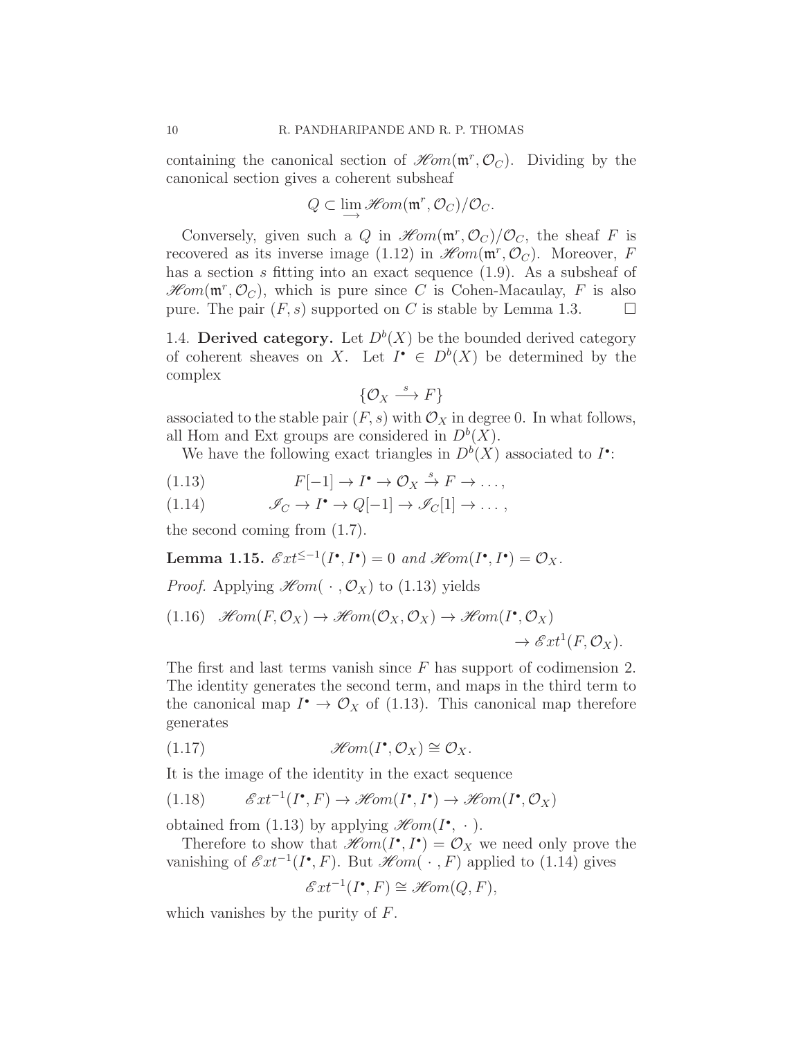containing the canonical section of $\mathscr{H}om(\mathfrak{m}^r, \mathcal{O}_C)$. Dividing by the canonical section gives a coherent subsheaf

$$Q \subset \varinjlim \mathscr{H}om(\mathfrak{m}^r, \mathcal{O}_C)/\mathcal{O}_C.$$

Conversely, given such a $Q$ in $\mathscr{H}om(\mathfrak{m}^r, \mathcal{O}_C)/\mathcal{O}_C$, the sheaf $F$ is recovered as its inverse image (1.12) in $\mathscr{H}om(\mathfrak{m}^r, \mathcal{O}_C)$. Moreover, $F$ has a section $s$ fitting into an exact sequence (1.9). As a subsheaf of $\mathscr{H}om(\mathfrak{m}^r, \mathcal{O}_C)$, which is pure since $C$ is Cohen-Macaulay, $F$ is also pure. The pair $(F, s)$ supported on $C$ is stable by Lemma 1.3. $\square$

1.4. **Derived category.** Let $D^b(X)$ be the bounded derived category of coherent sheaves on $X$. Let $I^\bullet \in D^b(X)$ be determined by the complex

$$\{\mathcal{O}_X \xrightarrow{s} F\}$$

associated to the stable pair $(F, s)$ with $\mathcal{O}_X$ in degree 0. In what follows, all Hom and Ext groups are considered in $D^b(X)$.

We have the following exact triangles in $D^b(X)$ associated to $I^\bullet$:

$$F[-1] \to I^\bullet \to \mathcal{O}_X \xrightarrow{s} F \to \dots, \tag{1.13}$$

$$\mathscr{I}_C \to I^\bullet \to Q[-1] \to \mathscr{I}_C[1] \to \dots, \tag{1.14}$$

the second coming from (1.7).

**Lemma 1.15.** *$\mathscr{E}xt^{\leq -1}(I^\bullet, I^\bullet) = 0$ and $\mathscr{H}om(I^\bullet, I^\bullet) = \mathcal{O}_X$.*

*Proof.* Applying $\mathscr{H}om(\,\cdot\,, \mathcal{O}_X)$ to (1.13) yields

$$\mathscr{H}om(F, \mathcal{O}_X) \to \mathscr{H}om(\mathcal{O}_X, \mathcal{O}_X) \to \mathscr{H}om(I^\bullet, \mathcal{O}_X) \to \mathscr{E}xt^1(F, \mathcal{O}_X). \tag{1.16}$$

The first and last terms vanish since $F$ has support of codimension 2. The identity generates the second term, and maps in the third term to the canonical map $I^\bullet \to \mathcal{O}_X$ of (1.13). This canonical map therefore generates

$$\mathscr{H}om(I^\bullet, \mathcal{O}_X) \cong \mathcal{O}_X. \tag{1.17}$$

It is the image of the identity in the exact sequence

$$\mathscr{E}xt^{-1}(I^\bullet, F) \to \mathscr{H}om(I^\bullet, I^\bullet) \to \mathscr{H}om(I^\bullet, \mathcal{O}_X) \tag{1.18}$$

obtained from (1.13) by applying $\mathscr{H}om(I^\bullet, \,\cdot\,)$.

Therefore to show that $\mathscr{H}om(I^\bullet, I^\bullet) = \mathcal{O}_X$ we need only prove the vanishing of $\mathscr{E}xt^{-1}(I^\bullet, F)$. But $\mathscr{H}om(\,\cdot\,, F)$ applied to (1.14) gives

$$\mathscr{E}xt^{-1}(I^\bullet, F) \cong \mathscr{H}om(Q, F),$$

which vanishes by the purity of $F$.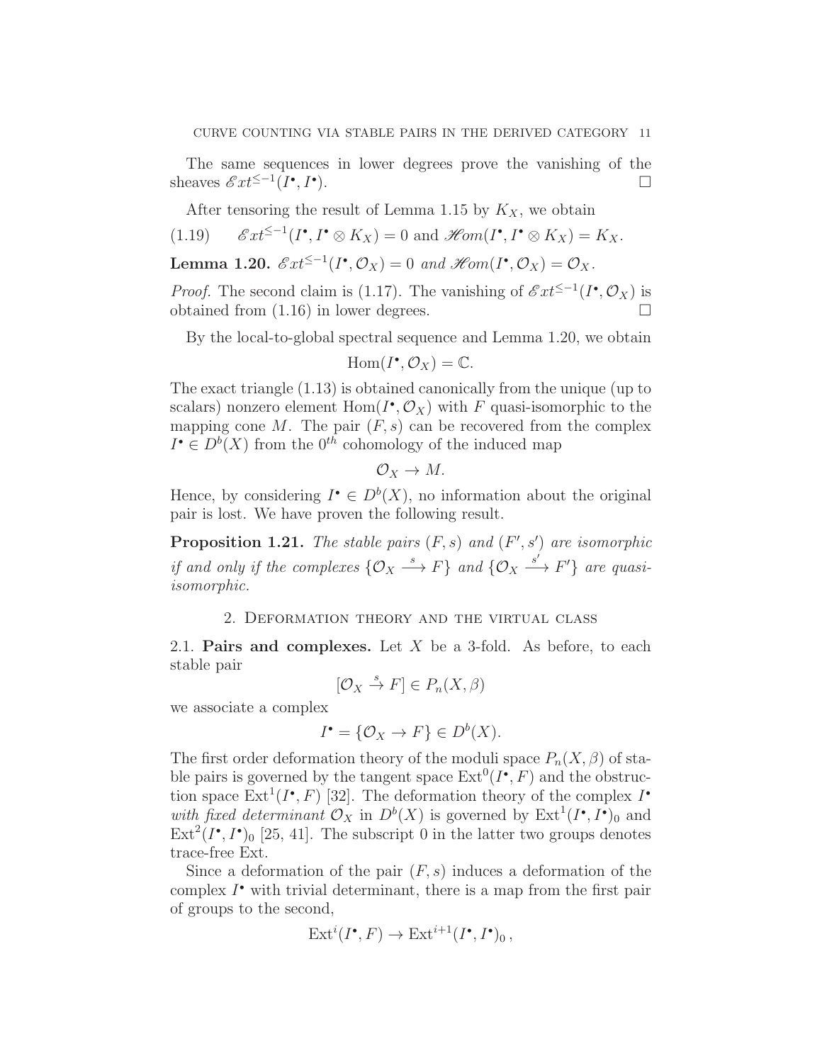The same sequences in lower degrees prove the vanishing of the sheaves $\mathscr{E}xt^{\leq -1}(I^\bullet, I^\bullet)$. □

After tensoring the result of Lemma 1.15 by $K_X$, we obtain

$$\mathscr{E}xt^{\leq -1}(I^\bullet, I^\bullet \otimes K_X) = 0 \text{ and } \mathscr{H}om(I^\bullet, I^\bullet \otimes K_X) = K_X. \tag{1.19}$$

**Lemma 1.20.** *$\mathscr{E}xt^{\leq -1}(I^\bullet, \mathcal{O}_X) = 0$ and $\mathscr{H}om(I^\bullet, \mathcal{O}_X) = \mathcal{O}_X$.*

*Proof.* The second claim is (1.17). The vanishing of $\mathscr{E}xt^{\leq -1}(I^\bullet, \mathcal{O}_X)$ is obtained from (1.16) in lower degrees. □

By the local-to-global spectral sequence and Lemma 1.20, we obtain

$$\mathrm{Hom}(I^\bullet, \mathcal{O}_X) = \mathbb{C}.$$

The exact triangle (1.13) is obtained canonically from the unique (up to scalars) nonzero element $\mathrm{Hom}(I^\bullet, \mathcal{O}_X)$ with $F$ quasi-isomorphic to the mapping cone $M$. The pair $(F, s)$ can be recovered from the complex $I^\bullet \in D^b(X)$ from the $0^{th}$ cohomology of the induced map

$$\mathcal{O}_X \to M.$$

Hence, by considering $I^\bullet \in D^b(X)$, no information about the original pair is lost. We have proven the following result.

**Proposition 1.21.** *The stable pairs $(F, s)$ and $(F', s')$ are isomorphic if and only if the complexes $\{\mathcal{O}_X \xrightarrow{s} F\}$ and $\{\mathcal{O}_X \xrightarrow{s'} F'\}$ are quasi-isomorphic.*

## 2. Deformation theory and the virtual class

### 2.1. Pairs and complexes.

Let $X$ be a 3-fold. As before, to each stable pair

$$[\mathcal{O}_X \xrightarrow{s} F] \in P_n(X, \beta)$$

we associate a complex

$$I^\bullet = \{\mathcal{O}_X \to F\} \in D^b(X).$$

The first order deformation theory of the moduli space $P_n(X, \beta)$ of stable pairs is governed by the tangent space $\mathrm{Ext}^0(I^\bullet, F)$ and the obstruction space $\mathrm{Ext}^1(I^\bullet, F)$ [32]. The deformation theory of the complex $I^\bullet$ *with fixed determinant* $\mathcal{O}_X$ in $D^b(X)$ is governed by $\mathrm{Ext}^1(I^\bullet, I^\bullet)_0$ and $\mathrm{Ext}^2(I^\bullet, I^\bullet)_0$ [25, 41]. The subscript 0 in the latter two groups denotes trace-free Ext.

Since a deformation of the pair $(F, s)$ induces a deformation of the complex $I^\bullet$ with trivial determinant, there is a map from the first pair of groups to the second,

$$\mathrm{Ext}^i(I^\bullet, F) \to \mathrm{Ext}^{i+1}(I^\bullet, I^\bullet)_0\,,$$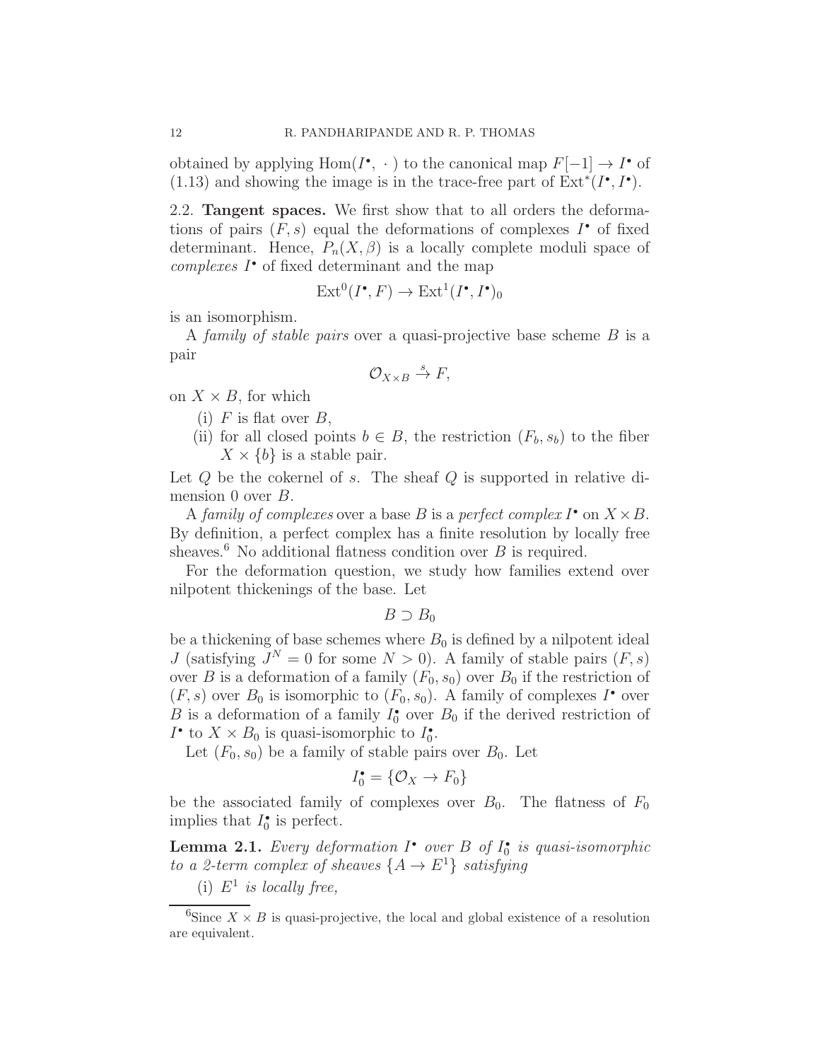obtained by applying $\mathrm{Hom}(I^\bullet, \,\cdot\,)$ to the canonical map $F[-1] \to I^\bullet$ of (1.13) and showing the image is in the trace-free part of $\mathrm{Ext}^*(I^\bullet, I^\bullet)$.

## 2.2. Tangent spaces.

We first show that to all orders the deformations of pairs $(F, s)$ equal the deformations of complexes $I^\bullet$ of fixed determinant. Hence, $P_n(X, \beta)$ is a locally complete moduli space of *complexes* $I^\bullet$ of fixed determinant and the map

$$\mathrm{Ext}^0(I^\bullet, F) \to \mathrm{Ext}^1(I^\bullet, I^\bullet)_0$$

is an isomorphism.

A *family of stable pairs* over a quasi-projective base scheme $B$ is a pair

$$\mathcal{O}_{X \times B} \xrightarrow{s} F,$$

on $X \times B$, for which

- (i) $F$ is flat over $B$,
- (ii) for all closed points $b \in B$, the restriction $(F_b, s_b)$ to the fiber $X \times \{b\}$ is a stable pair.

Let $Q$ be the cokernel of $s$. The sheaf $Q$ is supported in relative dimension 0 over $B$.

A *family of complexes* over a base $B$ is a *perfect complex* $I^\bullet$ on $X \times B$. By definition, a perfect complex has a finite resolution by locally free sheaves.[6] No additional flatness condition over $B$ is required.

For the deformation question, we study how families extend over nilpotent thickenings of the base. Let

$$B \supset B_0$$

be a thickening of base schemes where $B_0$ is defined by a nilpotent ideal $J$ (satisfying $J^N = 0$ for some $N > 0$). A family of stable pairs $(F, s)$ over $B$ is a deformation of a family $(F_0, s_0)$ over $B_0$ if the restriction of $(F, s)$ over $B_0$ is isomorphic to $(F_0, s_0)$. A family of complexes $I^\bullet$ over $B$ is a deformation of a family $I_0^\bullet$ over $B_0$ if the derived restriction of $I^\bullet$ to $X \times B_0$ is quasi-isomorphic to $I_0^\bullet$.

Let $(F_0, s_0)$ be a family of stable pairs over $B_0$. Let

$$I_0^\bullet = \{\mathcal{O}_X \to F_0\}$$

be the associated family of complexes over $B_0$. The flatness of $F_0$ implies that $I_0^\bullet$ is perfect.

**Lemma 2.1.** *Every deformation $I^\bullet$ over $B$ of $I_0^\bullet$ is quasi-isomorphic to a 2-term complex of sheaves $\{A \to E^1\}$ satisfying*

- (i) *$E^1$ is locally free,*

---

[6] Since $X \times B$ is quasi-projective, the local and global existence of a resolution are equivalent.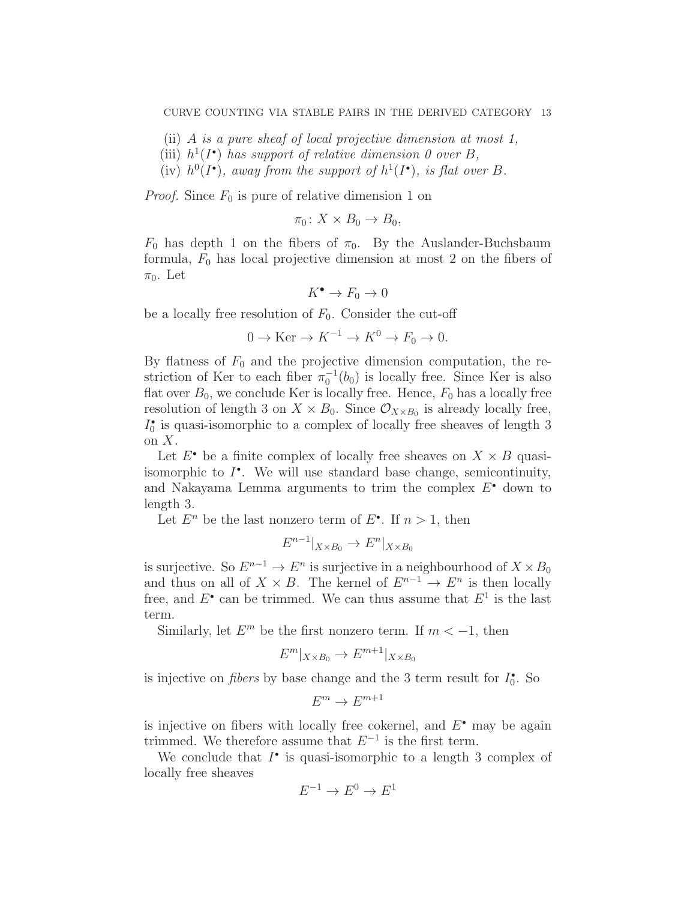(ii) *$A$ is a pure sheaf of local projective dimension at most 1,*

(iii) *$h^1(I^\bullet)$ has support of relative dimension 0 over $B$,*

(iv) *$h^0(I^\bullet)$, away from the support of $h^1(I^\bullet)$, is flat over $B$.*

*Proof.* Since $F_0$ is pure of relative dimension 1 on

$$\pi_0 \colon X \times B_0 \to B_0,$$

$F_0$ has depth 1 on the fibers of $\pi_0$. By the Auslander-Buchsbaum formula, $F_0$ has local projective dimension at most 2 on the fibers of $\pi_0$. Let

$$K^\bullet \to F_0 \to 0$$

be a locally free resolution of $F_0$. Consider the cut-off

$$0 \to \mathrm{Ker} \to K^{-1} \to K^0 \to F_0 \to 0.$$

By flatness of $F_0$ and the projective dimension computation, the restriction of Ker to each fiber $\pi_0^{-1}(b_0)$ is locally free. Since Ker is also flat over $B_0$, we conclude Ker is locally free. Hence, $F_0$ has a locally free resolution of length 3 on $X \times B_0$. Since $\mathcal{O}_{X \times B_0}$ is already locally free, $I_0^\bullet$ is quasi-isomorphic to a complex of locally free sheaves of length 3 on $X$.

Let $E^\bullet$ be a finite complex of locally free sheaves on $X \times B$ quasi-isomorphic to $I^\bullet$. We will use standard base change, semicontinuity, and Nakayama Lemma arguments to trim the complex $E^\bullet$ down to length 3.

Let $E^n$ be the last nonzero term of $E^\bullet$. If $n > 1$, then

$$E^{n-1}|_{X \times B_0} \to E^n|_{X \times B_0}$$

is surjective. So $E^{n-1} \to E^n$ is surjective in a neighbourhood of $X \times B_0$ and thus on all of $X \times B$. The kernel of $E^{n-1} \to E^n$ is then locally free, and $E^\bullet$ can be trimmed. We can thus assume that $E^1$ is the last term.

Similarly, let $E^m$ be the first nonzero term. If $m < -1$, then

$$E^m|_{X \times B_0} \to E^{m+1}|_{X \times B_0}$$

is injective on *fibers* by base change and the 3 term result for $I_0^\bullet$. So

$$E^m \to E^{m+1}$$

is injective on fibers with locally free cokernel, and $E^\bullet$ may be again trimmed. We therefore assume that $E^{-1}$ is the first term.

We conclude that $I^\bullet$ is quasi-isomorphic to a length 3 complex of locally free sheaves

$$E^{-1} \to E^0 \to E^1$$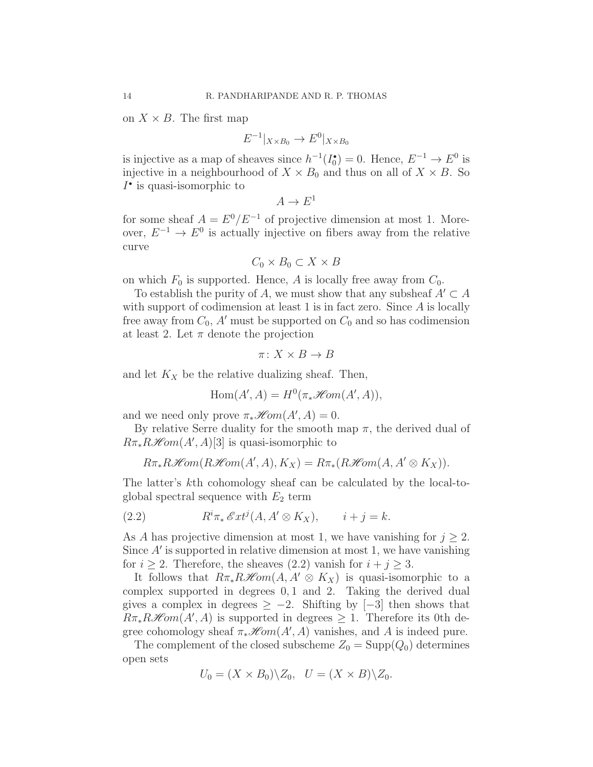on $X \times B$. The first map

$$E^{-1}|_{X\times B_0} \to E^0|_{X\times B_0}$$

is injective as a map of sheaves since $h^{-1}(I_0^\bullet) = 0$. Hence, $E^{-1} \to E^0$ is injective in a neighbourhood of $X \times B_0$ and thus on all of $X \times B$. So $I^\bullet$ is quasi-isomorphic to

$$A \to E^1$$

for some sheaf $A = E^0/E^{-1}$ of projective dimension at most 1. Moreover, $E^{-1} \to E^0$ is actually injective on fibers away from the relative curve

$$C_0 \times B_0 \subset X \times B$$

on which $F_0$ is supported. Hence, $A$ is locally free away from $C_0$.

To establish the purity of $A$, we must show that any subsheaf $A' \subset A$ with support of codimension at least 1 is in fact zero. Since $A$ is locally free away from $C_0$, $A'$ must be supported on $C_0$ and so has codimension at least 2. Let $\pi$ denote the projection

$$\pi \colon X \times B \to B$$

and let $K_X$ be the relative dualizing sheaf. Then,

$$\mathrm{Hom}(A', A) = H^0(\pi_* \mathscr{H}om(A', A)),$$

and we need only prove $\pi_* \mathscr{H}om(A', A) = 0$.

By relative Serre duality for the smooth map $\pi$, the derived dual of $R\pi_* R\mathscr{H}om(A', A)[3]$ is quasi-isomorphic to

$$R\pi_* R\mathscr{H}om(R\mathscr{H}om(A', A), K_X) = R\pi_*(R\mathscr{H}om(A, A' \otimes K_X)).$$

The latter's $k$th cohomology sheaf can be calculated by the local-to-global spectral sequence with $E_2$ term

$$R^i\pi_* \mathscr{E}xt^j(A, A' \otimes K_X), \qquad i + j = k. \tag{2.2}$$

As $A$ has projective dimension at most 1, we have vanishing for $j \geq 2$. Since $A'$ is supported in relative dimension at most 1, we have vanishing for $i \geq 2$. Therefore, the sheaves (2.2) vanish for $i + j \geq 3$.

It follows that $R\pi_* R\mathscr{H}om(A, A' \otimes K_X)$ is quasi-isomorphic to a complex supported in degrees $0, 1$ and $2$. Taking the derived dual gives a complex in degrees $\geq -2$. Shifting by $[-3]$ then shows that $R\pi_* R\mathscr{H}om(A', A)$ is supported in degrees $\geq 1$. Therefore its 0th degree cohomology sheaf $\pi_* \mathscr{H}om(A', A)$ vanishes, and $A$ is indeed pure.

The complement of the closed subscheme $Z_0 = \mathrm{Supp}(Q_0)$ determines open sets

$$U_0 = (X \times B_0) \backslash Z_0, \quad U = (X \times B) \backslash Z_0.$$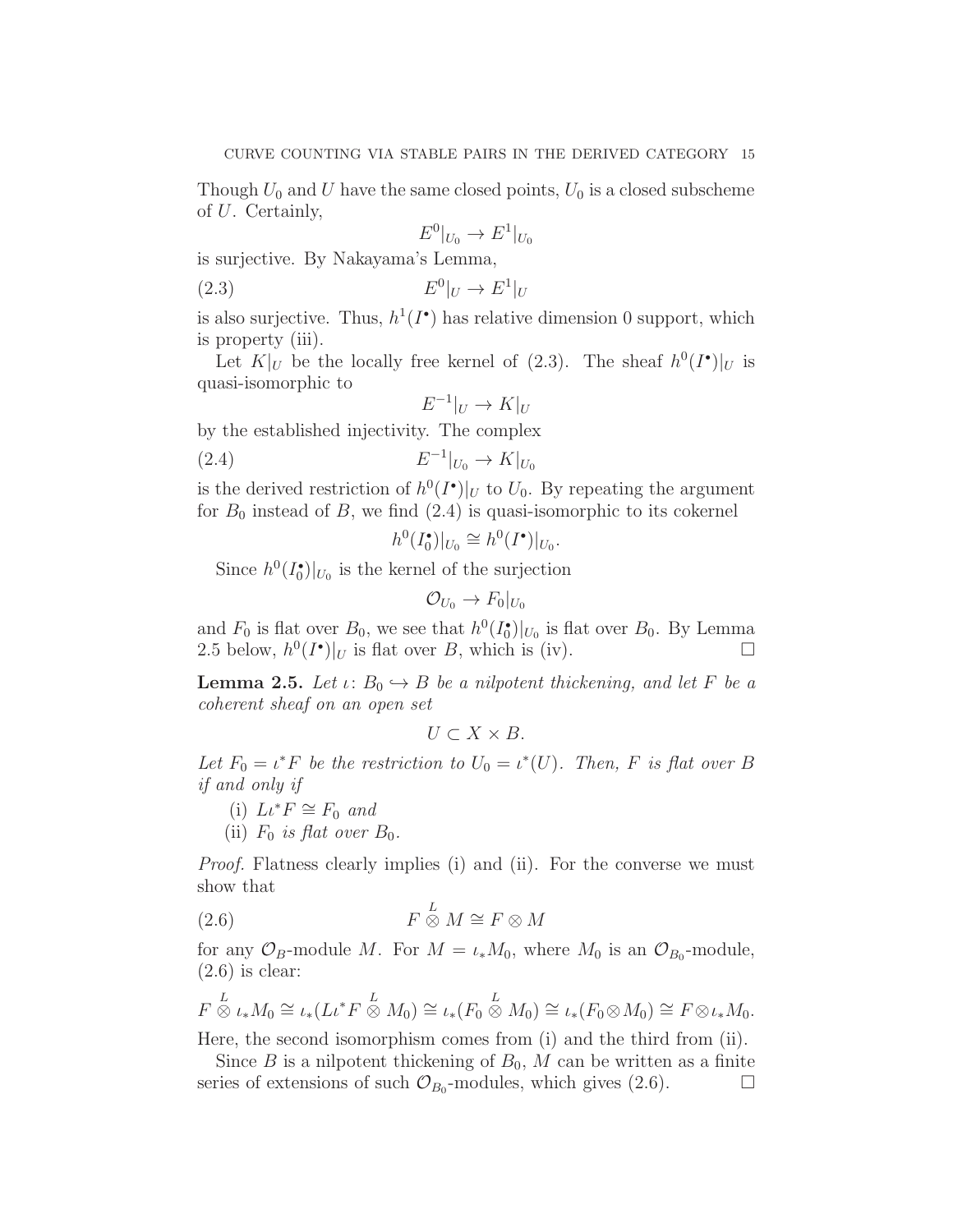Though $U_0$ and $U$ have the same closed points, $U_0$ is a closed subscheme of $U$. Certainly,

$$E^0|_{U_0} \to E^1|_{U_0}$$

is surjective. By Nakayama's Lemma,

$$E^0|_U \to E^1|_U \tag{2.3}$$

is also surjective. Thus, $h^1(I^\bullet)$ has relative dimension 0 support, which is property (iii).

Let $K|_U$ be the locally free kernel of (2.3). The sheaf $h^0(I^\bullet)|_U$ is quasi-isomorphic to

$$E^{-1}|_U \to K|_U$$

by the established injectivity. The complex

$$E^{-1}|_{U_0} \to K|_{U_0} \tag{2.4}$$

is the derived restriction of $h^0(I^\bullet)|_U$ to $U_0$. By repeating the argument for $B_0$ instead of $B$, we find (2.4) is quasi-isomorphic to its cokernel

$$h^0(I_0^\bullet)|_{U_0} \cong h^0(I^\bullet)|_{U_0}.$$

Since $h^0(I_0^\bullet)|_{U_0}$ is the kernel of the surjection

$$\mathcal{O}_{U_0} \to F_0|_{U_0}$$

and $F_0$ is flat over $B_0$, we see that $h^0(I_0^\bullet)|_{U_0}$ is flat over $B_0$. By Lemma 2.5 below, $h^0(I^\bullet)|_U$ is flat over $B$, which is (iv). $\square$

**Lemma 2.5.** *Let $\iota\colon B_0 \hookrightarrow B$ be a nilpotent thickening, and let $F$ be a coherent sheaf on an open set*

$$U \subset X \times B.$$

*Let $F_0 = \iota^* F$ be the restriction to $U_0 = \iota^*(U)$. Then, $F$ is flat over $B$ if and only if*

(i) $L\iota^* F \cong F_0$ *and*

(ii) $F_0$ *is flat over $B_0$.*

*Proof.* Flatness clearly implies (i) and (ii). For the converse we must show that

$$F \overset{L}{\otimes} M \cong F \otimes M \tag{2.6}$$

for any $\mathcal{O}_B$-module $M$. For $M = \iota_* M_0$, where $M_0$ is an $\mathcal{O}_{B_0}$-module, (2.6) is clear:

$$F \overset{L}{\otimes} \iota_* M_0 \cong \iota_*(L\iota^* F \overset{L}{\otimes} M_0) \cong \iota_*(F_0 \overset{L}{\otimes} M_0) \cong \iota_*(F_0 \otimes M_0) \cong F \otimes \iota_* M_0.$$

Here, the second isomorphism comes from (i) and the third from (ii).

Since $B$ is a nilpotent thickening of $B_0$, $M$ can be written as a finite series of extensions of such $\mathcal{O}_{B_0}$-modules, which gives (2.6). $\square$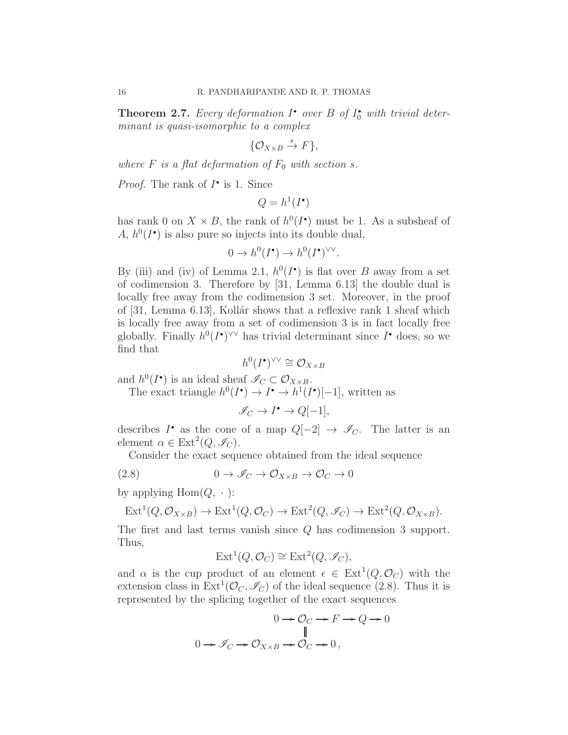**Theorem 2.7.** *Every deformation $I^\bullet$ over $B$ of $I_0^\bullet$ with trivial determinant is quasi-isomorphic to a complex*

$$\{\mathcal{O}_{X\times B} \xrightarrow{s} F\},$$

*where $F$ is a flat deformation of $F_0$ with section $s$.*

*Proof.* The rank of $I^\bullet$ is 1. Since

$$Q = h^1(I^\bullet)$$

has rank 0 on $X \times B$, the rank of $h^0(I^\bullet)$ must be 1. As a subsheaf of $A$, $h^0(I^\bullet)$ is also pure so injects into its double dual,

$$0 \to h^0(I^\bullet) \to h^0(I^\bullet)^{\vee\vee}.$$

By (iii) and (iv) of Lemma 2.1, $h^0(I^\bullet)$ is flat over $B$ away from a set of codimension 3. Therefore by [31, Lemma 6.13] the double dual is locally free away from the codimension 3 set. Moreover, in the proof of [31, Lemma 6.13], Kollár shows that a reflexive rank 1 sheaf which is locally free away from a set of codimension 3 is in fact locally free globally. Finally $h^0(I^\bullet)^{\vee\vee}$ has trivial determinant since $I^\bullet$ does, so we find that

$$h^0(I^\bullet)^{\vee\vee} \cong \mathcal{O}_{X\times B}$$

and $h^0(I^\bullet)$ is an ideal sheaf $\mathscr{I}_C \subset \mathcal{O}_{X\times B}$.

The exact triangle $h^0(I^\bullet) \to I^\bullet \to h^1(I^\bullet)[-1]$, written as

$$\mathscr{I}_C \to I^\bullet \to Q[-1],$$

describes $I^\bullet$ as the cone of a map $Q[-2] \to \mathscr{I}_C$. The latter is an element $\alpha \in \operatorname{Ext}^2(Q, \mathscr{I}_C)$.

Consider the exact sequence obtained from the ideal sequence

$$0 \to \mathscr{I}_C \to \mathcal{O}_{X\times B} \to \mathcal{O}_C \to 0 \tag{2.8}$$

by applying $\operatorname{Hom}(Q, \,\cdot\,)$:

$$\operatorname{Ext}^1(Q, \mathcal{O}_{X\times B}) \to \operatorname{Ext}^1(Q, \mathcal{O}_C) \to \operatorname{Ext}^2(Q, \mathscr{I}_C) \to \operatorname{Ext}^2(Q, \mathcal{O}_{X\times B}).$$

The first and last terms vanish since $Q$ has codimension 3 support. Thus,

$$\operatorname{Ext}^1(Q, \mathcal{O}_C) \cong \operatorname{Ext}^2(Q, \mathscr{I}_C),$$

and $\alpha$ is the cup product of an element $\epsilon \in \operatorname{Ext}^1(Q, \mathcal{O}_C)$ with the extension class in $\operatorname{Ext}^1(\mathcal{O}_C, \mathscr{I}_C)$ of the ideal sequence (2.8). Thus it is represented by the splicing together of the exact sequences

$$\begin{array}{ccccccccc}
 & & & & 0 \to \mathcal{O}_C & \to & F & \to & Q \to 0 \\
 & & & & \| & & & & \\
0 \to \mathscr{I}_C & \to & \mathcal{O}_{X\times B} & \to & \mathcal{O}_C \to 0, & & & &
\end{array}$$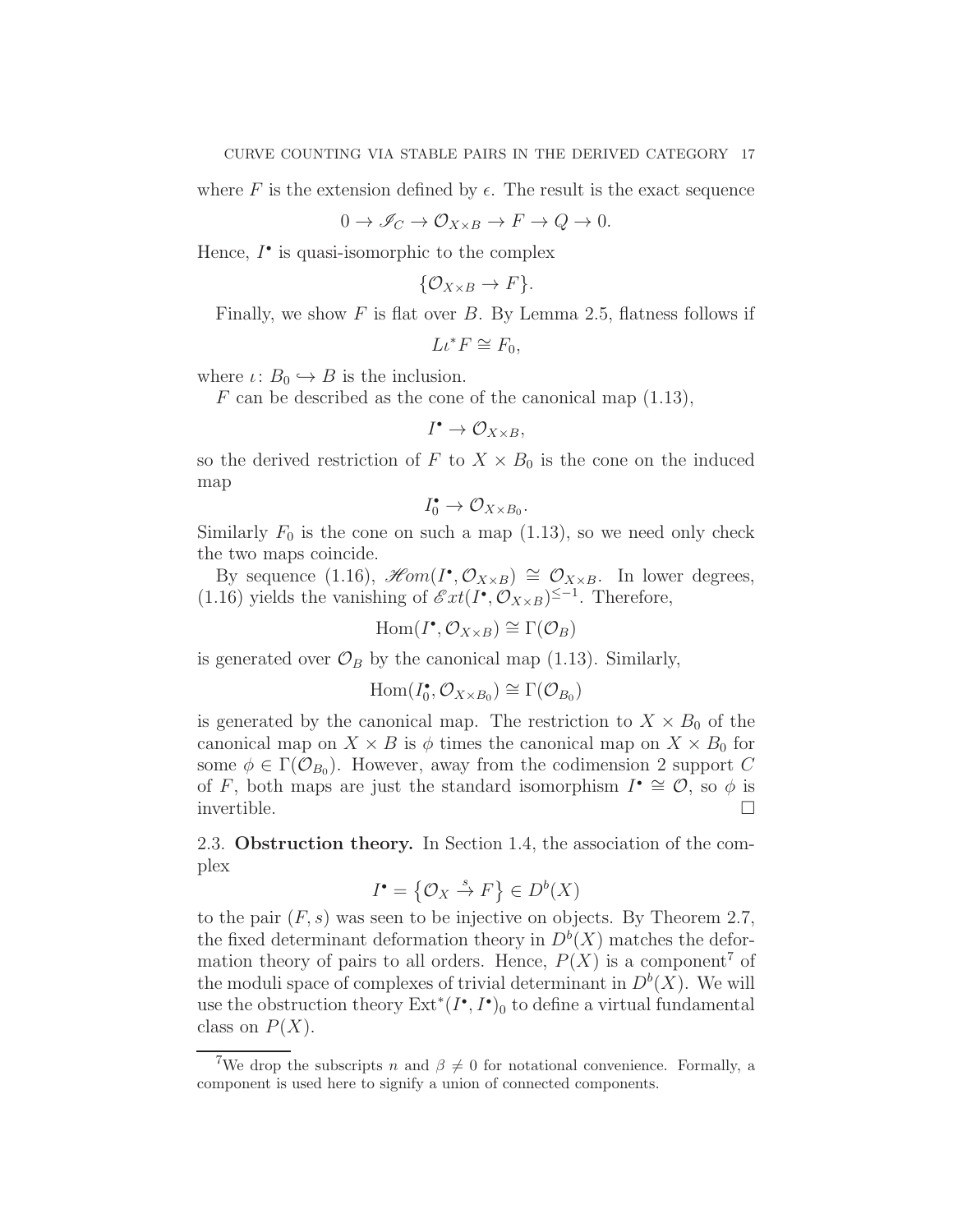where $F$ is the extension defined by $\epsilon$. The result is the exact sequence

$$0 \to \mathscr{I}_C \to \mathcal{O}_{X\times B} \to F \to Q \to 0.$$

Hence, $I^\bullet$ is quasi-isomorphic to the complex

$$\{\mathcal{O}_{X\times B} \to F\}.$$

Finally, we show $F$ is flat over $B$. By Lemma 2.5, flatness follows if

$$L\iota^* F \cong F_0,$$

where $\iota\colon B_0 \hookrightarrow B$ is the inclusion.

$F$ can be described as the cone of the canonical map (1.13),

$$I^\bullet \to \mathcal{O}_{X\times B},$$

so the derived restriction of $F$ to $X \times B_0$ is the cone on the induced map

$$I^\bullet_0 \to \mathcal{O}_{X\times B_0}.$$

Similarly $F_0$ is the cone on such a map (1.13), so we need only check the two maps coincide.

By sequence (1.16), $\mathscr{H}om(I^\bullet, \mathcal{O}_{X\times B}) \cong \mathcal{O}_{X\times B}$. In lower degrees, (1.16) yields the vanishing of $\mathscr{E}xt(I^\bullet, \mathcal{O}_{X\times B})^{\leq -1}$. Therefore,

$$\operatorname{Hom}(I^\bullet, \mathcal{O}_{X\times B}) \cong \Gamma(\mathcal{O}_B)$$

is generated over $\mathcal{O}_B$ by the canonical map (1.13). Similarly,

$$\operatorname{Hom}(I^\bullet_0, \mathcal{O}_{X\times B_0}) \cong \Gamma(\mathcal{O}_{B_0})$$

is generated by the canonical map. The restriction to $X \times B_0$ of the canonical map on $X \times B$ is $\phi$ times the canonical map on $X \times B_0$ for some $\phi \in \Gamma(\mathcal{O}_{B_0})$. However, away from the codimension 2 support $C$ of $F$, both maps are just the standard isomorphism $I^\bullet \cong \mathcal{O}$, so $\phi$ is invertible. $\square$

## 2.3. Obstruction theory.

In Section 1.4, the association of the complex

$$I^\bullet = \left\{\mathcal{O}_X \xrightarrow{s} F\right\} \in D^b(X)$$

to the pair $(F, s)$ was seen to be injective on objects. By Theorem 2.7, the fixed determinant deformation theory in $D^b(X)$ matches the deformation theory of pairs to all orders. Hence, $P(X)$ is a component[7] of the moduli space of complexes of trivial determinant in $D^b(X)$. We will use the obstruction theory $\operatorname{Ext}^*(I^\bullet, I^\bullet)_0$ to define a virtual fundamental class on $P(X)$.

[7] We drop the subscripts $n$ and $\beta \neq 0$ for notational convenience. Formally, a component is used here to signify a union of connected components.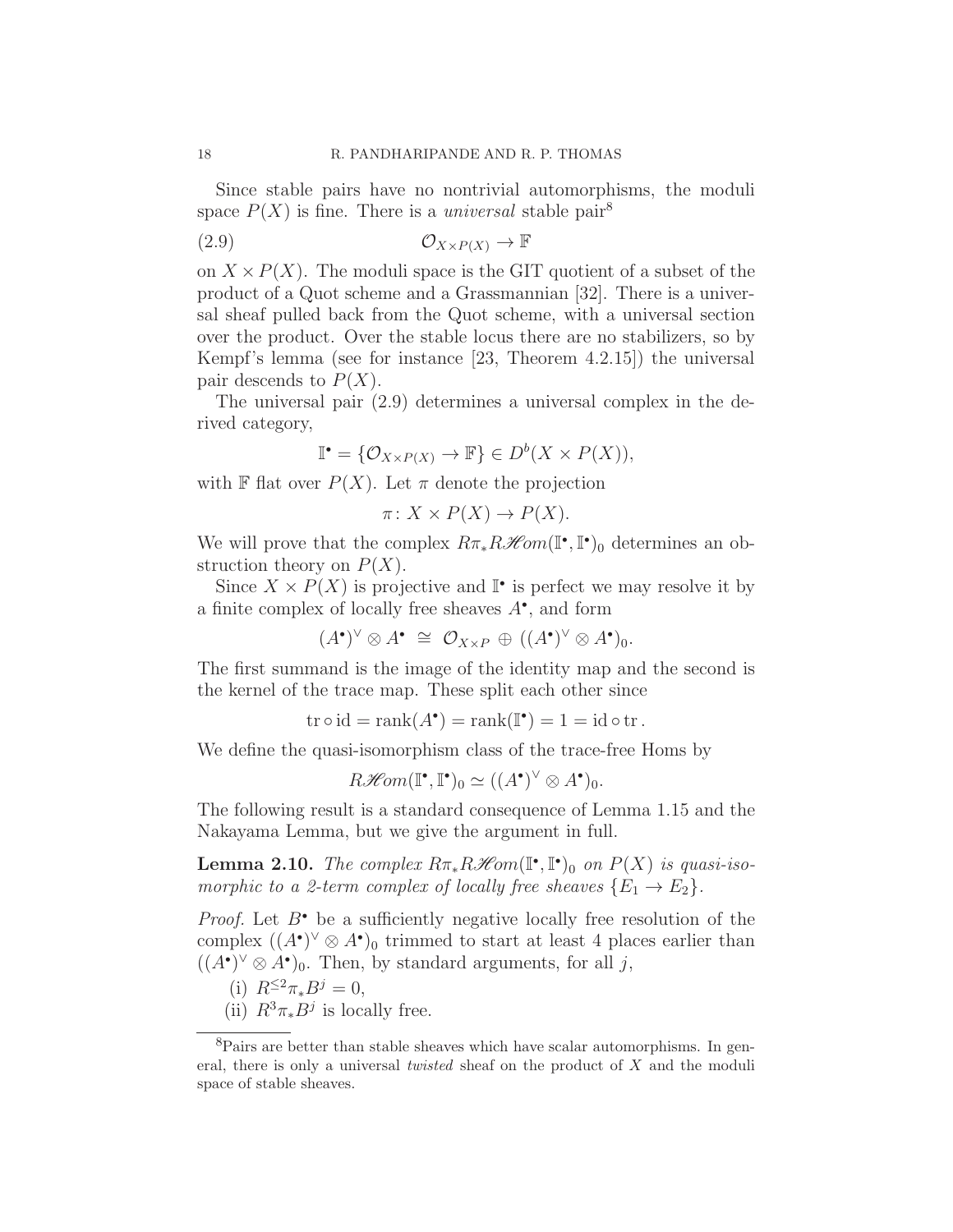Since stable pairs have no nontrivial automorphisms, the moduli space $P(X)$ is fine. There is a *universal* stable pair[8]

$$\mathcal{O}_{X\times P(X)} \to \mathbb{F} \tag{2.9}$$

on $X \times P(X)$. The moduli space is the GIT quotient of a subset of the product of a Quot scheme and a Grassmannian [32]. There is a universal sheaf pulled back from the Quot scheme, with a universal section over the product. Over the stable locus there are no stabilizers, so by Kempf's lemma (see for instance [23, Theorem 4.2.15]) the universal pair descends to $P(X)$.

The universal pair (2.9) determines a universal complex in the derived category,

$$\mathbb{I}^\bullet = \{\mathcal{O}_{X\times P(X)} \to \mathbb{F}\} \in D^b(X \times P(X)),$$

with $\mathbb{F}$ flat over $P(X)$. Let $\pi$ denote the projection

$$\pi \colon X \times P(X) \to P(X).$$

We will prove that the complex $R\pi_* R\mathscr{H}om(\mathbb{I}^\bullet, \mathbb{I}^\bullet)_0$ determines an obstruction theory on $P(X)$.

Since $X \times P(X)$ is projective and $\mathbb{I}^\bullet$ is perfect we may resolve it by a finite complex of locally free sheaves $A^\bullet$, and form

$$(A^\bullet)^\vee \otimes A^\bullet \;\cong\; \mathcal{O}_{X\times P} \,\oplus\, ((A^\bullet)^\vee \otimes A^\bullet)_0.$$

The first summand is the image of the identity map and the second is the kernel of the trace map. These split each other since

$$\operatorname{tr}\circ \operatorname{id} = \operatorname{rank}(A^\bullet) = \operatorname{rank}(\mathbb{I}^\bullet) = 1 = \operatorname{id}\circ \operatorname{tr}.$$

We define the quasi-isomorphism class of the trace-free Homs by

$$R\mathscr{H}om(\mathbb{I}^\bullet, \mathbb{I}^\bullet)_0 \simeq ((A^\bullet)^\vee \otimes A^\bullet)_0.$$

The following result is a standard consequence of Lemma 1.15 and the Nakayama Lemma, but we give the argument in full.

**Lemma 2.10.** *The complex $R\pi_* R\mathscr{H}om(\mathbb{I}^\bullet, \mathbb{I}^\bullet)_0$ on $P(X)$ is quasi-isomorphic to a 2-term complex of locally free sheaves $\{E_1 \to E_2\}$.*

*Proof.* Let $B^\bullet$ be a sufficiently negative locally free resolution of the complex $((A^\bullet)^\vee \otimes A^\bullet)_0$ trimmed to start at least 4 places earlier than $((A^\bullet)^\vee \otimes A^\bullet)_0$. Then, by standard arguments, for all $j$,

(i) $R^{\leq 2}\pi_* B^j = 0$,

(ii) $R^3\pi_* B^j$ is locally free.

---

[8] Pairs are better than stable sheaves which have scalar automorphisms. In general, there is only a universal *twisted* sheaf on the product of $X$ and the moduli space of stable sheaves.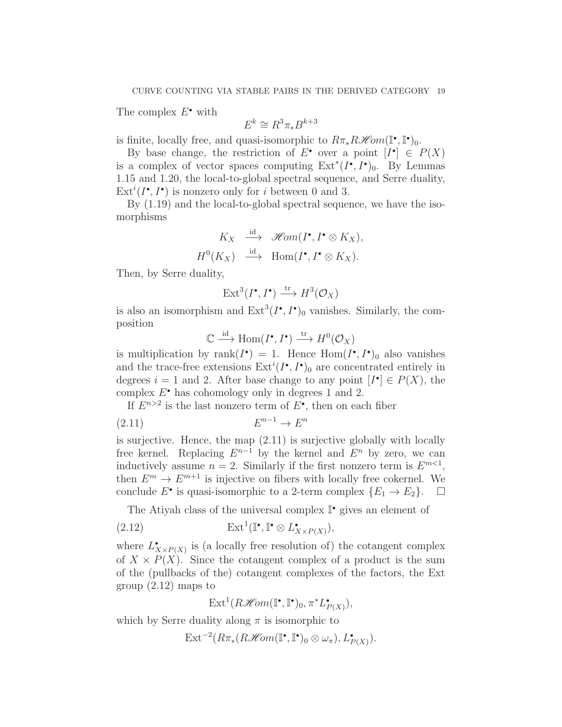The complex $E^\bullet$ with

$$E^k \cong R^3\pi_* B^{k+3}$$

is finite, locally free, and quasi-isomorphic to $R\pi_* R\mathscr{H}om(\mathbb{I}^\bullet, \mathbb{I}^\bullet)_0$.

By base change, the restriction of $E^\bullet$ over a point $[I^\bullet] \in P(X)$ is a complex of vector spaces computing $\mathrm{Ext}^*(I^\bullet, I^\bullet)_0$. By Lemmas 1.15 and 1.20, the local-to-global spectral sequence, and Serre duality, $\mathrm{Ext}^i(I^\bullet, I^\bullet)$ is nonzero only for $i$ between 0 and 3.

By (1.19) and the local-to-global spectral sequence, we have the isomorphisms

$$\begin{aligned} K_X &\xrightarrow{\ \mathrm{id}\ } \mathscr{H}om(I^\bullet, I^\bullet \otimes K_X), \\ H^0(K_X) &\xrightarrow{\ \mathrm{id}\ } \mathrm{Hom}(I^\bullet, I^\bullet \otimes K_X). \end{aligned}$$

Then, by Serre duality,

$$\mathrm{Ext}^3(I^\bullet, I^\bullet) \xrightarrow{\mathrm{tr}} H^3(\mathcal{O}_X)$$

is also an isomorphism and $\mathrm{Ext}^3(I^\bullet, I^\bullet)_0$ vanishes. Similarly, the composition

$$\mathbb{C} \xrightarrow{\mathrm{id}} \mathrm{Hom}(I^\bullet, I^\bullet) \xrightarrow{\mathrm{tr}} H^0(\mathcal{O}_X)$$

is multiplication by $\mathrm{rank}(I^\bullet) = 1$. Hence $\mathrm{Hom}(I^\bullet, I^\bullet)_0$ also vanishes and the trace-free extensions $\mathrm{Ext}^i(I^\bullet, I^\bullet)_0$ are concentrated entirely in degrees $i = 1$ and 2. After base change to any point $[I^\bullet] \in P(X)$, the complex $E^\bullet$ has cohomology only in degrees 1 and 2.

If $E^{n>2}$ is the last nonzero term of $E^\bullet$, then on each fiber

$$E^{n-1} \to E^n \tag{2.11}$$

is surjective. Hence, the map (2.11) is surjective globally with locally free kernel. Replacing $E^{n-1}$ by the kernel and $E^n$ by zero, we can inductively assume $n = 2$. Similarly if the first nonzero term is $E^{m<1}$, then $E^m \to E^{m+1}$ is injective on fibers with locally free cokernel. We conclude $E^\bullet$ is quasi-isomorphic to a 2-term complex $\{E_1 \to E_2\}$. □

The Atiyah class of the universal complex $\mathbb{I}^\bullet$ gives an element of

$$\mathrm{Ext}^1(\mathbb{I}^\bullet, \mathbb{I}^\bullet \otimes L^\bullet_{X \times P(X)}), \tag{2.12}$$

where $L^\bullet_{X \times P(X)}$ is (a locally free resolution of) the cotangent complex of $X \times P(X)$. Since the cotangent complex of a product is the sum of the (pullbacks of the) cotangent complexes of the factors, the Ext group (2.12) maps to

$$\mathrm{Ext}^1(R\mathscr{H}om(\mathbb{I}^\bullet, \mathbb{I}^\bullet)_0, \pi^* L^\bullet_{P(X)}),$$

which by Serre duality along $\pi$ is isomorphic to

$$\mathrm{Ext}^{-2}(R\pi_*(R\mathscr{H}om(\mathbb{I}^\bullet, \mathbb{I}^\bullet)_0 \otimes \omega_\pi), L^\bullet_{P(X)}).$$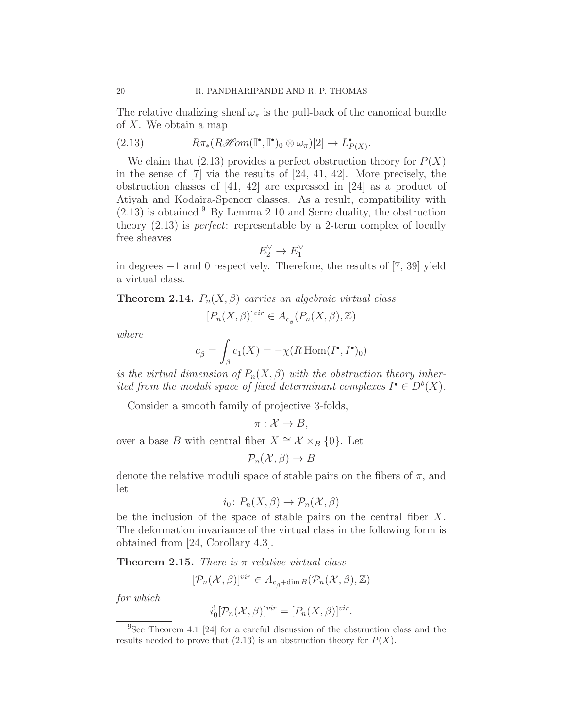The relative dualizing sheaf $\omega_\pi$ is the pull-back of the canonical bundle of $X$. We obtain a map

$$R\pi_*(R\mathscr{H}om(\mathbb{I}^\bullet, \mathbb{I}^\bullet)_0 \otimes \omega_\pi)[2] \to L^\bullet_{P(X)}. \tag{2.13}$$

We claim that (2.13) provides a perfect obstruction theory for $P(X)$ in the sense of [7] via the results of [24, 41, 42]. More precisely, the obstruction classes of [41, 42] are expressed in [24] as a product of Atiyah and Kodaira-Spencer classes. As a result, compatibility with (2.13) is obtained.[9] By Lemma 2.10 and Serre duality, the obstruction theory (2.13) is *perfect*: representable by a 2-term complex of locally free sheaves

$$E_2^\vee \to E_1^\vee$$

in degrees $-1$ and $0$ respectively. Therefore, the results of [7, 39] yield a virtual class.

**Theorem 2.14.** *$P_n(X, \beta)$ carries an algebraic virtual class*

$$[P_n(X, \beta)]^{vir} \in A_{c_\beta}(P_n(X, \beta), \mathbb{Z})$$

*where*

$$c_\beta = \int_\beta c_1(X) = -\chi(R\,\mathrm{Hom}(I^\bullet, I^\bullet)_0)$$

*is the virtual dimension of $P_n(X, \beta)$ with the obstruction theory inherited from the moduli space of fixed determinant complexes $I^\bullet \in D^b(X)$.*

Consider a smooth family of projective 3-folds,

$$\pi : \mathcal{X} \to B,$$

over a base $B$ with central fiber $X \cong \mathcal{X} \times_B \{0\}$. Let

$$\mathcal{P}_n(\mathcal{X}, \beta) \to B$$

denote the relative moduli space of stable pairs on the fibers of $\pi$, and let

$$i_0 \colon P_n(X, \beta) \to \mathcal{P}_n(\mathcal{X}, \beta)$$

be the inclusion of the space of stable pairs on the central fiber $X$. The deformation invariance of the virtual class in the following form is obtained from [24, Corollary 4.3].

**Theorem 2.15.** *There is $\pi$-relative virtual class*

$$[\mathcal{P}_n(\mathcal{X}, \beta)]^{vir} \in A_{c_\beta + \dim B}(\mathcal{P}_n(\mathcal{X}, \beta), \mathbb{Z})$$

*for which*

$$i_0^![\mathcal{P}_n(\mathcal{X}, \beta)]^{vir} = [P_n(X, \beta)]^{vir}.$$

---

[9] See Theorem 4.1 [24] for a careful discussion of the obstruction class and the results needed to prove that (2.13) is an obstruction theory for $P(X)$.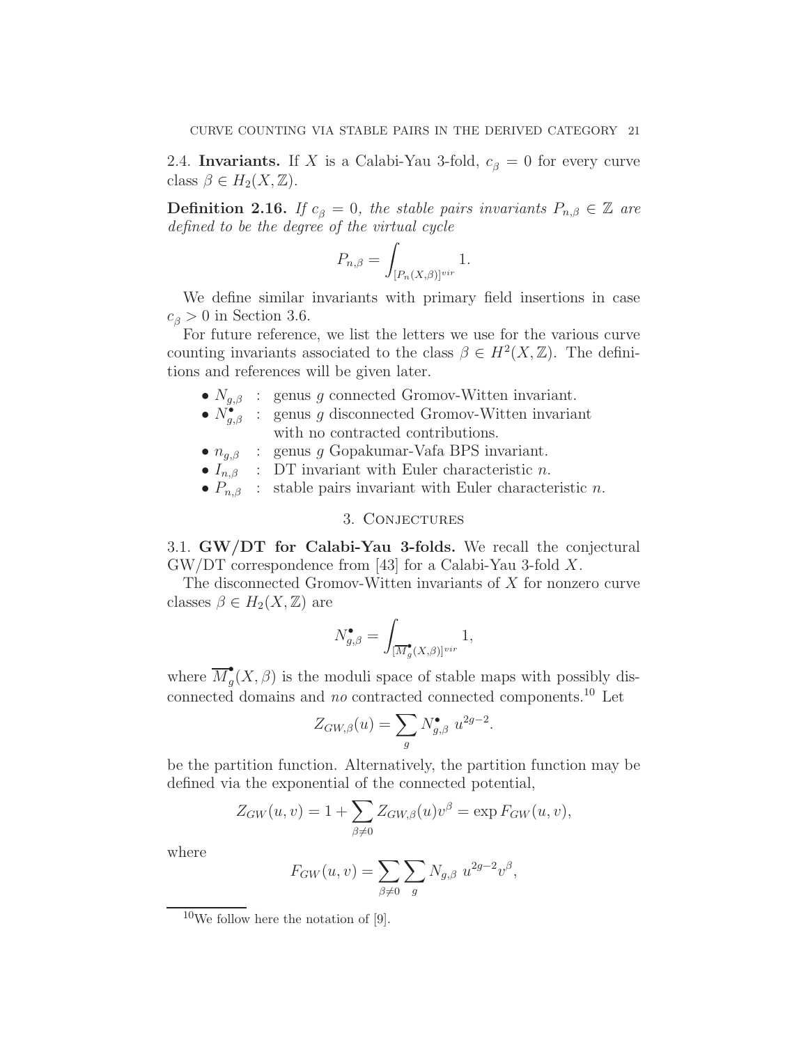### 2.4. **Invariants.**

If $X$ is a Calabi-Yau 3-fold, $c_\beta = 0$ for every curve class $\beta \in H_2(X, \mathbb{Z})$.

**Definition 2.16.** *If $c_\beta = 0$, the stable pairs invariants $P_{n,\beta} \in \mathbb{Z}$ are defined to be the degree of the virtual cycle*

$$P_{n,\beta} = \int_{[P_n(X,\beta)]^{vir}} 1.$$

We define similar invariants with primary field insertions in case $c_\beta > 0$ in Section 3.6.

For future reference, we list the letters we use for the various curve counting invariants associated to the class $\beta \in H^2(X, \mathbb{Z})$. The definitions and references will be given later.

- $N_{g,\beta}$ : genus $g$ connected Gromov-Witten invariant.
- $N^\bullet_{g,\beta}$ : genus $g$ disconnected Gromov-Witten invariant with no contracted contributions.
- $n_{g,\beta}$ : genus $g$ Gopakumar-Vafa BPS invariant.
- $I_{n,\beta}$ : DT invariant with Euler characteristic $n$.
- $P_{n,\beta}$ : stable pairs invariant with Euler characteristic $n$.

## 3. Conjectures

### 3.1. **GW/DT for Calabi-Yau 3-folds.**

We recall the conjectural GW/DT correspondence from [43] for a Calabi-Yau 3-fold $X$.

The disconnected Gromov-Witten invariants of $X$ for nonzero curve classes $\beta \in H_2(X, \mathbb{Z})$ are

$$N^\bullet_{g,\beta} = \int_{[\overline{M}^\bullet_g(X,\beta)]^{vir}} 1,$$

where $\overline{M}^\bullet_g(X, \beta)$ is the moduli space of stable maps with possibly disconnected domains and *no* contracted connected components.[10] Let

$$Z_{GW,\beta}(u) = \sum_g N^\bullet_{g,\beta}\ u^{2g-2}.$$

be the partition function. Alternatively, the partition function may be defined via the exponential of the connected potential,

$$Z_{GW}(u, v) = 1 + \sum_{\beta \neq 0} Z_{GW,\beta}(u) v^\beta = \exp F_{GW}(u, v),$$

where

$$F_{GW}(u, v) = \sum_{\beta \neq 0} \sum_g N_{g,\beta}\ u^{2g-2} v^\beta,$$

[10] We follow here the notation of [9].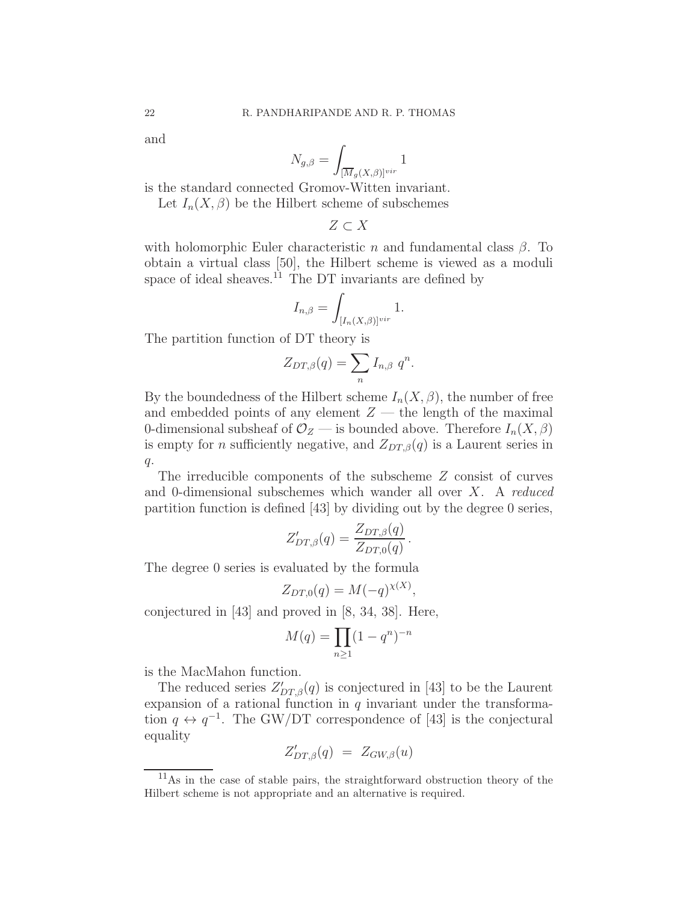and

$$N_{g,\beta} = \int_{[\overline{M}_g(X,\beta)]^{vir}} 1$$

is the standard connected Gromov-Witten invariant.

Let $I_n(X, \beta)$ be the Hilbert scheme of subschemes

$$Z \subset X$$

with holomorphic Euler characteristic $n$ and fundamental class $\beta$. To obtain a virtual class [50], the Hilbert scheme is viewed as a moduli space of ideal sheaves.[11] The DT invariants are defined by

$$I_{n,\beta} = \int_{[I_n(X,\beta)]^{vir}} 1.$$

The partition function of DT theory is

$$Z_{DT,\beta}(q) = \sum_n I_{n,\beta}\ q^n.$$

By the boundedness of the Hilbert scheme $I_n(X, \beta)$, the number of free and embedded points of any element $Z$ — the length of the maximal 0-dimensional subsheaf of $\mathcal{O}_Z$ — is bounded above. Therefore $I_n(X, \beta)$ is empty for $n$ sufficiently negative, and $Z_{DT,\beta}(q)$ is a Laurent series in $q$.

The irreducible components of the subscheme $Z$ consist of curves and 0-dimensional subschemes which wander all over $X$. A *reduced* partition function is defined [43] by dividing out by the degree 0 series,

$$Z'_{DT,\beta}(q) = \frac{Z_{DT,\beta}(q)}{Z_{DT,0}(q)}.$$

The degree 0 series is evaluated by the formula

$$Z_{DT,0}(q) = M(-q)^{\chi(X)},$$

conjectured in [43] and proved in [8, 34, 38]. Here,

$$M(q) = \prod_{n \geq 1} (1 - q^n)^{-n}$$

is the MacMahon function.

The reduced series $Z'_{DT,\beta}(q)$ is conjectured in [43] to be the Laurent expansion of a rational function in $q$ invariant under the transformation $q \leftrightarrow q^{-1}$. The GW/DT correspondence of [43] is the conjectural equality

$$Z'_{DT,\beta}(q) \ = \ Z_{GW,\beta}(u)$$

[11] As in the case of stable pairs, the straightforward obstruction theory of the Hilbert scheme is not appropriate and an alternative is required.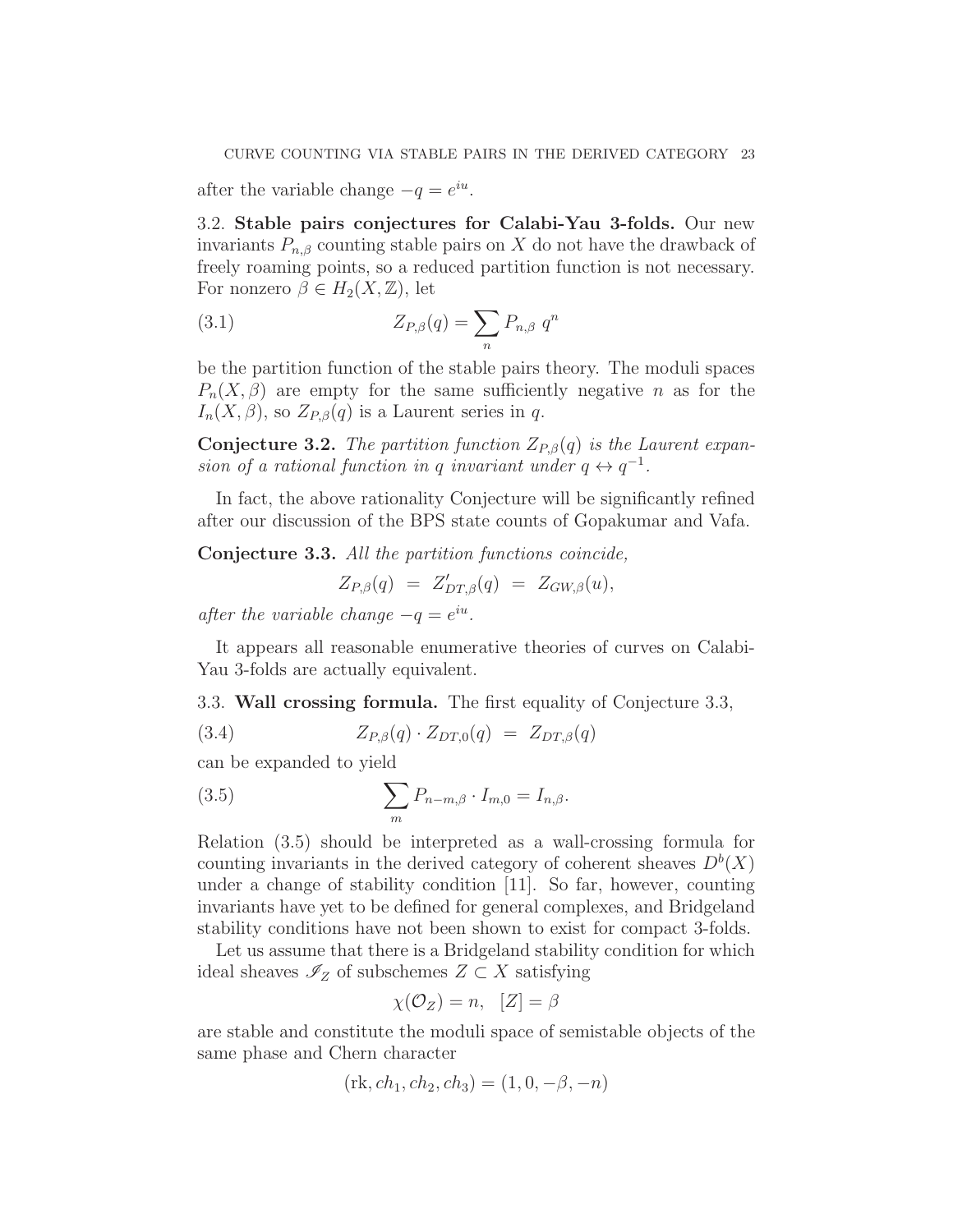after the variable change $-q = e^{iu}$.

### 3.2. Stable pairs conjectures for Calabi-Yau 3-folds.

Our new invariants $P_{n,\beta}$ counting stable pairs on $X$ do not have the drawback of freely roaming points, so a reduced partition function is not necessary. For nonzero $\beta \in H_2(X, \mathbb{Z})$, let

$$Z_{P,\beta}(q) = \sum_n P_{n,\beta} \; q^n \tag{3.1}$$

be the partition function of the stable pairs theory. The moduli spaces $P_n(X, \beta)$ are empty for the same sufficiently negative $n$ as for the $I_n(X, \beta)$, so $Z_{P,\beta}(q)$ is a Laurent series in $q$.

**Conjecture 3.2.** *The partition function $Z_{P,\beta}(q)$ is the Laurent expansion of a rational function in $q$ invariant under $q \leftrightarrow q^{-1}$.*

In fact, the above rationality Conjecture will be significantly refined after our discussion of the BPS state counts of Gopakumar and Vafa.

**Conjecture 3.3.** *All the partition functions coincide,*

$$Z_{P,\beta}(q) \;=\; Z'_{DT,\beta}(q) \;=\; Z_{GW,\beta}(u),$$

*after the variable change $-q = e^{iu}$.*

It appears all reasonable enumerative theories of curves on Calabi-Yau 3-folds are actually equivalent.

### 3.3. Wall crossing formula.

The first equality of Conjecture 3.3,

$$Z_{P,\beta}(q) \cdot Z_{DT,0}(q) \;=\; Z_{DT,\beta}(q) \tag{3.4}$$

can be expanded to yield

$$\sum_m P_{n-m,\beta} \cdot I_{m,0} = I_{n,\beta}. \tag{3.5}$$

Relation (3.5) should be interpreted as a wall-crossing formula for counting invariants in the derived category of coherent sheaves $D^b(X)$ under a change of stability condition [11]. So far, however, counting invariants have yet to be defined for general complexes, and Bridgeland stability conditions have not been shown to exist for compact 3-folds.

Let us assume that there is a Bridgeland stability condition for which ideal sheaves $\mathscr{I}_Z$ of subschemes $Z \subset X$ satisfying

$$\chi(\mathcal{O}_Z) = n, \quad [Z] = \beta$$

are stable and constitute the moduli space of semistable objects of the same phase and Chern character

$$(\mathrm{rk}, ch_1, ch_2, ch_3) = (1, 0, -\beta, -n)$$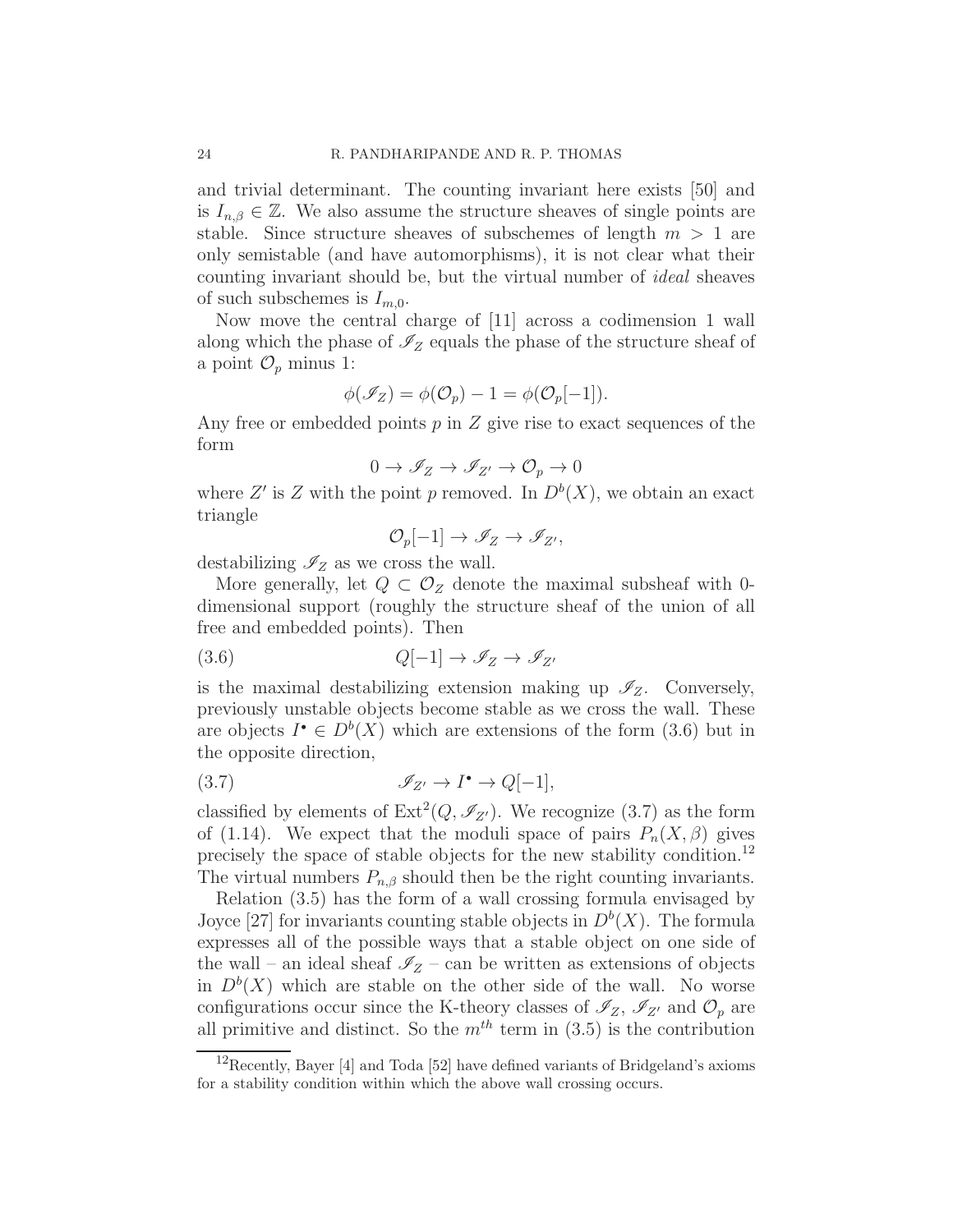and trivial determinant. The counting invariant here exists [50] and is $I_{n,\beta} \in \mathbb{Z}$. We also assume the structure sheaves of single points are stable. Since structure sheaves of subschemes of length $m > 1$ are only semistable (and have automorphisms), it is not clear what their counting invariant should be, but the virtual number of *ideal* sheaves of such subschemes is $I_{m,0}$.

Now move the central charge of [11] across a codimension 1 wall along which the phase of $\mathscr{I}_Z$ equals the phase of the structure sheaf of a point $\mathcal{O}_p$ minus 1:

$$\phi(\mathscr{I}_Z) = \phi(\mathcal{O}_p) - 1 = \phi(\mathcal{O}_p[-1]).$$

Any free or embedded points $p$ in $Z$ give rise to exact sequences of the form

$$0 \to \mathscr{I}_Z \to \mathscr{I}_{Z'} \to \mathcal{O}_p \to 0$$

where $Z'$ is $Z$ with the point $p$ removed. In $D^b(X)$, we obtain an exact triangle

$$\mathcal{O}_p[-1] \to \mathscr{I}_Z \to \mathscr{I}_{Z'},$$

destabilizing $\mathscr{I}_Z$ as we cross the wall.

More generally, let $Q \subset \mathcal{O}_Z$ denote the maximal subsheaf with 0-dimensional support (roughly the structure sheaf of the union of all free and embedded points). Then

$$Q[-1] \to \mathscr{I}_Z \to \mathscr{I}_{Z'} \tag{3.6}$$

is the maximal destabilizing extension making up $\mathscr{I}_Z$. Conversely, previously unstable objects become stable as we cross the wall. These are objects $I^\bullet \in D^b(X)$ which are extensions of the form (3.6) but in the opposite direction,

$$\mathscr{I}_{Z'} \to I^\bullet \to Q[-1], \tag{3.7}$$

classified by elements of $\mathrm{Ext}^2(Q, \mathscr{I}_{Z'})$. We recognize (3.7) as the form of (1.14). We expect that the moduli space of pairs $P_n(X, \beta)$ gives precisely the space of stable objects for the new stability condition.[12] The virtual numbers $P_{n,\beta}$ should then be the right counting invariants.

Relation (3.5) has the form of a wall crossing formula envisaged by Joyce [27] for invariants counting stable objects in $D^b(X)$. The formula expresses all of the possible ways that a stable object on one side of the wall – an ideal sheaf $\mathscr{I}_Z$ – can be written as extensions of objects in $D^b(X)$ which are stable on the other side of the wall. No worse configurations occur since the K-theory classes of $\mathscr{I}_Z$, $\mathscr{I}_{Z'}$ and $\mathcal{O}_p$ are all primitive and distinct. So the $m^{th}$ term in (3.5) is the contribution

[12] Recently, Bayer [4] and Toda [52] have defined variants of Bridgeland's axioms for a stability condition within which the above wall crossing occurs.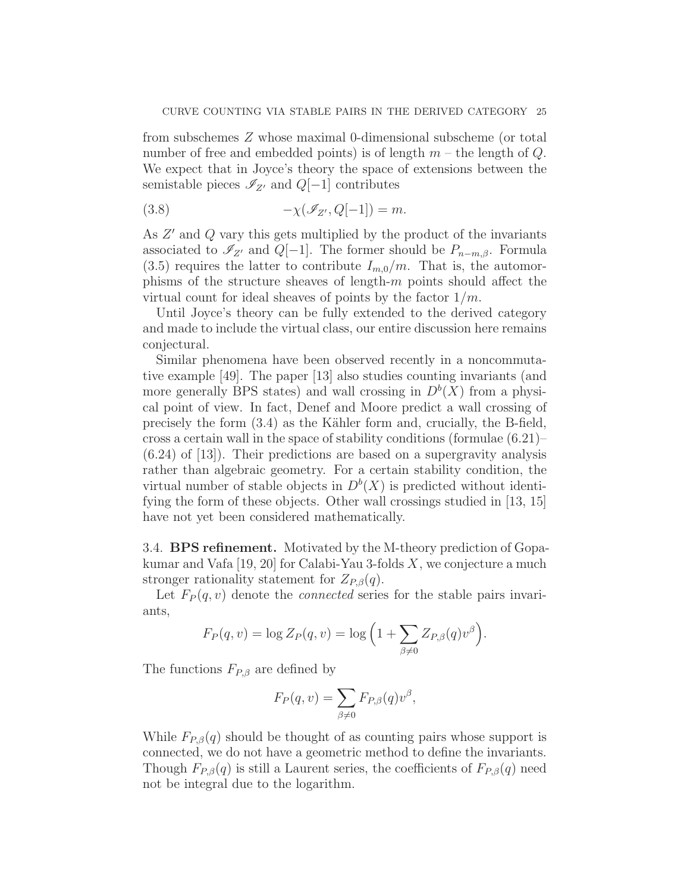from subschemes $Z$ whose maximal 0-dimensional subscheme (or total number of free and embedded points) is of length $m$ – the length of $Q$. We expect that in Joyce's theory the space of extensions between the semistable pieces $\mathscr{I}_{Z'}$ and $Q[-1]$ contributes

$$-\chi(\mathscr{I}_{Z'}, Q[-1]) = m. \tag{3.8}$$

As $Z'$ and $Q$ vary this gets multiplied by the product of the invariants associated to $\mathscr{I}_{Z'}$ and $Q[-1]$. The former should be $P_{n-m,\beta}$. Formula (3.5) requires the latter to contribute $I_{m,0}/m$. That is, the automorphisms of the structure sheaves of length-$m$ points should affect the virtual count for ideal sheaves of points by the factor $1/m$.

Until Joyce's theory can be fully extended to the derived category and made to include the virtual class, our entire discussion here remains conjectural.

Similar phenomena have been observed recently in a noncommutative example [49]. The paper [13] also studies counting invariants (and more generally BPS states) and wall crossing in $D^b(X)$ from a physical point of view. In fact, Denef and Moore predict a wall crossing of precisely the form (3.4) as the Kähler form and, crucially, the B-field, cross a certain wall in the space of stability conditions (formulae (6.21)–(6.24) of [13]). Their predictions are based on a supergravity analysis rather than algebraic geometry. For a certain stability condition, the virtual number of stable objects in $D^b(X)$ is predicted without identifying the form of these objects. Other wall crossings studied in [13, 15] have not yet been considered mathematically.

### 3.4. BPS refinement.

Motivated by the M-theory prediction of Gopakumar and Vafa [19, 20] for Calabi-Yau 3-folds $X$, we conjecture a much stronger rationality statement for $Z_{P,\beta}(q)$.

Let $F_P(q, v)$ denote the *connected* series for the stable pairs invariants,

$$F_P(q, v) = \log Z_P(q, v) = \log\Big(1 + \sum_{\beta \neq 0} Z_{P,\beta}(q) v^\beta\Big).$$

The functions $F_{P,\beta}$ are defined by

$$F_P(q, v) = \sum_{\beta \neq 0} F_{P,\beta}(q) v^\beta,$$

While $F_{P,\beta}(q)$ should be thought of as counting pairs whose support is connected, we do not have a geometric method to define the invariants. Though $F_{P,\beta}(q)$ is still a Laurent series, the coefficients of $F_{P,\beta}(q)$ need not be integral due to the logarithm.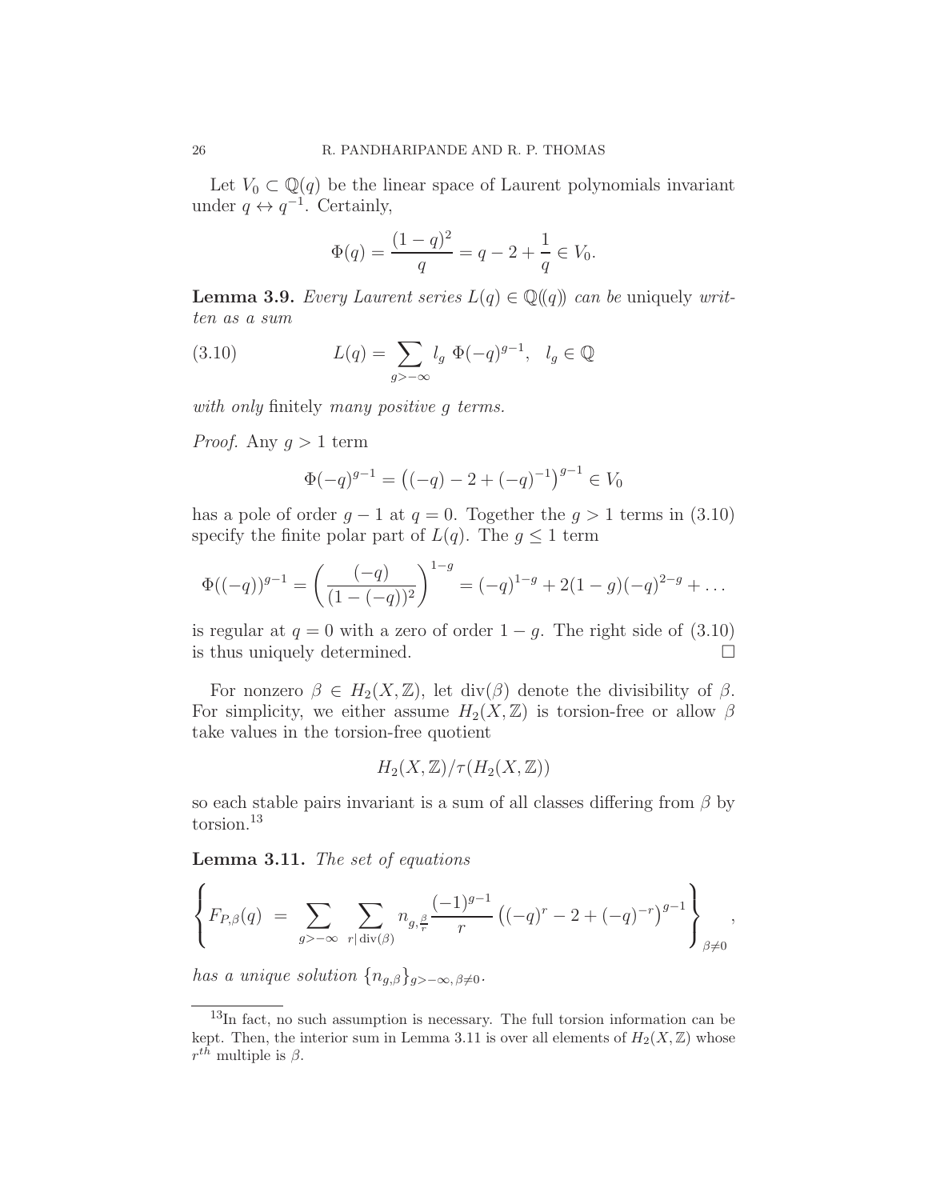Let $V_0 \subset \mathbb{Q}(q)$ be the linear space of Laurent polynomials invariant under $q \leftrightarrow q^{-1}$. Certainly,

$$\Phi(q) = \frac{(1-q)^2}{q} = q - 2 + \frac{1}{q} \in V_0.$$

**Lemma 3.9.** *Every Laurent series $L(q) \in \mathbb{Q}(\!(q)\!)$ can be* uniquely *written as a sum*

$$L(q) = \sum_{g > -\infty} l_g \ \Phi(-q)^{g-1}, \quad l_g \in \mathbb{Q} \tag{3.10}$$

*with only* finitely *many positive $g$ terms.*

*Proof.* Any $g > 1$ term

$$\Phi(-q)^{g-1} = \left((-q) - 2 + (-q)^{-1}\right)^{g-1} \in V_0$$

has a pole of order $g-1$ at $q = 0$. Together the $g > 1$ terms in (3.10) specify the finite polar part of $L(q)$. The $g \leq 1$ term

$$\Phi((-q))^{g-1} = \left(\frac{(-q)}{(1-(-q))^2}\right)^{1-g} = (-q)^{1-g} + 2(1-g)(-q)^{2-g} + \ldots$$

is regular at $q = 0$ with a zero of order $1-g$. The right side of (3.10) is thus uniquely determined. $\square$

For nonzero $\beta \in H_2(X, \mathbb{Z})$, let $\operatorname{div}(\beta)$ denote the divisibility of $\beta$. For simplicity, we either assume $H_2(X, \mathbb{Z})$ is torsion-free or allow $\beta$ take values in the torsion-free quotient

$$H_2(X, \mathbb{Z})/\tau(H_2(X, \mathbb{Z}))$$

so each stable pairs invariant is a sum of all classes differing from $\beta$ by torsion.[13]

**Lemma 3.11.** *The set of equations*

$$\left\{ F_{P,\beta}(q) \ = \ \sum_{g > -\infty} \ \sum_{r | \operatorname{div}(\beta)} n_{g, \frac{\beta}{r}} \frac{(-1)^{g-1}}{r} \left((-q)^r - 2 + (-q)^{-r}\right)^{g-1} \right\}_{\beta \neq 0},$$

*has a unique solution $\{n_{g,\beta}\}_{g > -\infty, \beta \neq 0}$.*

---

[13] In fact, no such assumption is necessary. The full torsion information can be kept. Then, the interior sum in Lemma 3.11 is over all elements of $H_2(X, \mathbb{Z})$ whose $r^{th}$ multiple is $\beta$.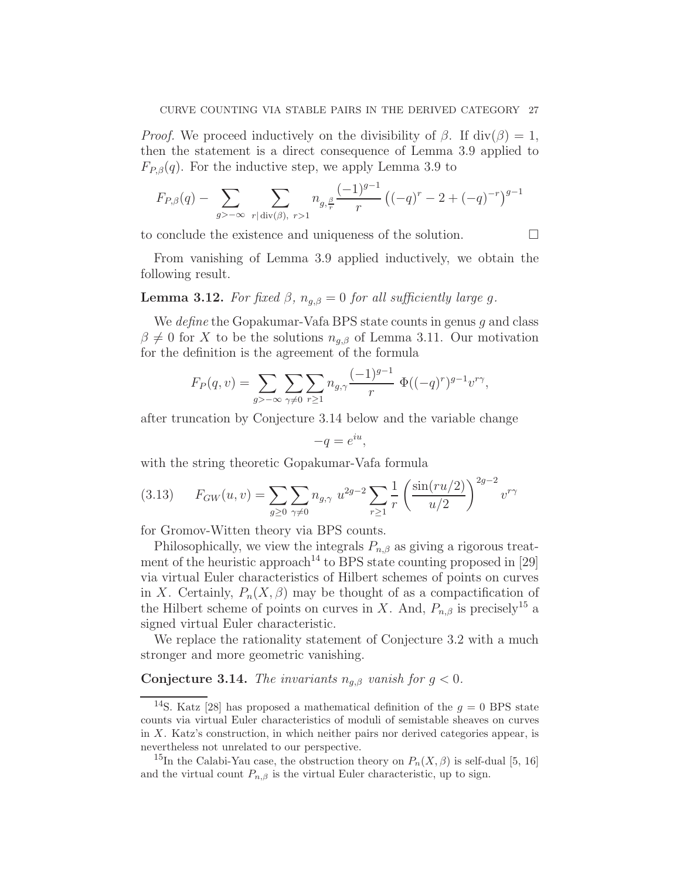*Proof.* We proceed inductively on the divisibility of $\beta$. If $\text{div}(\beta) = 1$, then the statement is a direct consequence of Lemma 3.9 applied to $F_{P,\beta}(q)$. For the inductive step, we apply Lemma 3.9 to

$$F_{P,\beta}(q) - \sum_{g > -\infty} \sum_{r | \text{div}(\beta),\ r>1} n_{g,\frac{\beta}{r}} \frac{(-1)^{g-1}}{r} \left((-q)^r - 2 + (-q)^{-r}\right)^{g-1}$$

to conclude the existence and uniqueness of the solution. $\square$

From vanishing of Lemma 3.9 applied inductively, we obtain the following result.

**Lemma 3.12.** *For fixed $\beta$, $n_{g,\beta} = 0$ for all sufficiently large $g$.*

We *define* the Gopakumar-Vafa BPS state counts in genus $g$ and class $\beta \neq 0$ for $X$ to be the solutions $n_{g,\beta}$ of Lemma 3.11. Our motivation for the definition is the agreement of the formula

$$F_P(q, v) = \sum_{g > -\infty} \sum_{\gamma \neq 0} \sum_{r \geq 1} n_{g,\gamma} \frac{(-1)^{g-1}}{r} \ \Phi((-q)^r)^{g-1} v^{r\gamma},$$

after truncation by Conjecture 3.14 below and the variable change

$$-q = e^{iu},$$

with the string theoretic Gopakumar-Vafa formula

$$F_{GW}(u, v) = \sum_{g \geq 0} \sum_{\gamma \neq 0} n_{g,\gamma} \ u^{2g-2} \sum_{r \geq 1} \frac{1}{r} \left( \frac{\sin(ru/2)}{u/2} \right)^{2g-2} v^{r\gamma} \tag{3.13}$$

for Gromov-Witten theory via BPS counts.

Philosophically, we view the integrals $P_{n,\beta}$ as giving a rigorous treatment of the heuristic approach[14] to BPS state counting proposed in [29] via virtual Euler characteristics of Hilbert schemes of points on curves in $X$. Certainly, $P_n(X, \beta)$ may be thought of as a compactification of the Hilbert scheme of points on curves in $X$. And, $P_{n,\beta}$ is precisely[15] a signed virtual Euler characteristic.

We replace the rationality statement of Conjecture 3.2 with a much stronger and more geometric vanishing.

**Conjecture 3.14.** *The invariants $n_{g,\beta}$ vanish for $g < 0$.*

---

[14] S. Katz [28] has proposed a mathematical definition of the $g = 0$ BPS state counts via virtual Euler characteristics of moduli of semistable sheaves on curves in $X$. Katz's construction, in which neither pairs nor derived categories appear, is nevertheless not unrelated to our perspective.

[15] In the Calabi-Yau case, the obstruction theory on $P_n(X, \beta)$ is self-dual [5, 16] and the virtual count $P_{n,\beta}$ is the virtual Euler characteristic, up to sign.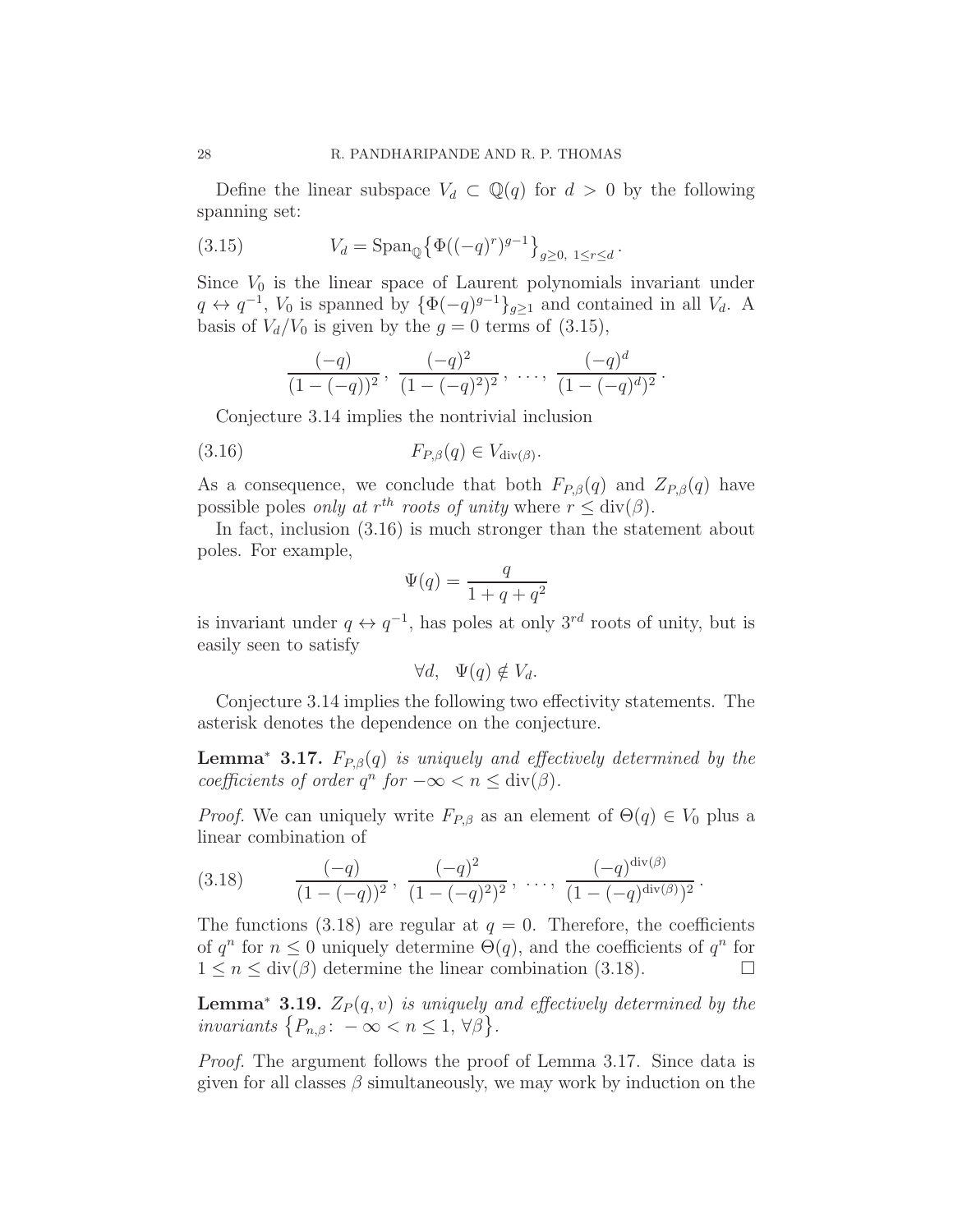Define the linear subspace $V_d \subset \mathbb{Q}(q)$ for $d > 0$ by the following spanning set:

$$V_d = \mathrm{Span}_{\mathbb{Q}}\big\{\Phi((-q)^r)^{g-1}\big\}_{g\geq 0,\ 1\leq r\leq d}\,. \tag{3.15}$$

Since $V_0$ is the linear space of Laurent polynomials invariant under $q \leftrightarrow q^{-1}$, $V_0$ is spanned by $\{\Phi(-q)^{g-1}\}_{g\geq 1}$ and contained in all $V_d$. A basis of $V_d/V_0$ is given by the $g = 0$ terms of (3.15),

$$\frac{(-q)}{(1-(-q))^2}\,,\ \frac{(-q)^2}{(1-(-q)^2)^2}\,,\ \ldots,\ \frac{(-q)^d}{(1-(-q)^d)^2}\,.$$

Conjecture 3.14 implies the nontrivial inclusion

$$F_{P,\beta}(q) \in V_{\mathrm{div}(\beta)}. \tag{3.16}$$

As a consequence, we conclude that both $F_{P,\beta}(q)$ and $Z_{P,\beta}(q)$ have possible poles *only at $r^{th}$ roots of unity* where $r \leq \mathrm{div}(\beta)$.

In fact, inclusion (3.16) is much stronger than the statement about poles. For example,

$$\Psi(q) = \frac{q}{1+q+q^2}$$

is invariant under $q \leftrightarrow q^{-1}$, has poles at only $3^{rd}$ roots of unity, but is easily seen to satisfy

$$\forall d, \quad \Psi(q) \notin V_d.$$

Conjecture 3.14 implies the following two effectivity statements. The asterisk denotes the dependence on the conjecture.

**Lemma$^*$ 3.17.** *$F_{P,\beta}(q)$ is uniquely and effectively determined by the coefficients of order $q^n$ for $-\infty < n \leq \mathrm{div}(\beta)$.*

*Proof.* We can uniquely write $F_{P,\beta}$ as an element of $\Theta(q) \in V_0$ plus a linear combination of

$$\frac{(-q)}{(1-(-q))^2}\,,\ \frac{(-q)^2}{(1-(-q)^2)^2}\,,\ \ldots,\ \frac{(-q)^{\mathrm{div}(\beta)}}{(1-(-q)^{\mathrm{div}(\beta)})^2}\,. \tag{3.18}$$

The functions (3.18) are regular at $q = 0$. Therefore, the coefficients of $q^n$ for $n \leq 0$ uniquely determine $\Theta(q)$, and the coefficients of $q^n$ for $1 \leq n \leq \mathrm{div}(\beta)$ determine the linear combination (3.18). $\square$

**Lemma$^*$ 3.19.** *$Z_P(q, v)$ is uniquely and effectively determined by the invariants $\big\{P_{n,\beta}\colon -\infty < n \leq 1,\ \forall \beta\big\}$.*

*Proof.* The argument follows the proof of Lemma 3.17. Since data is given for all classes $\beta$ simultaneously, we may work by induction on the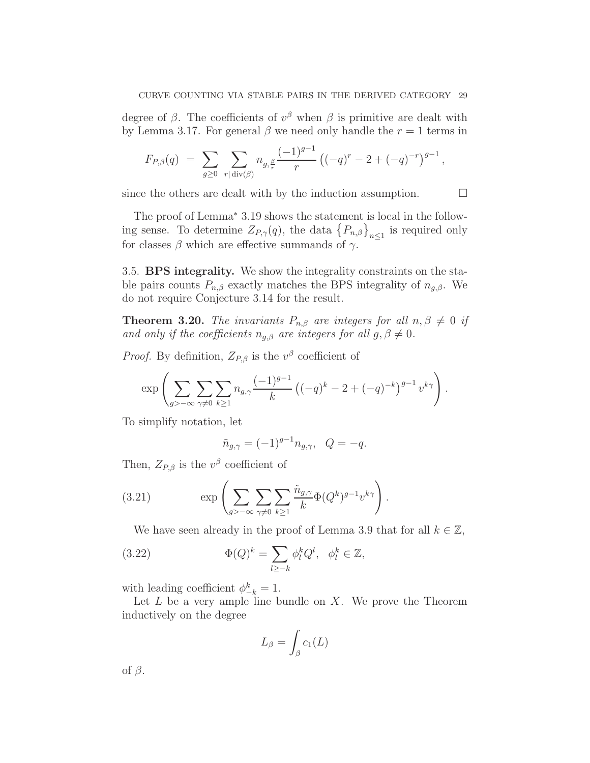degree of $\beta$. The coefficients of $v^\beta$ when $\beta$ is primitive are dealt with by Lemma 3.17. For general $\beta$ we need only handle the $r = 1$ terms in

$$F_{P,\beta}(q) \;=\; \sum_{g \geq 0} \sum_{r | \operatorname{div}(\beta)} n_{g,\frac{\beta}{r}} \frac{(-1)^{g-1}}{r} \left((-q)^r - 2 + (-q)^{-r}\right)^{g-1},$$

since the others are dealt with by the induction assumption. □

The proof of Lemma* 3.19 shows the statement is local in the following sense. To determine $Z_{P,\gamma}(q)$, the data $\left\{P_{n,\beta}\right\}_{n \leq 1}$ is required only for classes $\beta$ which are effective summands of $\gamma$.

## 3.5. **BPS integrality.**

We show the integrality constraints on the stable pairs counts $P_{n,\beta}$ exactly matches the BPS integrality of $n_{g,\beta}$. We do not require Conjecture 3.14 for the result.

**Theorem 3.20.** *The invariants $P_{n,\beta}$ are integers for all $n, \beta \neq 0$ if and only if the coefficients $n_{g,\beta}$ are integers for all $g, \beta \neq 0$.*

*Proof.* By definition, $Z_{P,\beta}$ is the $v^\beta$ coefficient of

$$\exp\left(\sum_{g > -\infty} \sum_{\gamma \neq 0} \sum_{k \geq 1} n_{g,\gamma} \frac{(-1)^{g-1}}{k} \left((-q)^k - 2 + (-q)^{-k}\right)^{g-1} v^{k\gamma}\right).$$

To simplify notation, let

$$\tilde{n}_{g,\gamma} = (-1)^{g-1} n_{g,\gamma}, \quad Q = -q.$$

Then, $Z_{P,\beta}$ is the $v^\beta$ coefficient of

$$\exp\left(\sum_{g > -\infty} \sum_{\gamma \neq 0} \sum_{k \geq 1} \frac{\tilde{n}_{g,\gamma}}{k} \Phi(Q^k)^{g-1} v^{k\gamma}\right). \tag{3.21}$$

We have seen already in the proof of Lemma 3.9 that for all $k \in \mathbb{Z}$,

$$\Phi(Q)^k = \sum_{l \geq -k} \phi^k_l Q^l, \quad \phi^k_l \in \mathbb{Z}, \tag{3.22}$$

with leading coefficient $\phi^k_{-k} = 1$.

Let $L$ be a very ample line bundle on $X$. We prove the Theorem inductively on the degree

$$L_\beta = \int_\beta c_1(L)$$

of $\beta$.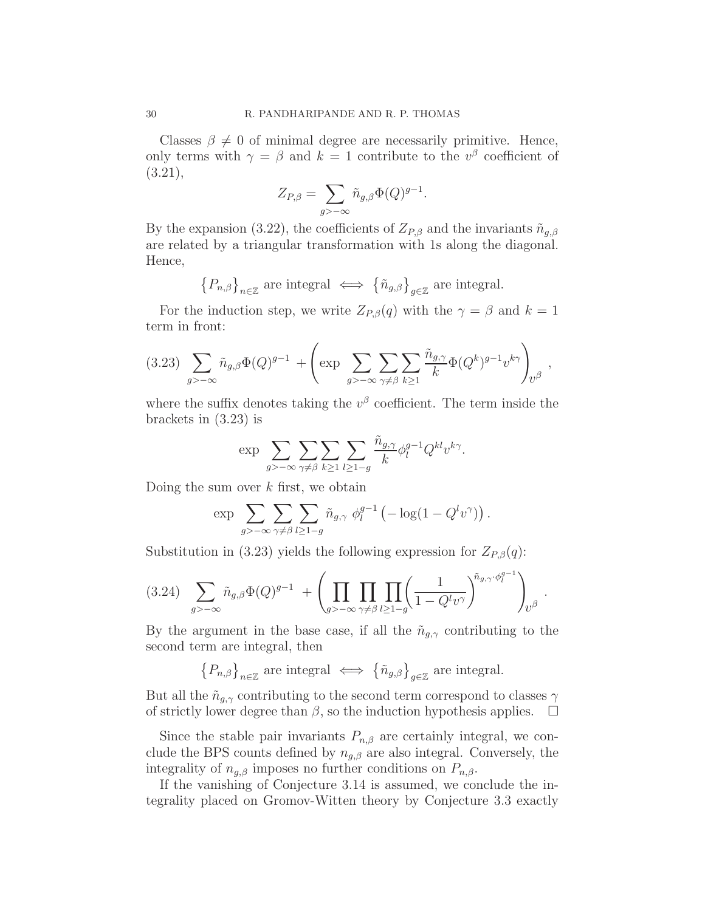Classes $\beta \neq 0$ of minimal degree are necessarily primitive. Hence, only terms with $\gamma = \beta$ and $k = 1$ contribute to the $v^\beta$ coefficient of (3.21),

$$Z_{P,\beta} = \sum_{g > -\infty} \tilde{n}_{g,\beta} \Phi(Q)^{g-1}.$$

By the expansion (3.22), the coefficients of $Z_{P,\beta}$ and the invariants $\tilde{n}_{g,\beta}$ are related by a triangular transformation with 1s along the diagonal. Hence,

$$\left\{P_{n,\beta}\right\}_{n \in \mathbb{Z}} \text{ are integral } \iff \left\{\tilde{n}_{g,\beta}\right\}_{g \in \mathbb{Z}} \text{ are integral.}$$

For the induction step, we write $Z_{P,\beta}(q)$ with the $\gamma = \beta$ and $k = 1$ term in front:

$$(3.23) \quad \sum_{g > -\infty} \tilde{n}_{g,\beta} \Phi(Q)^{g-1} \; + \left( \exp \; \sum_{g > -\infty} \sum_{\gamma \neq \beta} \sum_{k \geq 1} \frac{\tilde{n}_{g,\gamma}}{k} \Phi(Q^k)^{g-1} v^{k\gamma} \right)_{v^\beta},$$

where the suffix denotes taking the $v^\beta$ coefficient. The term inside the brackets in (3.23) is

$$\exp \; \sum_{g > -\infty} \sum_{\gamma \neq \beta} \sum_{k \geq 1} \sum_{l \geq 1-g} \frac{\tilde{n}_{g,\gamma}}{k} \phi_l^{g-1} Q^{kl} v^{k\gamma}.$$

Doing the sum over $k$ first, we obtain

$$\exp \; \sum_{g > -\infty} \sum_{\gamma \neq \beta} \sum_{l \geq 1-g} \tilde{n}_{g,\gamma} \; \phi_l^{g-1} \left( -\log(1 - Q^l v^\gamma) \right).$$

Substitution in (3.23) yields the following expression for $Z_{P,\beta}(q)$:

$$(3.24) \quad \sum_{g > -\infty} \tilde{n}_{g,\beta} \Phi(Q)^{g-1} \; + \left( \prod_{g > -\infty} \prod_{\gamma \neq \beta} \prod_{l \geq 1-g} \left( \frac{1}{1 - Q^l v^\gamma} \right)^{\tilde{n}_{g,\gamma} \cdot \phi_l^{g-1}} \right)_{v^\beta}.$$

By the argument in the base case, if all the $\tilde{n}_{g,\gamma}$ contributing to the second term are integral, then

$$\left\{P_{n,\beta}\right\}_{n \in \mathbb{Z}} \text{ are integral } \iff \left\{\tilde{n}_{g,\beta}\right\}_{g \in \mathbb{Z}} \text{ are integral.}$$

But all the $\tilde{n}_{g,\gamma}$ contributing to the second term correspond to classes $\gamma$ of strictly lower degree than $\beta$, so the induction hypothesis applies. $\square$

Since the stable pair invariants $P_{n,\beta}$ are certainly integral, we conclude the BPS counts defined by $n_{g,\beta}$ are also integral. Conversely, the integrality of $n_{g,\beta}$ imposes no further conditions on $P_{n,\beta}$.

If the vanishing of Conjecture 3.14 is assumed, we conclude the integrality placed on Gromov-Witten theory by Conjecture 3.3 exactly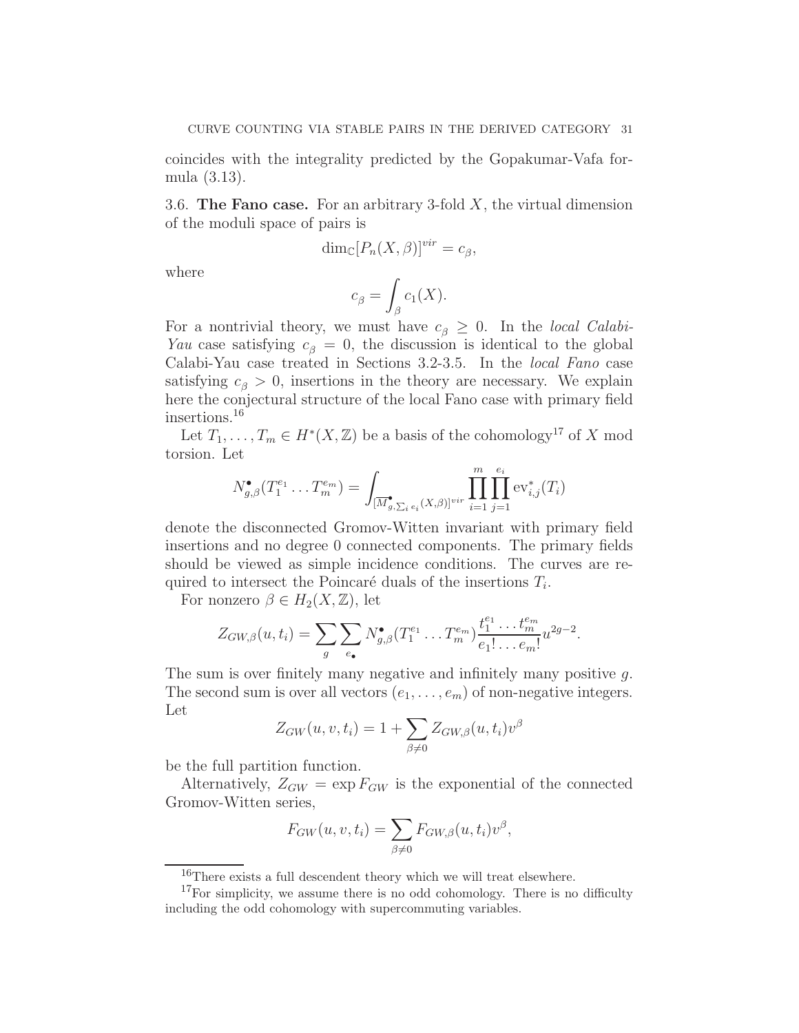coincides with the integrality predicted by the Gopakumar-Vafa formula (3.13).

### 3.6. The Fano case.

For an arbitrary 3-fold $X$, the virtual dimension of the moduli space of pairs is

$$\dim_{\mathbb{C}}[P_n(X,\beta)]^{vir} = c_\beta,$$

where

$$c_\beta = \int_\beta c_1(X).$$

For a nontrivial theory, we must have $c_\beta \geq 0$. In the *local Calabi-Yau* case satisfying $c_\beta = 0$, the discussion is identical to the global Calabi-Yau case treated in Sections 3.2-3.5. In the *local Fano* case satisfying $c_\beta > 0$, insertions in the theory are necessary. We explain here the conjectural structure of the local Fano case with primary field insertions.[16]

Let $T_1, \ldots, T_m \in H^*(X,\mathbb{Z})$ be a basis of the cohomology[17] of $X$ mod torsion. Let

$$N^\bullet_{g,\beta}(T_1^{e_1} \ldots T_m^{e_m}) = \int_{[\overline{M}^\bullet_{g,\sum_i e_i}(X,\beta)]^{vir}} \prod_{i=1}^{m} \prod_{j=1}^{e_i} \mathrm{ev}^*_{i,j}(T_i)$$

denote the disconnected Gromov-Witten invariant with primary field insertions and no degree 0 connected components. The primary fields should be viewed as simple incidence conditions. The curves are required to intersect the Poincaré duals of the insertions $T_i$.

For nonzero $\beta \in H_2(X,\mathbb{Z})$, let

$$Z_{GW,\beta}(u,t_i) = \sum_g \sum_{e_\bullet} N^\bullet_{g,\beta}(T_1^{e_1} \ldots T_m^{e_m}) \frac{t_1^{e_1} \ldots t_m^{e_m}}{e_1! \ldots e_m!} u^{2g-2}.$$

The sum is over finitely many negative and infinitely many positive $g$. The second sum is over all vectors $(e_1, \ldots, e_m)$ of non-negative integers. Let

$$Z_{GW}(u,v,t_i) = 1 + \sum_{\beta \neq 0} Z_{GW,\beta}(u,t_i) v^\beta$$

be the full partition function.

Alternatively, $Z_{GW} = \exp F_{GW}$ is the exponential of the connected Gromov-Witten series,

$$F_{GW}(u,v,t_i) = \sum_{\beta \neq 0} F_{GW,\beta}(u,t_i) v^\beta,$$

---

[16] There exists a full descendent theory which we will treat elsewhere.

[17] For simplicity, we assume there is no odd cohomology. There is no difficulty including the odd cohomology with supercommuting variables.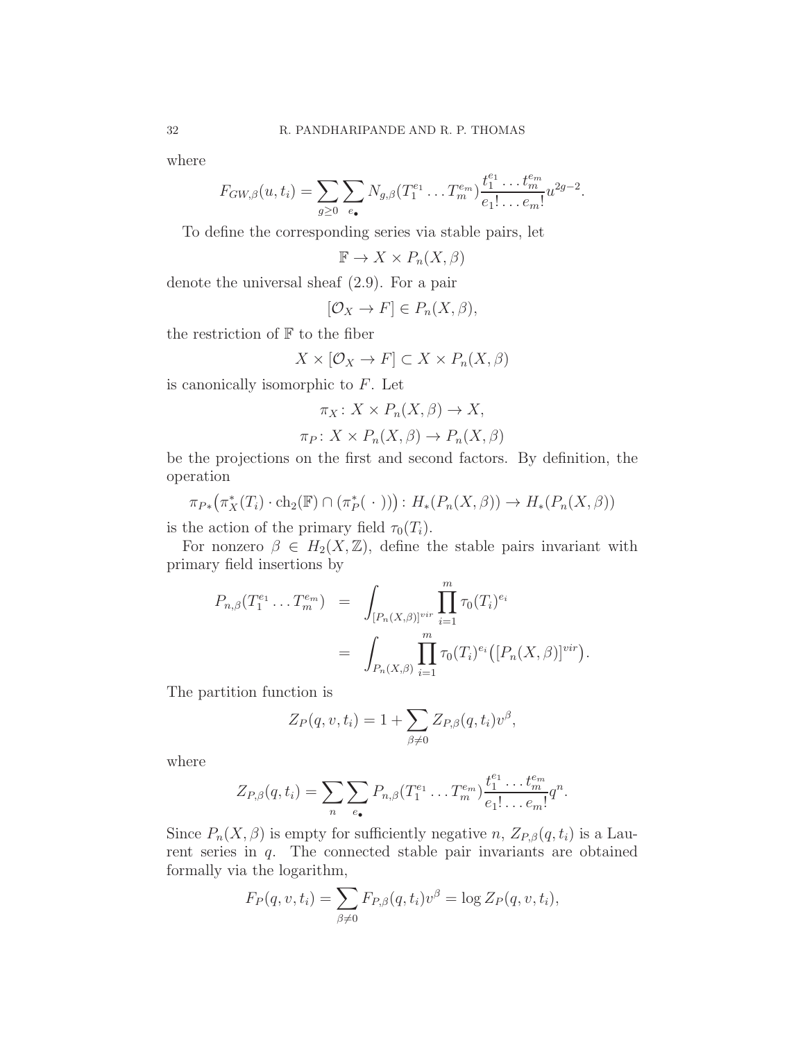where

$$F_{GW,\beta}(u, t_i) = \sum_{g \geq 0} \sum_{e_\bullet} N_{g,\beta}(T_1^{e_1} \dots T_m^{e_m}) \frac{t_1^{e_1} \dots t_m^{e_m}}{e_1! \dots e_m!} u^{2g-2}.$$

To define the corresponding series via stable pairs, let

$$\mathbb{F} \to X \times P_n(X, \beta)$$

denote the universal sheaf (2.9). For a pair

$$[\mathcal{O}_X \to F] \in P_n(X, \beta),$$

the restriction of $\mathbb{F}$ to the fiber

$$X \times [\mathcal{O}_X \to F] \subset X \times P_n(X, \beta)$$

is canonically isomorphic to $F$. Let

$$\pi_X \colon X \times P_n(X, \beta) \to X,$$

$$\pi_P \colon X \times P_n(X, \beta) \to P_n(X, \beta)$$

be the projections on the first and second factors. By definition, the operation

$$\pi_{P*}\big(\pi_X^*(T_i) \cdot \mathrm{ch}_2(\mathbb{F}) \cap (\pi_P^*(\ \cdot\ ))\big) \colon H_*(P_n(X, \beta)) \to H_*(P_n(X, \beta))$$

is the action of the primary field $\tau_0(T_i)$.

For nonzero $\beta \in H_2(X, \mathbb{Z})$, define the stable pairs invariant with primary field insertions by

$$\begin{aligned} P_{n,\beta}(T_1^{e_1} \dots T_m^{e_m}) &= \int_{[P_n(X,\beta)]^{vir}} \prod_{i=1}^{m} \tau_0(T_i)^{e_i} \\ &= \int_{P_n(X,\beta)} \prod_{i=1}^{m} \tau_0(T_i)^{e_i} \big([P_n(X, \beta)]^{vir}\big). \end{aligned}$$

The partition function is

$$Z_P(q, v, t_i) = 1 + \sum_{\beta \neq 0} Z_{P,\beta}(q, t_i) v^\beta,$$

where

$$Z_{P,\beta}(q, t_i) = \sum_n \sum_{e_\bullet} P_{n,\beta}(T_1^{e_1} \dots T_m^{e_m}) \frac{t_1^{e_1} \dots t_m^{e_m}}{e_1! \dots e_m!} q^n.$$

Since $P_n(X, \beta)$ is empty for sufficiently negative $n$, $Z_{P,\beta}(q, t_i)$ is a Laurent series in $q$. The connected stable pair invariants are obtained formally via the logarithm,

$$F_P(q, v, t_i) = \sum_{\beta \neq 0} F_{P,\beta}(q, t_i) v^\beta = \log Z_P(q, v, t_i),$$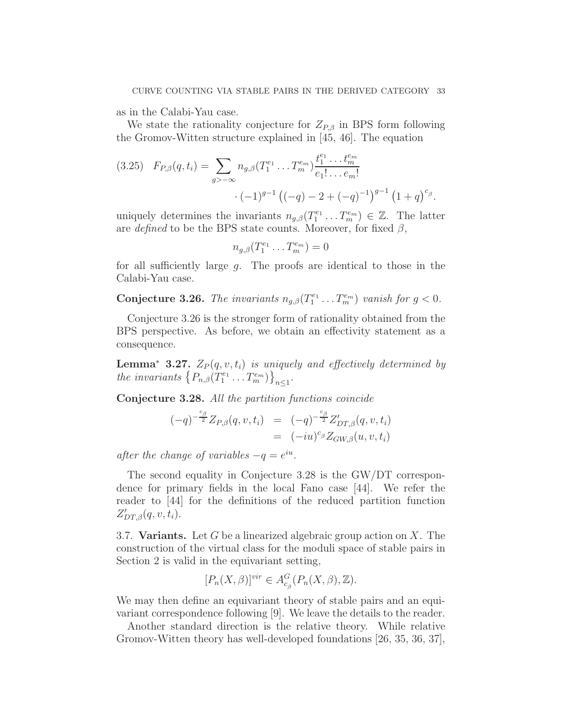as in the Calabi-Yau case.

We state the rationality conjecture for $Z_{P,\beta}$ in BPS form following the Gromov-Witten structure explained in [45, 46]. The equation

$$
(3.25) \quad F_{P,\beta}(q,t_i) = \sum_{g>-\infty} n_{g,\beta}(T_1^{e_1}\dots T_m^{e_m}) \frac{t_1^{e_1}\dots t_m^{e_m}}{e_1!\dots e_m!} \cdot (-1)^{g-1}\left((-q)-2+(-q)^{-1}\right)^{g-1}\left(1+q\right)^{c_\beta}.
$$

uniquely determines the invariants $n_{g,\beta}(T_1^{e_1}\dots T_m^{e_m}) \in \mathbb{Z}$. The latter are *defined* to be the BPS state counts. Moreover, for fixed $\beta$,

$$
n_{g,\beta}(T_1^{e_1}\dots T_m^{e_m}) = 0
$$

for all sufficiently large $g$. The proofs are identical to those in the Calabi-Yau case.

**Conjecture 3.26.** *The invariants $n_{g,\beta}(T_1^{e_1}\dots T_m^{e_m})$ vanish for $g<0$.*

Conjecture 3.26 is the stronger form of rationality obtained from the BPS perspective. As before, we obtain an effectivity statement as a consequence.

**Lemma$^*$ 3.27.** *$Z_P(q,v,t_i)$ is uniquely and effectively determined by the invariants $\left\{P_{n,\beta}(T_1^{e_1}\dots T_m^{e_m})\right\}_{n\leq 1}$.*

**Conjecture 3.28.** *All the partition functions coincide*

$$
\begin{aligned}
(-q)^{-\frac{c_\beta}{2}} Z_{P,\beta}(q,v,t_i) &= (-q)^{-\frac{c_\beta}{2}} Z'_{DT,\beta}(q,v,t_i) \\
&= (-iu)^{c_\beta} Z_{GW,\beta}(u,v,t_i)
\end{aligned}
$$

*after the change of variables $-q = e^{iu}$.*

The second equality in Conjecture 3.28 is the GW/DT correspondence for primary fields in the local Fano case [44]. We refer the reader to [44] for the definitions of the reduced partition function $Z'_{DT,\beta}(q,v,t_i)$.

3.7. **Variants.** Let $G$ be a linearized algebraic group action on $X$. The construction of the virtual class for the moduli space of stable pairs in Section 2 is valid in the equivariant setting,

$$
[P_n(X,\beta)]^{vir} \in A^G_{c_\beta}(P_n(X,\beta),\mathbb{Z}).
$$

We may then define an equivariant theory of stable pairs and an equivariant correspondence following [9]. We leave the details to the reader.

Another standard direction is the relative theory. While relative Gromov-Witten theory has well-developed foundations [26, 35, 36, 37],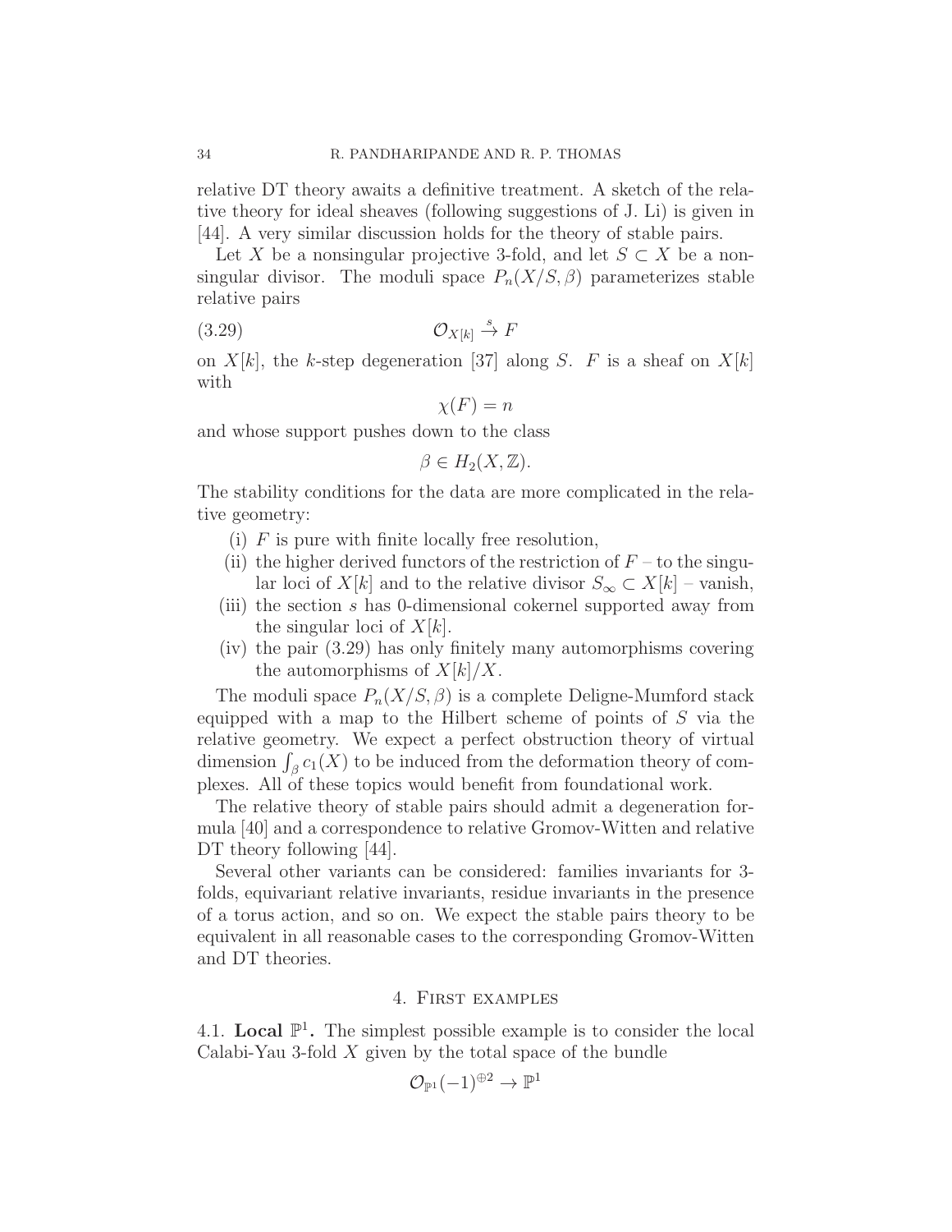relative DT theory awaits a definitive treatment. A sketch of the relative theory for ideal sheaves (following suggestions of J. Li) is given in [44]. A very similar discussion holds for the theory of stable pairs.

Let $X$ be a nonsingular projective 3-fold, and let $S \subset X$ be a nonsingular divisor. The moduli space $P_n(X/S, \beta)$ parameterizes stable relative pairs

$$\mathcal{O}_{X[k]} \xrightarrow{s} F \tag{3.29}$$

on $X[k]$, the $k$-step degeneration [37] along $S$. $F$ is a sheaf on $X[k]$ with

$$\chi(F) = n$$

and whose support pushes down to the class

$$\beta \in H_2(X, \mathbb{Z}).$$

The stability conditions for the data are more complicated in the relative geometry:

(i) $F$ is pure with finite locally free resolution,

(ii) the higher derived functors of the restriction of $F$ – to the singular loci of $X[k]$ and to the relative divisor $S_\infty \subset X[k]$ – vanish,

(iii) the section $s$ has 0-dimensional cokernel supported away from the singular loci of $X[k]$.

(iv) the pair (3.29) has only finitely many automorphisms covering the automorphisms of $X[k]/X$.

The moduli space $P_n(X/S, \beta)$ is a complete Deligne-Mumford stack equipped with a map to the Hilbert scheme of points of $S$ via the relative geometry. We expect a perfect obstruction theory of virtual dimension $\int_\beta c_1(X)$ to be induced from the deformation theory of complexes. All of these topics would benefit from foundational work.

The relative theory of stable pairs should admit a degeneration formula [40] and a correspondence to relative Gromov-Witten and relative DT theory following [44].

Several other variants can be considered: families invariants for 3-folds, equivariant relative invariants, residue invariants in the presence of a torus action, and so on. We expect the stable pairs theory to be equivalent in all reasonable cases to the corresponding Gromov-Witten and DT theories.

## 4. First examples

**4.1. Local $\mathbb{P}^1$.** The simplest possible example is to consider the local Calabi-Yau 3-fold $X$ given by the total space of the bundle

$$\mathcal{O}_{\mathbb{P}^1}(-1)^{\oplus 2} \to \mathbb{P}^1$$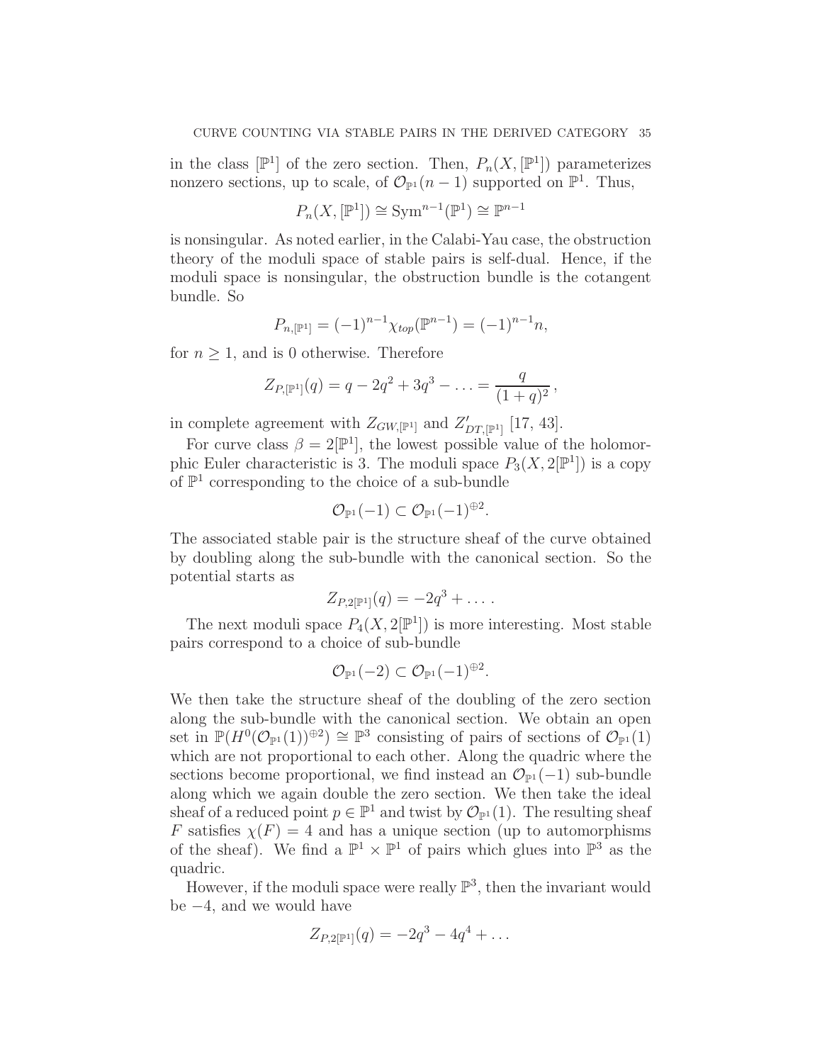in the class $[\mathbb{P}^1]$ of the zero section. Then, $P_n(X, [\mathbb{P}^1])$ parameterizes nonzero sections, up to scale, of $\mathcal{O}_{\mathbb{P}^1}(n-1)$ supported on $\mathbb{P}^1$. Thus,

$$P_n(X, [\mathbb{P}^1]) \cong \mathrm{Sym}^{n-1}(\mathbb{P}^1) \cong \mathbb{P}^{n-1}$$

is nonsingular. As noted earlier, in the Calabi-Yau case, the obstruction theory of the moduli space of stable pairs is self-dual. Hence, if the moduli space is nonsingular, the obstruction bundle is the cotangent bundle. So

$$P_{n,[\mathbb{P}^1]} = (-1)^{n-1}\chi_{top}(\mathbb{P}^{n-1}) = (-1)^{n-1}n,$$

for $n \geq 1$, and is 0 otherwise. Therefore

$$Z_{P,[\mathbb{P}^1]}(q) = q - 2q^2 + 3q^3 - \ldots = \frac{q}{(1+q)^2}\,,$$

in complete agreement with $Z_{GW,[\mathbb{P}^1]}$ and $Z'_{DT,[\mathbb{P}^1]}$ [17, 43].

For curve class $\beta = 2[\mathbb{P}^1]$, the lowest possible value of the holomorphic Euler characteristic is 3. The moduli space $P_3(X, 2[\mathbb{P}^1])$ is a copy of $\mathbb{P}^1$ corresponding to the choice of a sub-bundle

$$\mathcal{O}_{\mathbb{P}^1}(-1) \subset \mathcal{O}_{\mathbb{P}^1}(-1)^{\oplus 2}.$$

The associated stable pair is the structure sheaf of the curve obtained by doubling along the sub-bundle with the canonical section. So the potential starts as

$$Z_{P,2[\mathbb{P}^1]}(q) = -2q^3 + \ldots\,.$$

The next moduli space $P_4(X, 2[\mathbb{P}^1])$ is more interesting. Most stable pairs correspond to a choice of sub-bundle

$$\mathcal{O}_{\mathbb{P}^1}(-2) \subset \mathcal{O}_{\mathbb{P}^1}(-1)^{\oplus 2}.$$

We then take the structure sheaf of the doubling of the zero section along the sub-bundle with the canonical section. We obtain an open set in $\mathbb{P}(H^0(\mathcal{O}_{\mathbb{P}^1}(1))^{\oplus 2}) \cong \mathbb{P}^3$ consisting of pairs of sections of $\mathcal{O}_{\mathbb{P}^1}(1)$ which are not proportional to each other. Along the quadric where the sections become proportional, we find instead an $\mathcal{O}_{\mathbb{P}^1}(-1)$ sub-bundle along which we again double the zero section. We then take the ideal sheaf of a reduced point $p \in \mathbb{P}^1$ and twist by $\mathcal{O}_{\mathbb{P}^1}(1)$. The resulting sheaf $F$ satisfies $\chi(F) = 4$ and has a unique section (up to automorphisms of the sheaf). We find a $\mathbb{P}^1 \times \mathbb{P}^1$ of pairs which glues into $\mathbb{P}^3$ as the quadric.

However, if the moduli space were really $\mathbb{P}^3$, then the invariant would be $-4$, and we would have

$$Z_{P,2[\mathbb{P}^1]}(q) = -2q^3 - 4q^4 + \ldots$$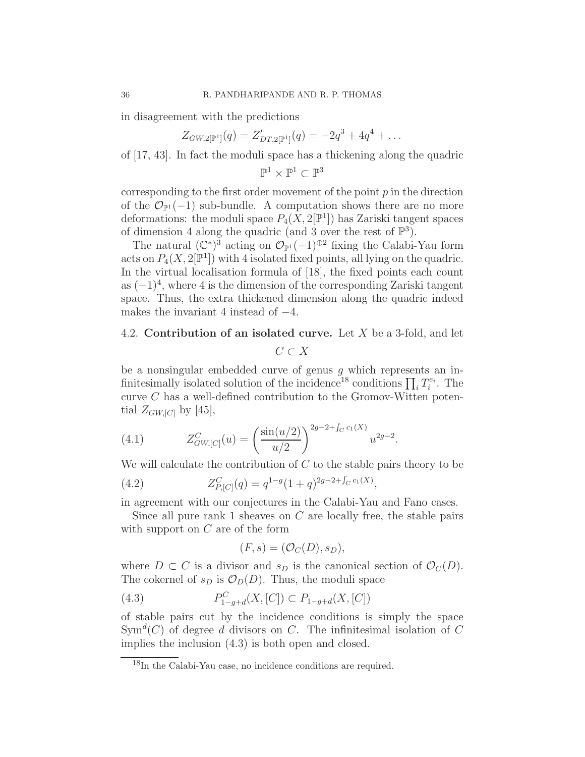in disagreement with the predictions

$$Z_{GW,2[\mathbb{P}^1]}(q) = Z'_{DT,2[\mathbb{P}^1]}(q) = -2q^3 + 4q^4 + \ldots$$

of [17, 43]. In fact the moduli space has a thickening along the quadric

$$\mathbb{P}^1 \times \mathbb{P}^1 \subset \mathbb{P}^3$$

corresponding to the first order movement of the point $p$ in the direction of the $\mathcal{O}_{\mathbb{P}^1}(-1)$ sub-bundle. A computation shows there are no more deformations: the moduli space $P_4(X, 2[\mathbb{P}^1])$ has Zariski tangent spaces of dimension 4 along the quadric (and 3 over the rest of $\mathbb{P}^3$).

The natural $(\mathbb{C}^*)^3$ acting on $\mathcal{O}_{\mathbb{P}^1}(-1)^{\oplus 2}$ fixing the Calabi-Yau form acts on $P_4(X, 2[\mathbb{P}^1])$ with 4 isolated fixed points, all lying on the quadric. In the virtual localisation formula of [18], the fixed points each count as $(-1)^4$, where 4 is the dimension of the corresponding Zariski tangent space. Thus, the extra thickened dimension along the quadric indeed makes the invariant 4 instead of $-4$.

## 4.2. Contribution of an isolated curve.

Let $X$ be a 3-fold, and let

$$C \subset X$$

be a nonsingular embedded curve of genus $g$ which represents an infinitesimally isolated solution of the incidence[18] conditions $\prod_i T_i^{e_i}$. The curve $C$ has a well-defined contribution to the Gromov-Witten potential $Z_{GW,[C]}$ by [45],

$$Z^C_{GW,[C]}(u) = \left(\frac{\sin(u/2)}{u/2}\right)^{2g-2+\int_C c_1(X)} u^{2g-2}. \tag{4.1}$$

We will calculate the contribution of $C$ to the stable pairs theory to be

$$Z^C_{P,[C]}(q) = q^{1-g}(1+q)^{2g-2+\int_C c_1(X)}, \tag{4.2}$$

in agreement with our conjectures in the Calabi-Yau and Fano cases.

Since all pure rank 1 sheaves on $C$ are locally free, the stable pairs with support on $C$ are of the form

$$(F, s) = (\mathcal{O}_C(D), s_D),$$

where $D \subset C$ is a divisor and $s_D$ is the canonical section of $\mathcal{O}_C(D)$. The cokernel of $s_D$ is $\mathcal{O}_D(D)$. Thus, the moduli space

$$P^C_{1-g+d}(X, [C]) \subset P_{1-g+d}(X, [C]) \tag{4.3}$$

of stable pairs cut by the incidence conditions is simply the space $\mathrm{Sym}^d(C)$ of degree $d$ divisors on $C$. The infinitesimal isolation of $C$ implies the inclusion (4.3) is both open and closed.

[18] In the Calabi-Yau case, no incidence conditions are required.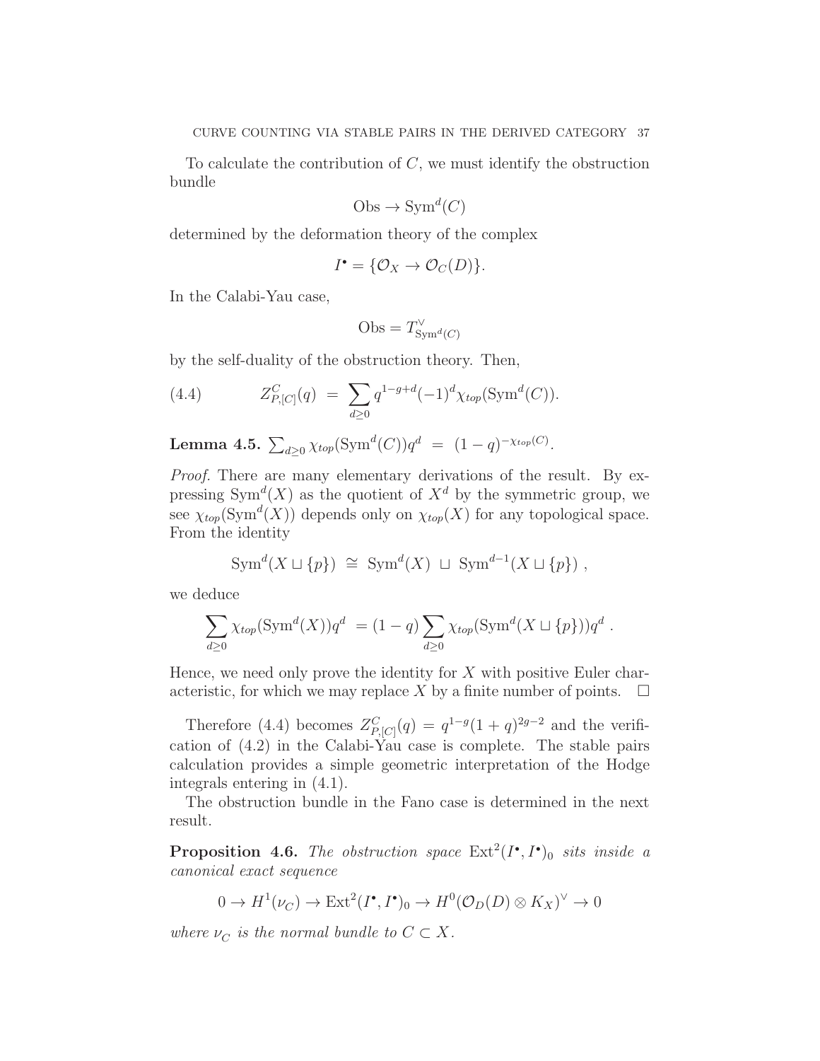To calculate the contribution of $C$, we must identify the obstruction bundle

$$\mathrm{Obs} \to \mathrm{Sym}^d(C)$$

determined by the deformation theory of the complex

$$I^\bullet = \{\mathcal{O}_X \to \mathcal{O}_C(D)\}.$$

In the Calabi-Yau case,

$$\mathrm{Obs} = T^\vee_{\mathrm{Sym}^d(C)}$$

by the self-duality of the obstruction theory. Then,

$$Z^C_{P,[C]}(q) \ = \ \sum_{d\geq 0} q^{1-g+d}(-1)^d \chi_{top}(\mathrm{Sym}^d(C)). \tag{4.4}$$

**Lemma 4.5.** $\sum_{d\geq 0} \chi_{top}(\mathrm{Sym}^d(C))q^d \ = \ (1-q)^{-\chi_{top}(C)}$.

*Proof.* There are many elementary derivations of the result. By expressing $\mathrm{Sym}^d(X)$ as the quotient of $X^d$ by the symmetric group, we see $\chi_{top}(\mathrm{Sym}^d(X))$ depends only on $\chi_{top}(X)$ for any topological space. From the identity

$$\mathrm{Sym}^d(X \sqcup \{p\}) \ \cong \ \mathrm{Sym}^d(X) \ \sqcup \ \mathrm{Sym}^{d-1}(X \sqcup \{p\}) \ ,$$

we deduce

$$\sum_{d\geq 0} \chi_{top}(\mathrm{Sym}^d(X))q^d \ = (1-q) \sum_{d\geq 0} \chi_{top}(\mathrm{Sym}^d(X \sqcup \{p\}))q^d \ .$$

Hence, we need only prove the identity for $X$ with positive Euler characteristic, for which we may replace $X$ by a finite number of points. $\square$

Therefore (4.4) becomes $Z^C_{P,[C]}(q) = q^{1-g}(1+q)^{2g-2}$ and the verification of (4.2) in the Calabi-Yau case is complete. The stable pairs calculation provides a simple geometric interpretation of the Hodge integrals entering in (4.1).

The obstruction bundle in the Fano case is determined in the next result.

**Proposition 4.6.** *The obstruction space* $\mathrm{Ext}^2(I^\bullet, I^\bullet)_0$ *sits inside a canonical exact sequence*

$$0 \to H^1(\nu_C) \to \mathrm{Ext}^2(I^\bullet, I^\bullet)_0 \to H^0(\mathcal{O}_D(D) \otimes K_X)^\vee \to 0$$

*where* $\nu_C$ *is the normal bundle to* $C \subset X$.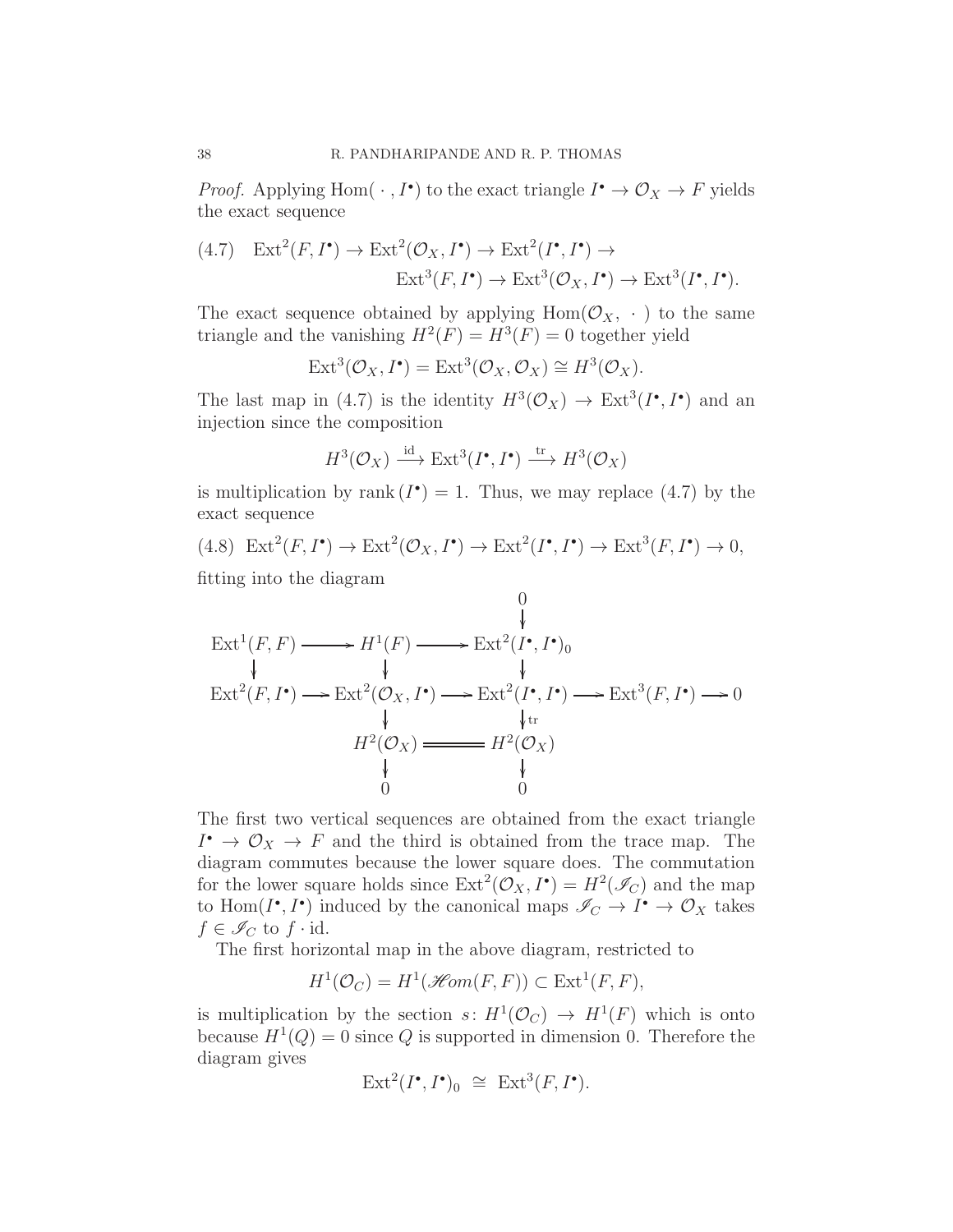*Proof.* Applying $\mathrm{Hom}(\,\cdot\,, I^\bullet)$ to the exact triangle $I^\bullet \to \mathcal{O}_X \to F$ yields the exact sequence

$$
\begin{aligned}
(4.7)\quad \mathrm{Ext}^2(F, I^\bullet) \to \mathrm{Ext}^2(\mathcal{O}_X, I^\bullet) \to \mathrm{Ext}^2(I^\bullet, I^\bullet) \to \\
\mathrm{Ext}^3(F, I^\bullet) \to \mathrm{Ext}^3(\mathcal{O}_X, I^\bullet) \to \mathrm{Ext}^3(I^\bullet, I^\bullet).
\end{aligned}
$$

The exact sequence obtained by applying $\mathrm{Hom}(\mathcal{O}_X, \,\cdot\,)$ to the same triangle and the vanishing $H^2(F) = H^3(F) = 0$ together yield

$$
\mathrm{Ext}^3(\mathcal{O}_X, I^\bullet) = \mathrm{Ext}^3(\mathcal{O}_X, \mathcal{O}_X) \cong H^3(\mathcal{O}_X).
$$

The last map in (4.7) is the identity $H^3(\mathcal{O}_X) \to \mathrm{Ext}^3(I^\bullet, I^\bullet)$ and an injection since the composition

$$
H^3(\mathcal{O}_X) \xrightarrow{\mathrm{id}} \mathrm{Ext}^3(I^\bullet, I^\bullet) \xrightarrow{\mathrm{tr}} H^3(\mathcal{O}_X)
$$

is multiplication by $\mathrm{rank}\,(I^\bullet) = 1$. Thus, we may replace (4.7) by the exact sequence

$$
(4.8)\quad \mathrm{Ext}^2(F, I^\bullet) \to \mathrm{Ext}^2(\mathcal{O}_X, I^\bullet) \to \mathrm{Ext}^2(I^\bullet, I^\bullet) \to \mathrm{Ext}^3(F, I^\bullet) \to 0,
$$

fitting into the diagram

$$
\begin{array}{ccccccc}
 & & & & 0 & & \\
 & & & & \downarrow & & \\
\mathrm{Ext}^1(F,F) & \longrightarrow & H^1(F) & \longrightarrow & \mathrm{Ext}^2(I^\bullet, I^\bullet)_0 & & \\
\downarrow & & \downarrow & & \downarrow & & \\
\mathrm{Ext}^2(F, I^\bullet) & \longrightarrow & \mathrm{Ext}^2(\mathcal{O}_X, I^\bullet) & \longrightarrow & \mathrm{Ext}^2(I^\bullet, I^\bullet) & \longrightarrow & \mathrm{Ext}^3(F, I^\bullet) \longrightarrow 0 \\
 & & \downarrow & & \downarrow{\scriptstyle \mathrm{tr}} & & \\
 & & H^2(\mathcal{O}_X) & = & H^2(\mathcal{O}_X) & & \\
 & & \downarrow & & \downarrow & & \\
 & & 0 & & 0 & &
\end{array}
$$

The first two vertical sequences are obtained from the exact triangle $I^\bullet \to \mathcal{O}_X \to F$ and the third is obtained from the trace map. The diagram commutes because the lower square does. The commutation for the lower square holds since $\mathrm{Ext}^2(\mathcal{O}_X, I^\bullet) = H^2(\mathscr{I}_C)$ and the map to $\mathrm{Hom}(I^\bullet, I^\bullet)$ induced by the canonical maps $\mathscr{I}_C \to I^\bullet \to \mathcal{O}_X$ takes $f \in \mathscr{I}_C$ to $f \cdot \mathrm{id}$.

The first horizontal map in the above diagram, restricted to

$$
H^1(\mathcal{O}_C) = H^1(\mathscr{H}om(F,F)) \subset \mathrm{Ext}^1(F,F),
$$

is multiplication by the section $s\colon H^1(\mathcal{O}_C) \to H^1(F)$ which is onto because $H^1(Q) = 0$ since $Q$ is supported in dimension 0. Therefore the diagram gives

$$
\mathrm{Ext}^2(I^\bullet, I^\bullet)_0 \;\cong\; \mathrm{Ext}^3(F, I^\bullet).
$$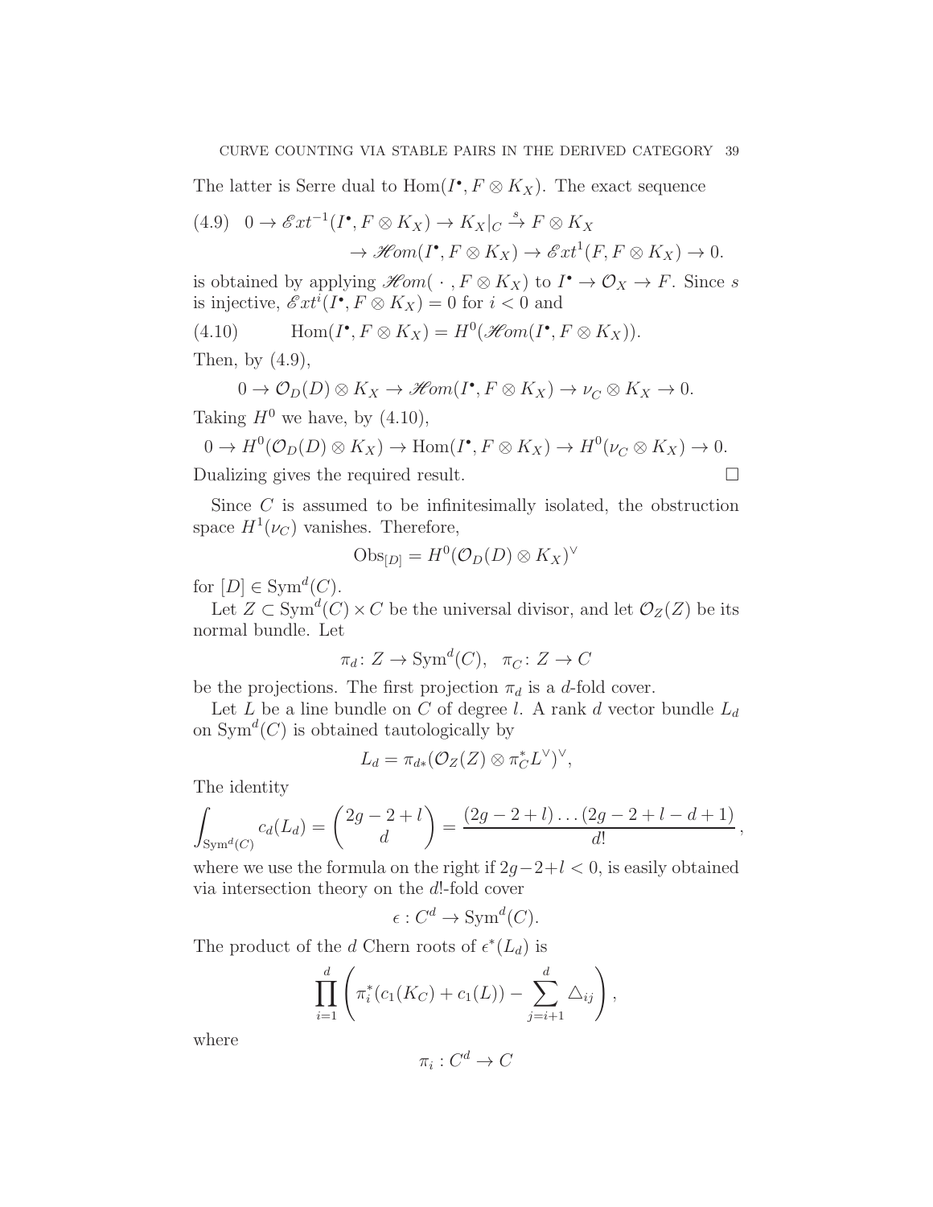The latter is Serre dual to $\mathrm{Hom}(I^\bullet, F \otimes K_X)$. The exact sequence

$$
\begin{aligned}
(4.9) \quad 0 \to \mathscr{E}xt^{-1}(I^\bullet, F \otimes K_X) \to K_X|_C \xrightarrow{s} F \otimes K_X \\
\to \mathscr{H}om(I^\bullet, F \otimes K_X) \to \mathscr{E}xt^1(F, F \otimes K_X) \to 0.
\end{aligned}
$$

is obtained by applying $\mathscr{H}om(\,\cdot\,, F \otimes K_X)$ to $I^\bullet \to \mathcal{O}_X \to F$. Since $s$ is injective, $\mathscr{E}xt^i(I^\bullet, F \otimes K_X) = 0$ for $i < 0$ and

$$
\mathrm{Hom}(I^\bullet, F \otimes K_X) = H^0(\mathscr{H}om(I^\bullet, F \otimes K_X)). \tag{4.10}
$$

Then, by (4.9),

$$
0 \to \mathcal{O}_D(D) \otimes K_X \to \mathscr{H}om(I^\bullet, F \otimes K_X) \to \nu_C \otimes K_X \to 0.
$$

Taking $H^0$ we have, by (4.10),

$$
0 \to H^0(\mathcal{O}_D(D) \otimes K_X) \to \mathrm{Hom}(I^\bullet, F \otimes K_X) \to H^0(\nu_C \otimes K_X) \to 0.
$$

Dualizing gives the required result. $\square$

Since $C$ is assumed to be infinitesimally isolated, the obstruction space $H^1(\nu_C)$ vanishes. Therefore,

$$
\mathrm{Obs}_{[D]} = H^0(\mathcal{O}_D(D) \otimes K_X)^\vee
$$

for $[D] \in \mathrm{Sym}^d(C)$.

Let $Z \subset \mathrm{Sym}^d(C) \times C$ be the universal divisor, and let $\mathcal{O}_Z(Z)$ be its normal bundle. Let

$$
\pi_d \colon Z \to \mathrm{Sym}^d(C), \quad \pi_C \colon Z \to C
$$

be the projections. The first projection $\pi_d$ is a $d$-fold cover.

Let $L$ be a line bundle on $C$ of degree $l$. A rank $d$ vector bundle $L_d$ on $\mathrm{Sym}^d(C)$ is obtained tautologically by

$$
L_d = \pi_{d*}(\mathcal{O}_Z(Z) \otimes \pi_C^* L^\vee)^\vee,
$$

The identity

$$
\int_{\mathrm{Sym}^d(C)} c_d(L_d) = \binom{2g-2+l}{d} = \frac{(2g-2+l)\ldots(2g-2+l-d+1)}{d!},
$$

where we use the formula on the right if $2g-2+l < 0$, is easily obtained via intersection theory on the $d!$-fold cover

$$
\epsilon : C^d \to \mathrm{Sym}^d(C).
$$

The product of the $d$ Chern roots of $\epsilon^*(L_d)$ is

$$
\prod_{i=1}^{d} \left( \pi_i^*(c_1(K_C) + c_1(L)) - \sum_{j=i+1}^{d} \triangle_{ij} \right),
$$

where

$$
\pi_i : C^d \to C
$$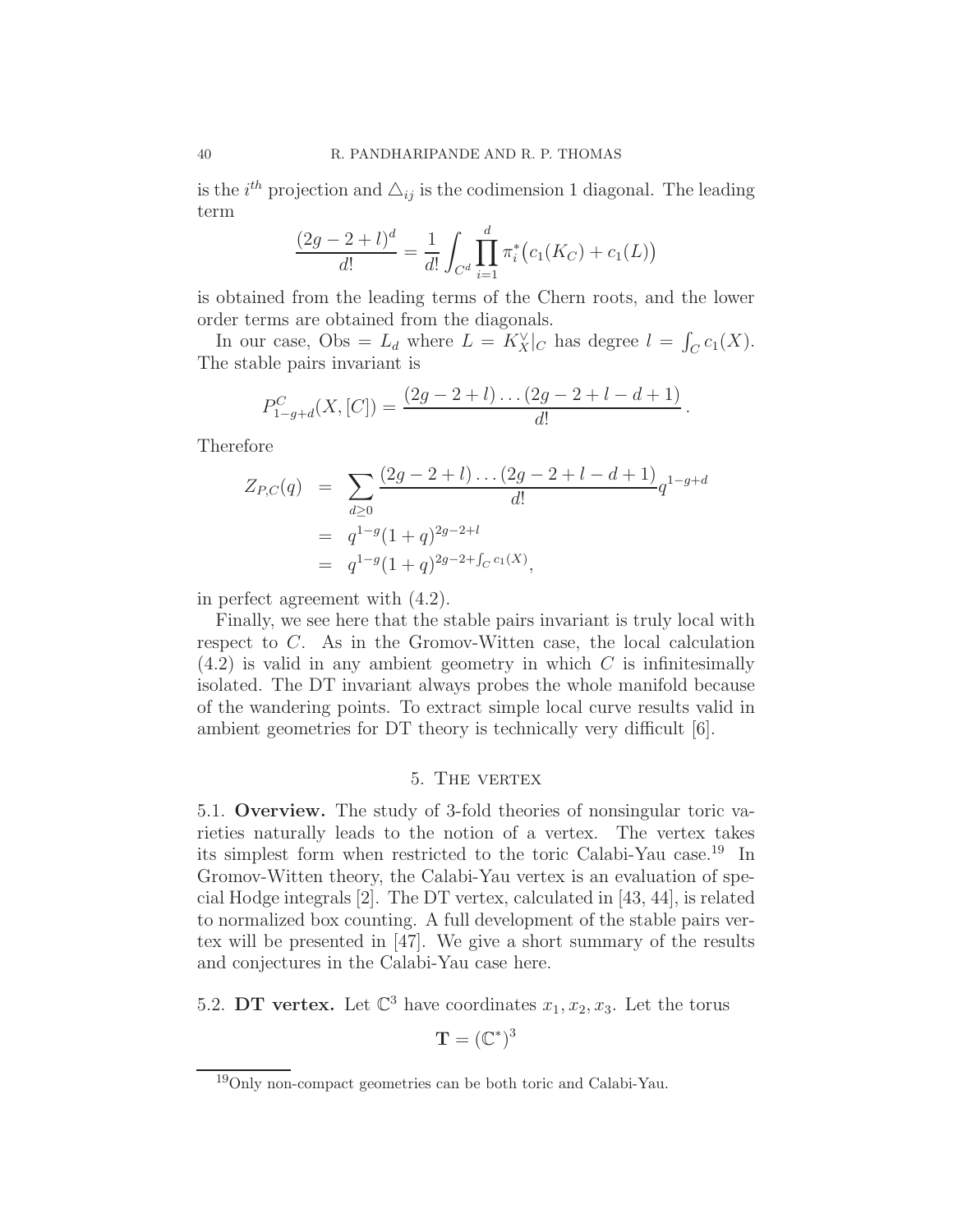is the $i^{th}$ projection and $\triangle_{ij}$ is the codimension 1 diagonal. The leading term

$$\frac{(2g-2+l)^d}{d!} = \frac{1}{d!}\int_{C^d}\prod_{i=1}^{d}\pi_i^*\big(c_1(K_C)+c_1(L)\big)$$

is obtained from the leading terms of the Chern roots, and the lower order terms are obtained from the diagonals.

In our case, Obs $= L_d$ where $L = K_X^\vee|_C$ has degree $l = \int_C c_1(X)$. The stable pairs invariant is

$$P^C_{1-g+d}(X,[C]) = \frac{(2g-2+l)\dots(2g-2+l-d+1)}{d!}\,.$$

Therefore

$$\begin{aligned}
Z_{P,C}(q) &= \sum_{d\geq 0}\frac{(2g-2+l)\dots(2g-2+l-d+1)}{d!}q^{1-g+d} \\
&= q^{1-g}(1+q)^{2g-2+l} \\
&= q^{1-g}(1+q)^{2g-2+\int_C c_1(X)},
\end{aligned}$$

in perfect agreement with (4.2).

Finally, we see here that the stable pairs invariant is truly local with respect to $C$. As in the Gromov-Witten case, the local calculation (4.2) is valid in any ambient geometry in which $C$ is infinitesimally isolated. The DT invariant always probes the whole manifold because of the wandering points. To extract simple local curve results valid in ambient geometries for DT theory is technically very difficult [6].

## 5. The vertex

**5.1. Overview.** The study of 3-fold theories of nonsingular toric varieties naturally leads to the notion of a vertex. The vertex takes its simplest form when restricted to the toric Calabi-Yau case.[19] In Gromov-Witten theory, the Calabi-Yau vertex is an evaluation of special Hodge integrals [2]. The DT vertex, calculated in [43, 44], is related to normalized box counting. A full development of the stable pairs vertex will be presented in [47]. We give a short summary of the results and conjectures in the Calabi-Yau case here.

**5.2. DT vertex.** Let $\mathbb{C}^3$ have coordinates $x_1, x_2, x_3$. Let the torus

$$\mathbf{T} = (\mathbb{C}^*)^3$$

[19] Only non-compact geometries can be both toric and Calabi-Yau.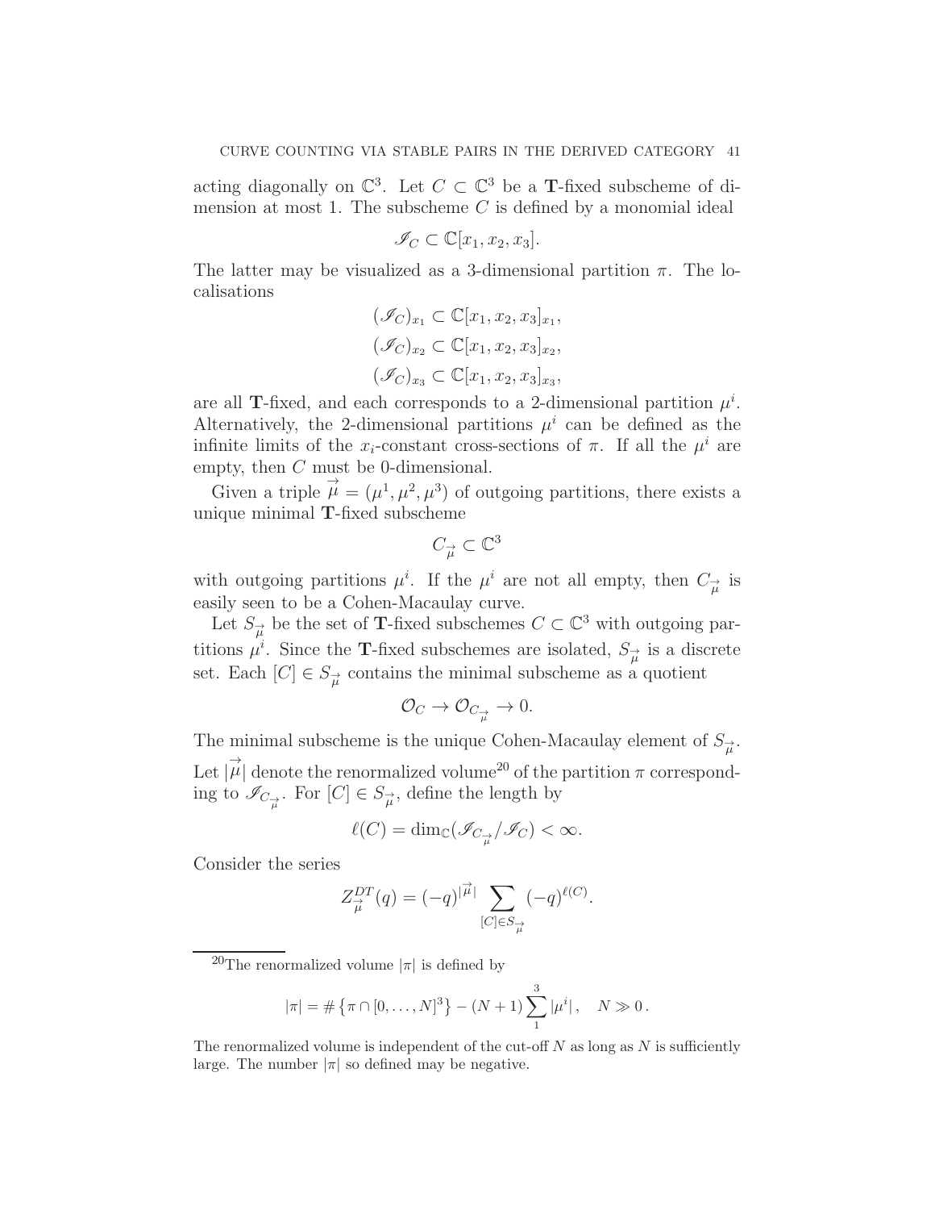acting diagonally on $\mathbb{C}^3$. Let $C \subset \mathbb{C}^3$ be a $\mathbf{T}$-fixed subscheme of dimension at most 1. The subscheme $C$ is defined by a monomial ideal

$$\mathscr{I}_C \subset \mathbb{C}[x_1, x_2, x_3].$$

The latter may be visualized as a 3-dimensional partition $\pi$. The localisations

$$(\mathscr{I}_C)_{x_1} \subset \mathbb{C}[x_1, x_2, x_3]_{x_1},$$
$$(\mathscr{I}_C)_{x_2} \subset \mathbb{C}[x_1, x_2, x_3]_{x_2},$$
$$(\mathscr{I}_C)_{x_3} \subset \mathbb{C}[x_1, x_2, x_3]_{x_3},$$

are all $\mathbf{T}$-fixed, and each corresponds to a 2-dimensional partition $\mu^i$. Alternatively, the 2-dimensional partitions $\mu^i$ can be defined as the infinite limits of the $x_i$-constant cross-sections of $\pi$. If all the $\mu^i$ are empty, then $C$ must be 0-dimensional.

Given a triple $\vec{\mu} = (\mu^1, \mu^2, \mu^3)$ of outgoing partitions, there exists a unique minimal $\mathbf{T}$-fixed subscheme

$$C_{\vec{\mu}} \subset \mathbb{C}^3$$

with outgoing partitions $\mu^i$. If the $\mu^i$ are not all empty, then $C_{\vec{\mu}}$ is easily seen to be a Cohen-Macaulay curve.

Let $S_{\vec{\mu}}$ be the set of $\mathbf{T}$-fixed subschemes $C \subset \mathbb{C}^3$ with outgoing partitions $\mu^i$. Since the $\mathbf{T}$-fixed subschemes are isolated, $S_{\vec{\mu}}$ is a discrete set. Each $[C] \in S_{\vec{\mu}}$ contains the minimal subscheme as a quotient

$$\mathcal{O}_C \to \mathcal{O}_{C_{\vec{\mu}}} \to 0.$$

The minimal subscheme is the unique Cohen-Macaulay element of $S_{\vec{\mu}}$. Let $|\vec{\mu}|$ denote the renormalized volume[20] of the partition $\pi$ corresponding to $\mathscr{I}_{C_{\vec{\mu}}}$. For $[C] \in S_{\vec{\mu}}$, define the length by

$$\ell(C) = \dim_{\mathbb{C}}(\mathscr{I}_{C_{\vec{\mu}}}/\mathscr{I}_C) < \infty.$$

Consider the series

$$Z^{DT}_{\vec{\mu}}(q) = (-q)^{|\vec{\mu}|} \sum_{[C] \in S_{\vec{\mu}}} (-q)^{\ell(C)}.$$

---

[20]The renormalized volume $|\pi|$ is defined by

$$|\pi| = \#\left\{\pi \cap [0, \dots, N]^3\right\} - (N+1)\sum_{1}^{3} |\mu^i|, \quad N \gg 0\,.$$

The renormalized volume is independent of the cut-off $N$ as long as $N$ is sufficiently large. The number $|\pi|$ so defined may be negative.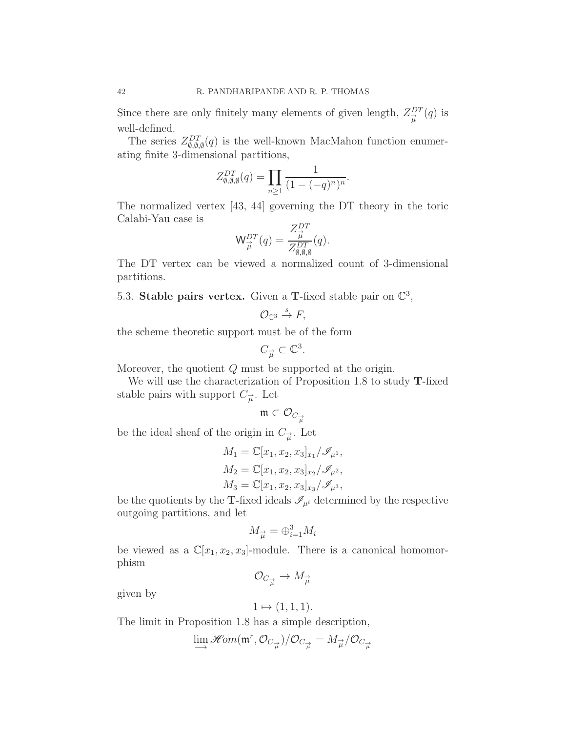Since there are only finitely many elements of given length, $Z^{DT}_{\vec{\mu}}(q)$ is well-defined.

The series $Z^{DT}_{\emptyset,\emptyset,\emptyset}(q)$ is the well-known MacMahon function enumerating finite 3-dimensional partitions,

$$Z^{DT}_{\emptyset,\emptyset,\emptyset}(q) = \prod_{n\geq 1} \frac{1}{(1-(-q)^n)^n}.$$

The normalized vertex [43, 44] governing the DT theory in the toric Calabi-Yau case is

$$\mathsf{W}^{DT}_{\vec{\mu}}(q) = \frac{Z^{DT}_{\vec{\mu}}}{Z^{DT}_{\emptyset,\emptyset,\emptyset}}(q).$$

The DT vertex can be viewed a normalized count of 3-dimensional partitions.

5.3. **Stable pairs vertex.** Given a $\mathbf{T}$-fixed stable pair on $\mathbb{C}^3$,

$$\mathcal{O}_{\mathbb{C}^3} \stackrel{s}{\to} F,$$

the scheme theoretic support must be of the form

$$C_{\vec{\mu}} \subset \mathbb{C}^3.$$

Moreover, the quotient $Q$ must be supported at the origin.

We will use the characterization of Proposition 1.8 to study $\mathbf{T}$-fixed stable pairs with support $C_{\vec{\mu}}$. Let

$$\mathfrak{m} \subset \mathcal{O}_{C_{\vec{\mu}}}$$

be the ideal sheaf of the origin in $C_{\vec{\mu}}$. Let

$$M_1 = \mathbb{C}[x_1,x_2,x_3]_{x_1}/\mathscr{I}_{\mu^1},$$
$$M_2 = \mathbb{C}[x_1,x_2,x_3]_{x_2}/\mathscr{I}_{\mu^2},$$
$$M_3 = \mathbb{C}[x_1,x_2,x_3]_{x_3}/\mathscr{I}_{\mu^3},$$

be the quotients by the $\mathbf{T}$-fixed ideals $\mathscr{I}_{\mu^i}$ determined by the respective outgoing partitions, and let

$$M_{\vec{\mu}} = \oplus_{i=1}^3 M_i$$

be viewed as a $\mathbb{C}[x_1,x_2,x_3]$-module. There is a canonical homomorphism

$$\mathcal{O}_{C_{\vec{\mu}}} \to M_{\vec{\mu}}$$

given by

$$1 \mapsto (1,1,1).$$

The limit in Proposition 1.8 has a simple description,

$$\varinjlim \mathscr{H}om(\mathfrak{m}^r, \mathcal{O}_{C_{\vec{\mu}}})/\mathcal{O}_{C_{\vec{\mu}}} = M_{\vec{\mu}}/\mathcal{O}_{C_{\vec{\mu}}}$$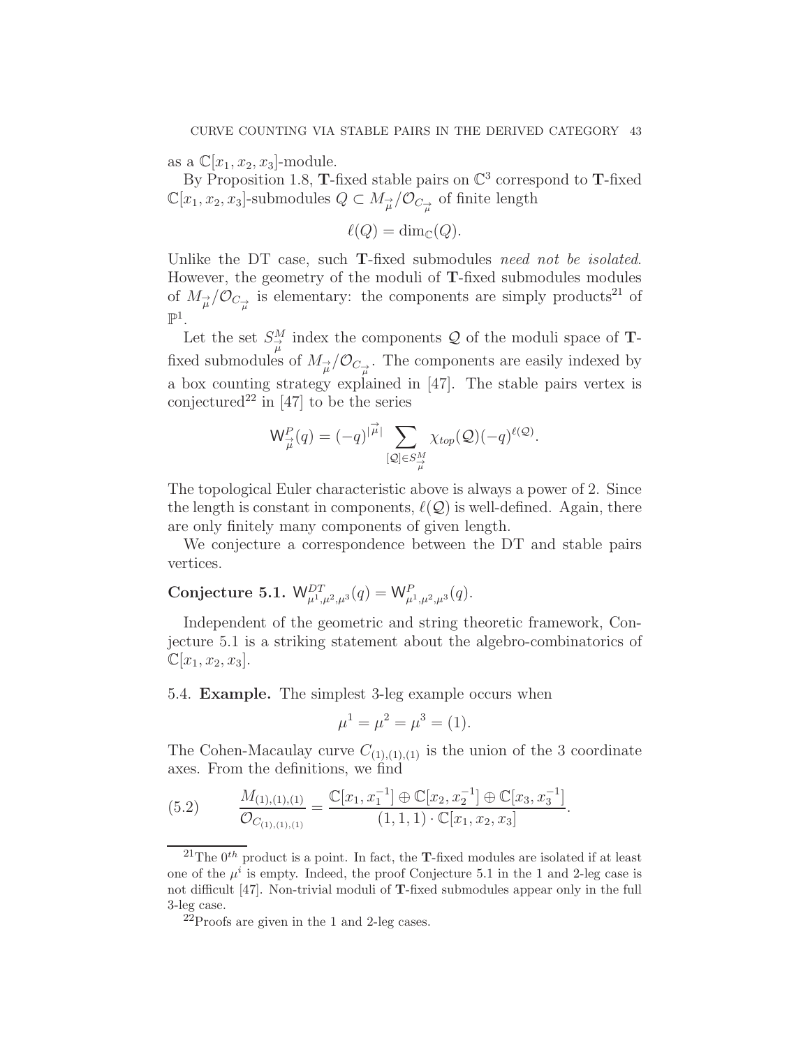as a $\mathbb{C}[x_1, x_2, x_3]$-module.

By Proposition 1.8, $\mathbf{T}$-fixed stable pairs on $\mathbb{C}^3$ correspond to $\mathbf{T}$-fixed $\mathbb{C}[x_1, x_2, x_3]$-submodules $Q \subset M_{\vec{\mu}}/\mathcal{O}_{C_{\vec{\mu}}}$ of finite length

$$\ell(Q) = \dim_{\mathbb{C}}(Q).$$

Unlike the DT case, such $\mathbf{T}$-fixed submodules *need not be isolated*. However, the geometry of the moduli of $\mathbf{T}$-fixed submodules modules of $M_{\vec{\mu}}/\mathcal{O}_{C_{\vec{\mu}}}$ is elementary: the components are simply products[21] of $\mathbb{P}^1$.

Let the set $S^M_{\vec{\mu}}$ index the components $\mathcal{Q}$ of the moduli space of $\mathbf{T}$-fixed submodules of $M_{\vec{\mu}}/\mathcal{O}_{C_{\vec{\mu}}}$. The components are easily indexed by a box counting strategy explained in [47]. The stable pairs vertex is conjectured[22] in [47] to be the series

$$\mathsf{W}^P_{\vec{\mu}}(q) = (-q)^{|\vec{\mu}|} \sum_{[\mathcal{Q}] \in S^M_{\vec{\mu}}} \chi_{top}(\mathcal{Q})(-q)^{\ell(\mathcal{Q})}.$$

The topological Euler characteristic above is always a power of 2. Since the length is constant in components, $\ell(\mathcal{Q})$ is well-defined. Again, there are only finitely many components of given length.

We conjecture a correspondence between the DT and stable pairs vertices.

**Conjecture 5.1.** $\mathsf{W}^{DT}_{\mu^1,\mu^2,\mu^3}(q) = \mathsf{W}^P_{\mu^1,\mu^2,\mu^3}(q)$.

Independent of the geometric and string theoretic framework, Conjecture 5.1 is a striking statement about the algebro-combinatorics of $\mathbb{C}[x_1, x_2, x_3]$.

5.4. **Example.** The simplest 3-leg example occurs when

$$\mu^1 = \mu^2 = \mu^3 = (1).$$

The Cohen-Macaulay curve $C_{(1),(1),(1)}$ is the union of the 3 coordinate axes. From the definitions, we find

$$\frac{M_{(1),(1),(1)}}{\mathcal{O}_{C_{(1),(1),(1)}}} = \frac{\mathbb{C}[x_1, x_1^{-1}] \oplus \mathbb{C}[x_2, x_2^{-1}] \oplus \mathbb{C}[x_3, x_3^{-1}]}{(1,1,1) \cdot \mathbb{C}[x_1, x_2, x_3]}. \tag{5.2}$$

[21] The $0^{th}$ product is a point. In fact, the $\mathbf{T}$-fixed modules are isolated if at least one of the $\mu^i$ is empty. Indeed, the proof Conjecture 5.1 in the 1 and 2-leg case is not difficult [47]. Non-trivial moduli of $\mathbf{T}$-fixed submodules appear only in the full 3-leg case.

[22] Proofs are given in the 1 and 2-leg cases.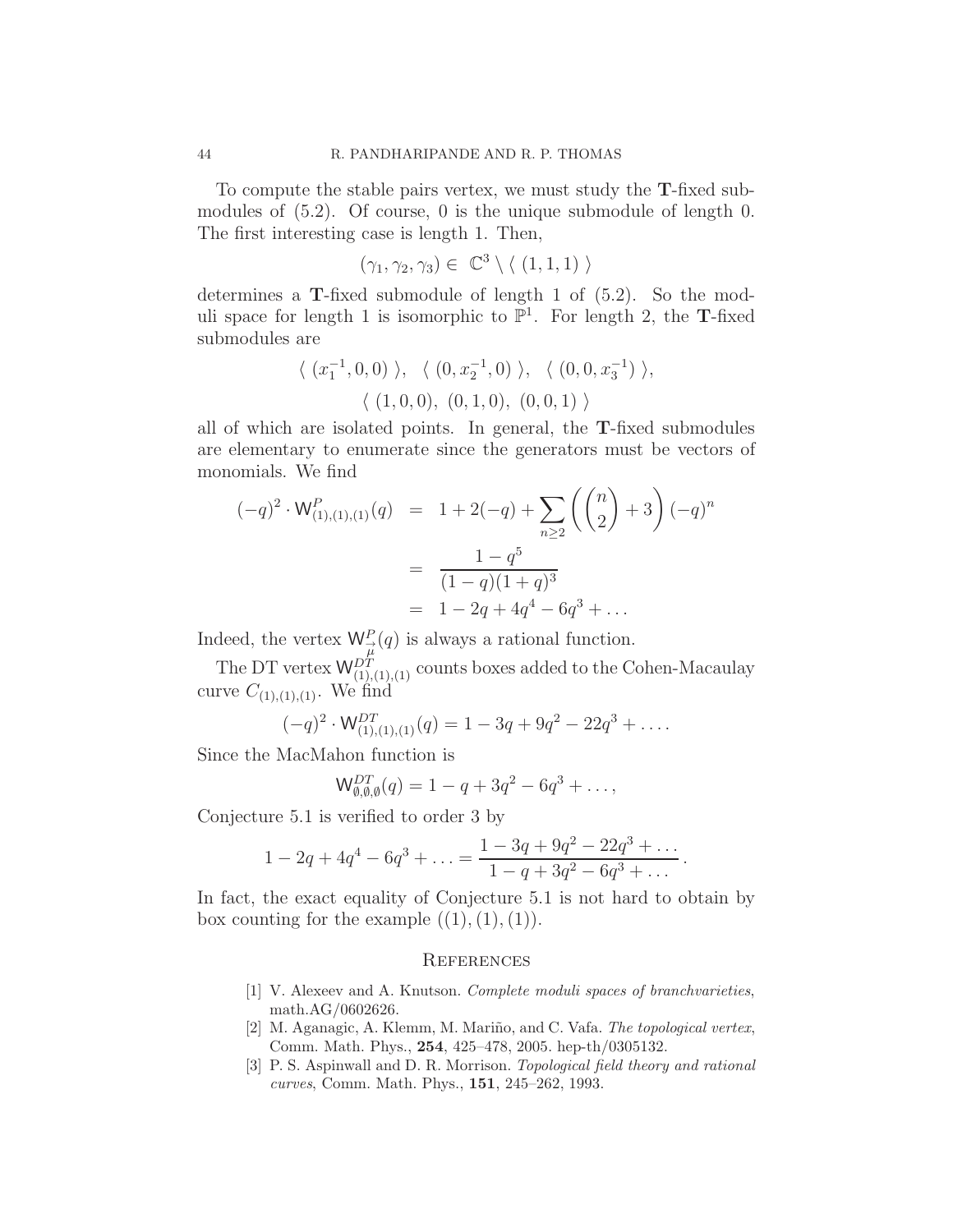To compute the stable pairs vertex, we must study the **T**-fixed submodules of (5.2). Of course, 0 is the unique submodule of length 0. The first interesting case is length 1. Then,

$$(\gamma_1, \gamma_2, \gamma_3) \in \mathbb{C}^3 \setminus \langle\ (1,1,1)\ \rangle$$

determines a **T**-fixed submodule of length 1 of (5.2). So the moduli space for length 1 is isomorphic to $\mathbb{P}^1$. For length 2, the **T**-fixed submodules are

$$\langle\ (x_1^{-1}, 0, 0)\ \rangle, \quad \langle\ (0, x_2^{-1}, 0)\ \rangle, \quad \langle\ (0, 0, x_3^{-1})\ \rangle,$$
$$\langle\ (1,0,0),\ (0,1,0),\ (0,0,1)\ \rangle$$

all of which are isolated points. In general, the **T**-fixed submodules are elementary to enumerate since the generators must be vectors of monomials. We find

$$\begin{aligned}
(-q)^2 \cdot \mathsf{W}^P_{(1),(1),(1)}(q) &= 1 + 2(-q) + \sum_{n \geq 2} \left( \binom{n}{2} + 3 \right) (-q)^n \\
&= \frac{1 - q^5}{(1-q)(1+q)^3} \\
&= 1 - 2q + 4q^4 - 6q^3 + \ldots
\end{aligned}$$

Indeed, the vertex $\mathsf{W}^P_{\vec{\mu}}(q)$ is always a rational function.

The DT vertex $\mathsf{W}^{DT}_{(1),(1),(1)}$ counts boxes added to the Cohen-Macaulay curve $C_{(1),(1),(1)}$. We find

$$(-q)^2 \cdot \mathsf{W}^{DT}_{(1),(1),(1)}(q) = 1 - 3q + 9q^2 - 22q^3 + \ldots.$$

Since the MacMahon function is

$$\mathsf{W}^{DT}_{\emptyset,\emptyset,\emptyset}(q) = 1 - q + 3q^2 - 6q^3 + \ldots,$$

Conjecture 5.1 is verified to order 3 by

$$1 - 2q + 4q^4 - 6q^3 + \ldots = \frac{1 - 3q + 9q^2 - 22q^3 + \ldots}{1 - q + 3q^2 - 6q^3 + \ldots}.$$

In fact, the exact equality of Conjecture 5.1 is not hard to obtain by box counting for the example $((1),(1),(1))$.

## References

[1] V. Alexeev and A. Knutson. *Complete moduli spaces of branchvarieties*, math.AG/0602626.

[2] M. Aganagic, A. Klemm, M. Mariño, and C. Vafa. *The topological vertex*, Comm. Math. Phys., **254**, 425–478, 2005. hep-th/0305132.

[3] P. S. Aspinwall and D. R. Morrison. *Topological field theory and rational curves*, Comm. Math. Phys., **151**, 245–262, 1993.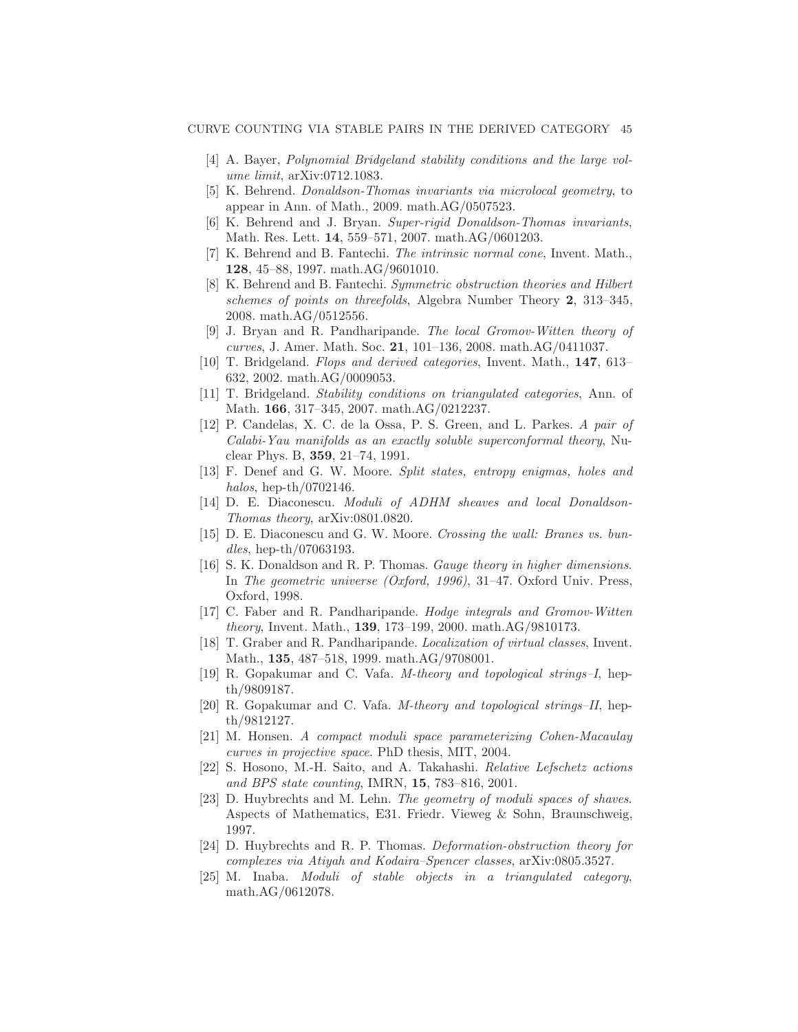[4] A. Bayer, *Polynomial Bridgeland stability conditions and the large volume limit*, arXiv:0712.1083.

[5] K. Behrend. *Donaldson-Thomas invariants via microlocal geometry*, to appear in Ann. of Math., 2009. math.AG/0507523.

[6] K. Behrend and J. Bryan. *Super-rigid Donaldson-Thomas invariants*, Math. Res. Lett. **14**, 559–571, 2007. math.AG/0601203.

[7] K. Behrend and B. Fantechi. *The intrinsic normal cone*, Invent. Math., **128**, 45–88, 1997. math.AG/9601010.

[8] K. Behrend and B. Fantechi. *Symmetric obstruction theories and Hilbert schemes of points on threefolds*, Algebra Number Theory **2**, 313–345, 2008. math.AG/0512556.

[9] J. Bryan and R. Pandharipande. *The local Gromov-Witten theory of curves*, J. Amer. Math. Soc. **21**, 101–136, 2008. math.AG/0411037.

[10] T. Bridgeland. *Flops and derived categories*, Invent. Math., **147**, 613–632, 2002. math.AG/0009053.

[11] T. Bridgeland. *Stability conditions on triangulated categories*, Ann. of Math. **166**, 317–345, 2007. math.AG/0212237.

[12] P. Candelas, X. C. de la Ossa, P. S. Green, and L. Parkes. *A pair of Calabi-Yau manifolds as an exactly soluble superconformal theory*, Nuclear Phys. B, **359**, 21–74, 1991.

[13] F. Denef and G. W. Moore. *Split states, entropy enigmas, holes and halos*, hep-th/0702146.

[14] D. E. Diaconescu. *Moduli of ADHM sheaves and local Donaldson-Thomas theory*, arXiv:0801.0820.

[15] D. E. Diaconescu and G. W. Moore. *Crossing the wall: Branes vs. bundles*, hep-th/07063193.

[16] S. K. Donaldson and R. P. Thomas. *Gauge theory in higher dimensions*. In *The geometric universe (Oxford, 1996)*, 31–47. Oxford Univ. Press, Oxford, 1998.

[17] C. Faber and R. Pandharipande. *Hodge integrals and Gromov-Witten theory*, Invent. Math., **139**, 173–199, 2000. math.AG/9810173.

[18] T. Graber and R. Pandharipande. *Localization of virtual classes*, Invent. Math., **135**, 487–518, 1999. math.AG/9708001.

[19] R. Gopakumar and C. Vafa. *M-theory and topological strings–I*, hep-th/9809187.

[20] R. Gopakumar and C. Vafa. *M-theory and topological strings–II*, hep-th/9812127.

[21] M. Honsen. *A compact moduli space parameterizing Cohen-Macaulay curves in projective space*. PhD thesis, MIT, 2004.

[22] S. Hosono, M.-H. Saito, and A. Takahashi. *Relative Lefschetz actions and BPS state counting*, IMRN, **15**, 783–816, 2001.

[23] D. Huybrechts and M. Lehn. *The geometry of moduli spaces of shaves*. Aspects of Mathematics, E31. Friedr. Vieweg & Sohn, Braunschweig, 1997.

[24] D. Huybrechts and R. P. Thomas. *Deformation-obstruction theory for complexes via Atiyah and Kodaira–Spencer classes*, arXiv:0805.3527.

[25] M. Inaba. *Moduli of stable objects in a triangulated category*, math.AG/0612078.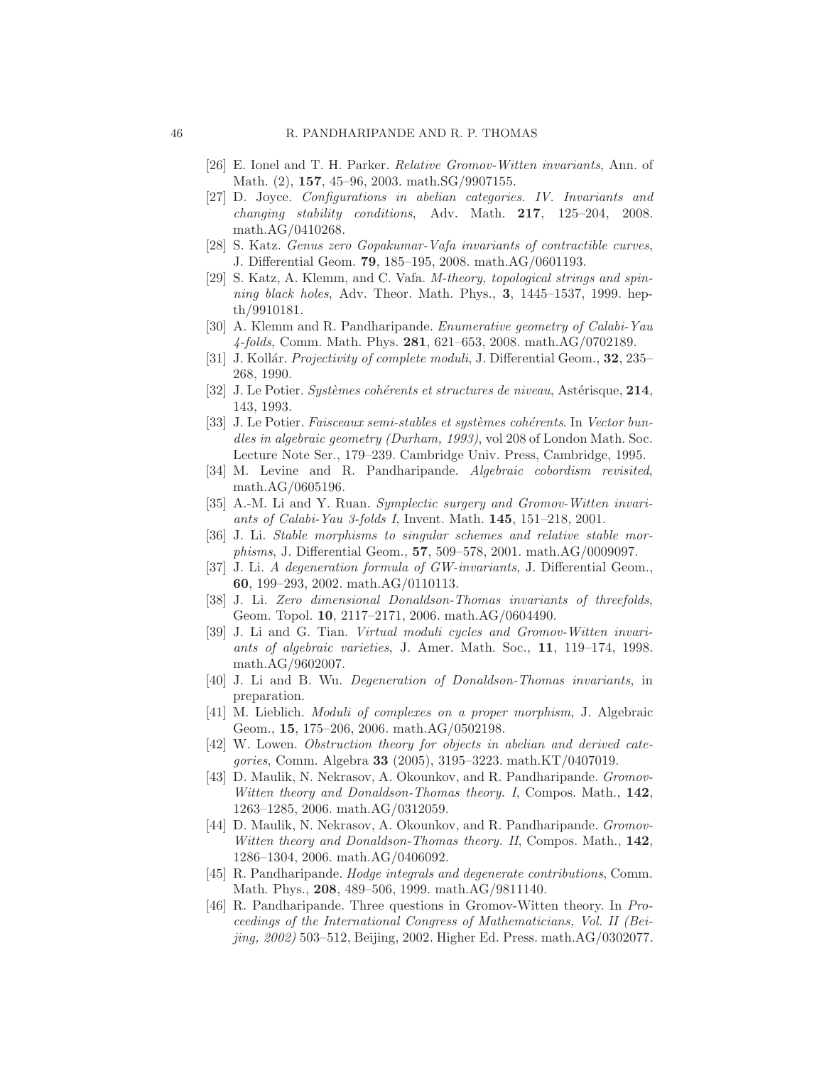[26] E. Ionel and T. H. Parker. *Relative Gromov-Witten invariants*, Ann. of Math. (2), **157**, 45–96, 2003. math.SG/9907155.

[27] D. Joyce. *Configurations in abelian categories. IV. Invariants and changing stability conditions*, Adv. Math. **217**, 125–204, 2008. math.AG/0410268.

[28] S. Katz. *Genus zero Gopakumar-Vafa invariants of contractible curves*, J. Differential Geom. **79**, 185–195, 2008. math.AG/0601193.

[29] S. Katz, A. Klemm, and C. Vafa. *M-theory, topological strings and spinning black holes*, Adv. Theor. Math. Phys., **3**, 1445–1537, 1999. hep-th/9910181.

[30] A. Klemm and R. Pandharipande. *Enumerative geometry of Calabi-Yau 4-folds*, Comm. Math. Phys. **281**, 621–653, 2008. math.AG/0702189.

[31] J. Kollár. *Projectivity of complete moduli*, J. Differential Geom., **32**, 235–268, 1990.

[32] J. Le Potier. *Systèmes cohérents et structures de niveau*, Astérisque, **214**, 143, 1993.

[33] J. Le Potier. *Faisceaux semi-stables et systèmes cohérents*. In *Vector bundles in algebraic geometry (Durham, 1993)*, vol 208 of London Math. Soc. Lecture Note Ser., 179–239. Cambridge Univ. Press, Cambridge, 1995.

[34] M. Levine and R. Pandharipande. *Algebraic cobordism revisited*, math.AG/0605196.

[35] A.-M. Li and Y. Ruan. *Symplectic surgery and Gromov-Witten invariants of Calabi-Yau 3-folds I*, Invent. Math. **145**, 151–218, 2001.

[36] J. Li. *Stable morphisms to singular schemes and relative stable morphisms*, J. Differential Geom., **57**, 509–578, 2001. math.AG/0009097.

[37] J. Li. *A degeneration formula of GW-invariants*, J. Differential Geom., **60**, 199–293, 2002. math.AG/0110113.

[38] J. Li. *Zero dimensional Donaldson-Thomas invariants of threefolds*, Geom. Topol. **10**, 2117–2171, 2006. math.AG/0604490.

[39] J. Li and G. Tian. *Virtual moduli cycles and Gromov-Witten invariants of algebraic varieties*, J. Amer. Math. Soc., **11**, 119–174, 1998. math.AG/9602007.

[40] J. Li and B. Wu. *Degeneration of Donaldson-Thomas invariants*, in preparation.

[41] M. Lieblich. *Moduli of complexes on a proper morphism*, J. Algebraic Geom., **15**, 175–206, 2006. math.AG/0502198.

[42] W. Lowen. *Obstruction theory for objects in abelian and derived categories*, Comm. Algebra **33** (2005), 3195–3223. math.KT/0407019.

[43] D. Maulik, N. Nekrasov, A. Okounkov, and R. Pandharipande. *Gromov-Witten theory and Donaldson-Thomas theory. I*, Compos. Math., **142**, 1263–1285, 2006. math.AG/0312059.

[44] D. Maulik, N. Nekrasov, A. Okounkov, and R. Pandharipande. *Gromov-Witten theory and Donaldson-Thomas theory. II*, Compos. Math., **142**, 1286–1304, 2006. math.AG/0406092.

[45] R. Pandharipande. *Hodge integrals and degenerate contributions*, Comm. Math. Phys., **208**, 489–506, 1999. math.AG/9811140.

[46] R. Pandharipande. Three questions in Gromov-Witten theory. In *Proceedings of the International Congress of Mathematicians, Vol. II (Beijing, 2002)* 503–512, Beijing, 2002. Higher Ed. Press. math.AG/0302077.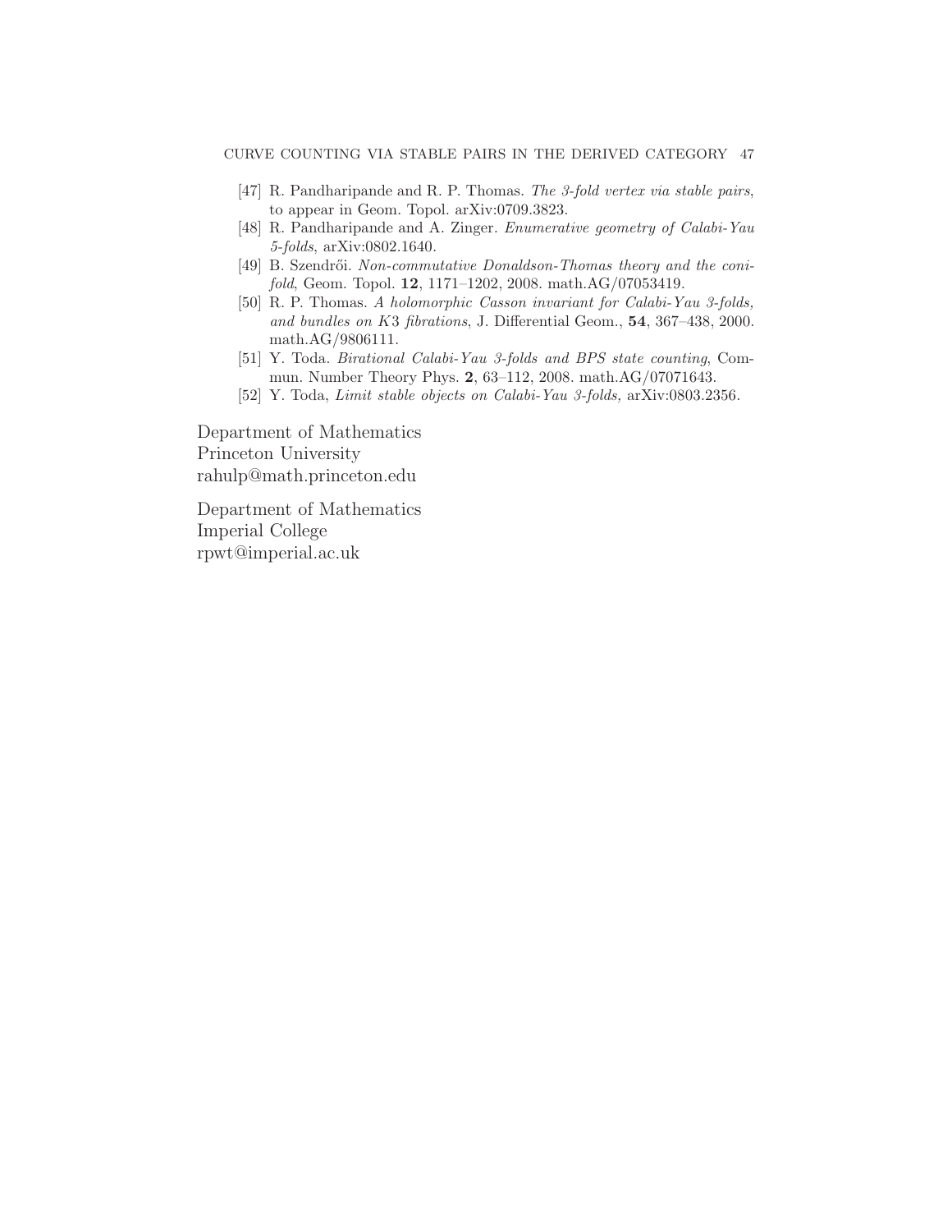[47] R. Pandharipande and R. P. Thomas. *The 3-fold vertex via stable pairs*, to appear in Geom. Topol. arXiv:0709.3823.

[48] R. Pandharipande and A. Zinger. *Enumerative geometry of Calabi-Yau 5-folds*, arXiv:0802.1640.

[49] B. Szendrői. *Non-commutative Donaldson-Thomas theory and the conifold*, Geom. Topol. **12**, 1171–1202, 2008. math.AG/07053419.

[50] R. P. Thomas. *A holomorphic Casson invariant for Calabi-Yau 3-folds, and bundles on K3 fibrations*, J. Differential Geom., **54**, 367–438, 2000. math.AG/9806111.

[51] Y. Toda. *Birational Calabi-Yau 3-folds and BPS state counting*, Commun. Number Theory Phys. **2**, 63–112, 2008. math.AG/07071643.

[52] Y. Toda, *Limit stable objects on Calabi-Yau 3-folds,* arXiv:0803.2356.

Department of Mathematics
Princeton University
rahulp@math.princeton.edu

Department of Mathematics
Imperial College
rpwt@imperial.ac.uk